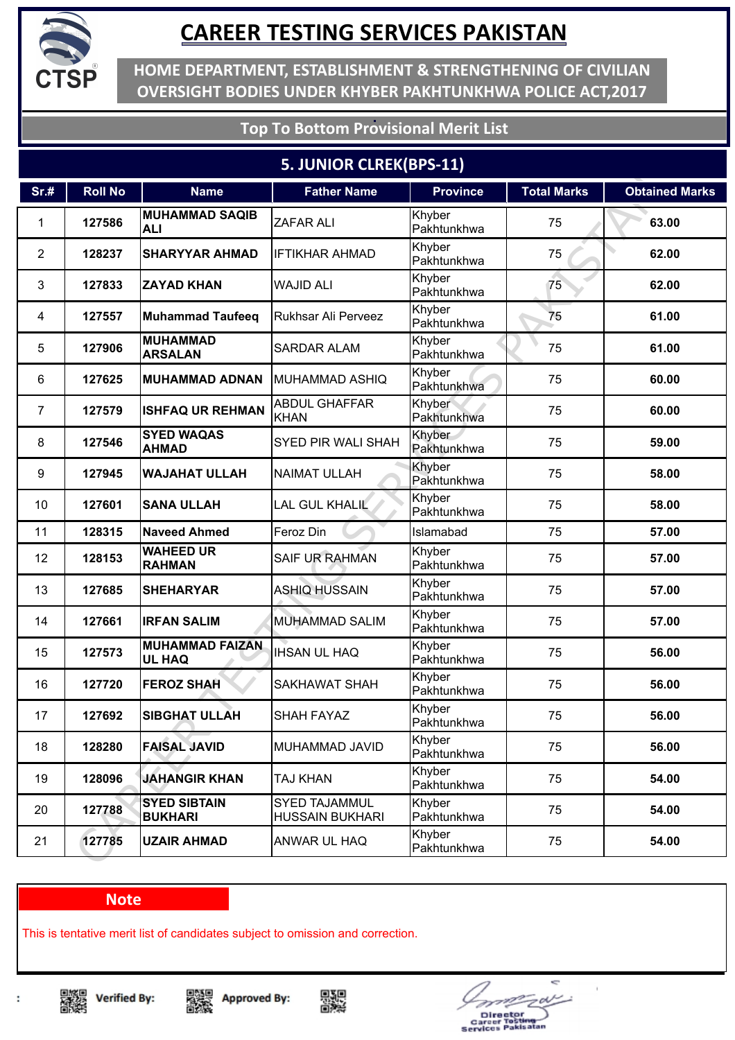# CAREER TESTING SERVICES PAKISTAN

## HOME DEPARTMENT, ESTABLISHMENT & STRENGTHENING OF CIVILIAN OVERSIGHT BODIES UNDER KHYBER PAKHTUNKHWA POLICE ACT,2017

### Top To Bottom Provisional Merit List

### 5. JUNIOR CLREK(BPS-11)

| Sr.# | Roll No | Name | Father Name | Province | Total Marks | Obtained Marks |
|---|---|---|---|---|---|---|
| 1 | 127586 | MUHAMMAD SAQIB ALI | ZAFAR ALI | Khyber Pakhtunkhwa | 75 | 63.00 |
| 2 | 128237 | SHARYYAR AHMAD | IFTIKHAR AHMAD | Khyber Pakhtunkhwa | 75 | 62.00 |
| 3 | 127833 | ZAYAD KHAN | WAJID ALI | Khyber Pakhtunkhwa | 75 | 62.00 |
| 4 | 127557 | Muhammad Taufeeq | Rukhsar Ali Perveez | Khyber Pakhtunkhwa | 75 | 61.00 |
| 5 | 127906 | MUHAMMAD ARSALAN | SARDAR ALAM | Khyber Pakhtunkhwa | 75 | 61.00 |
| 6 | 127625 | MUHAMMAD ADNAN | MUHAMMAD ASHIQ | Khyber Pakhtunkhwa | 75 | 60.00 |
| 7 | 127579 | ISHFAQ UR REHMAN | ABDUL GHAFFAR KHAN | Khyber Pakhtunkhwa | 75 | 60.00 |
| 8 | 127546 | SYED WAQAS AHMAD | SYED PIR WALI SHAH | Khyber Pakhtunkhwa | 75 | 59.00 |
| 9 | 127945 | WAJAHAT ULLAH | NAIMAT ULLAH | Khyber Pakhtunkhwa | 75 | 58.00 |
| 10 | 127601 | SANA ULLAH | LAL GUL KHALIL | Khyber Pakhtunkhwa | 75 | 58.00 |
| 11 | 128315 | Naveed Ahmed | Feroz Din | Islamabad | 75 | 57.00 |
| 12 | 128153 | WAHEED UR RAHMAN | SAIF UR RAHMAN | Khyber Pakhtunkhwa | 75 | 57.00 |
| 13 | 127685 | SHEHARYAR | ASHIQ HUSSAIN | Khyber Pakhtunkhwa | 75 | 57.00 |
| 14 | 127661 | IRFAN SALIM | MUHAMMAD SALIM | Khyber Pakhtunkhwa | 75 | 57.00 |
| 15 | 127573 | MUHAMMAD FAIZAN UL HAQ | IHSAN UL HAQ | Khyber Pakhtunkhwa | 75 | 56.00 |
| 16 | 127720 | FEROZ SHAH | SAKHAWAT SHAH | Khyber Pakhtunkhwa | 75 | 56.00 |
| 17 | 127692 | SIBGHAT ULLAH | SHAH FAYAZ | Khyber Pakhtunkhwa | 75 | 56.00 |
| 18 | 128280 | FAISAL JAVID | MUHAMMAD JAVID | Khyber Pakhtunkhwa | 75 | 56.00 |
| 19 | 128096 | JAHANGIR KHAN | TAJ KHAN | Khyber Pakhtunkhwa | 75 | 54.00 |
| 20 | 127788 | SYED SIBTAIN BUKHARI | SYED TAJAMMUL HUSSAIN BUKHARI | Khyber Pakhtunkhwa | 75 | 54.00 |
| 21 | 127785 | UZAIR AHMAD | ANWAR UL HAQ | Khyber Pakhtunkhwa | 75 | 54.00 |

**Note**

This is tentative merit list of candidates subject to omission and correction.

Verified By: Approved By:

Director Career Testing Services Pakistan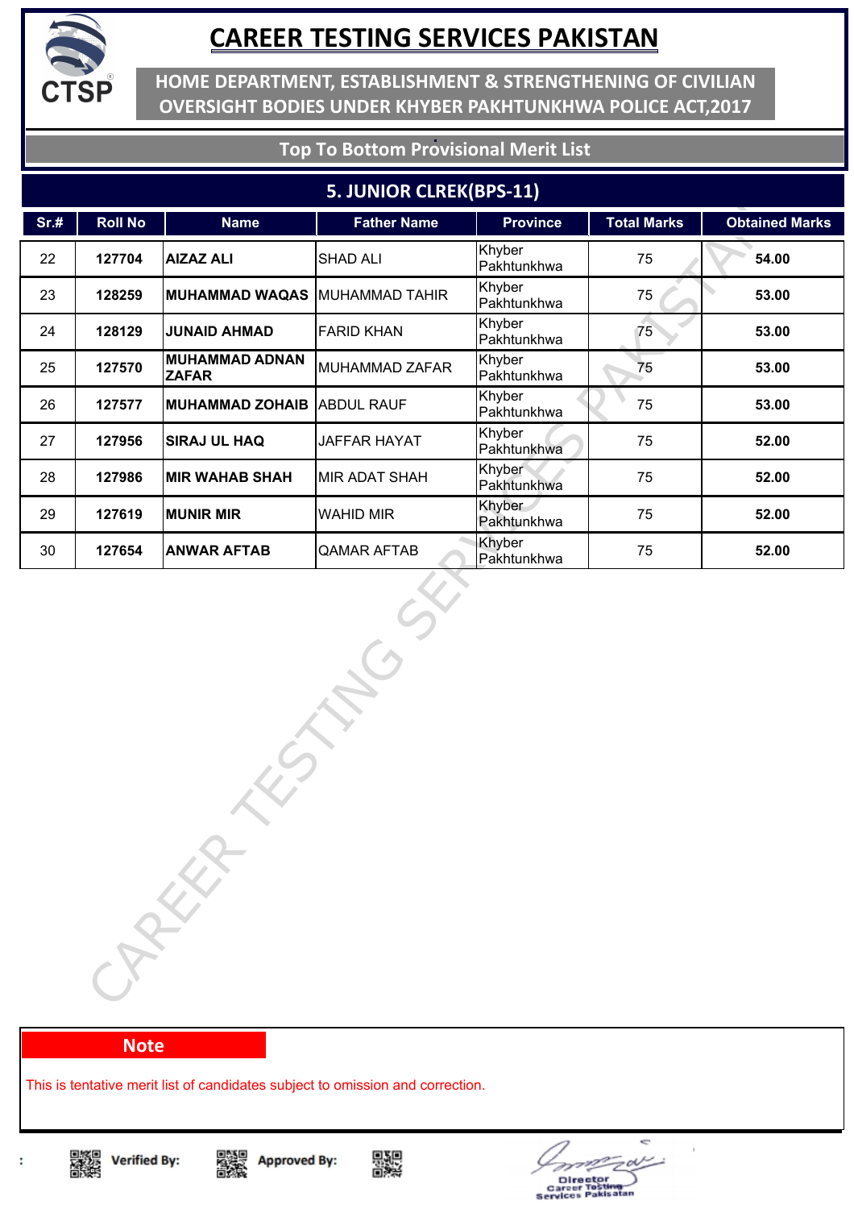# CAREER TESTING SERVICES PAKISTAN

## HOME DEPARTMENT, ESTABLISHMENT & STRENGTHENING OF CIVILIAN OVERSIGHT BODIES UNDER KHYBER PAKHTUNKHWA POLICE ACT,2017

### Top To Bottom Provisional Merit List

### 5. JUNIOR CLREK(BPS-11)

| Sr.# | Roll No | Name | Father Name | Province | Total Marks | Obtained Marks |
|---|---|---|---|---|---|---|
| 22 | **127704** | **AIZAZ ALI** | SHAD ALI | Khyber Pakhtunkhwa | 75 | **54.00** |
| 23 | **128259** | **MUHAMMAD WAQAS** | MUHAMMAD TAHIR | Khyber Pakhtunkhwa | 75 | **53.00** |
| 24 | **128129** | **JUNAID AHMAD** | FARID KHAN | Khyber Pakhtunkhwa | 75 | **53.00** |
| 25 | **127570** | **MUHAMMAD ADNAN ZAFAR** | MUHAMMAD ZAFAR | Khyber Pakhtunkhwa | 75 | **53.00** |
| 26 | **127577** | **MUHAMMAD ZOHAIB** | ABDUL RAUF | Khyber Pakhtunkhwa | 75 | **53.00** |
| 27 | **127956** | **SIRAJ UL HAQ** | JAFFAR HAYAT | Khyber Pakhtunkhwa | 75 | **52.00** |
| 28 | **127986** | **MIR WAHAB SHAH** | MIR ADAT SHAH | Khyber Pakhtunkhwa | 75 | **52.00** |
| 29 | **127619** | **MUNIR MIR** | WAHID MIR | Khyber Pakhtunkhwa | 75 | **52.00** |
| 30 | **127654** | **ANWAR AFTAB** | QAMAR AFTAB | Khyber Pakhtunkhwa | 75 | **52.00** |

**Note**

This is tentative merit list of candidates subject to omission and correction.

**Verified By:** **Approved By:**

Director
Career Testing Services Pakistan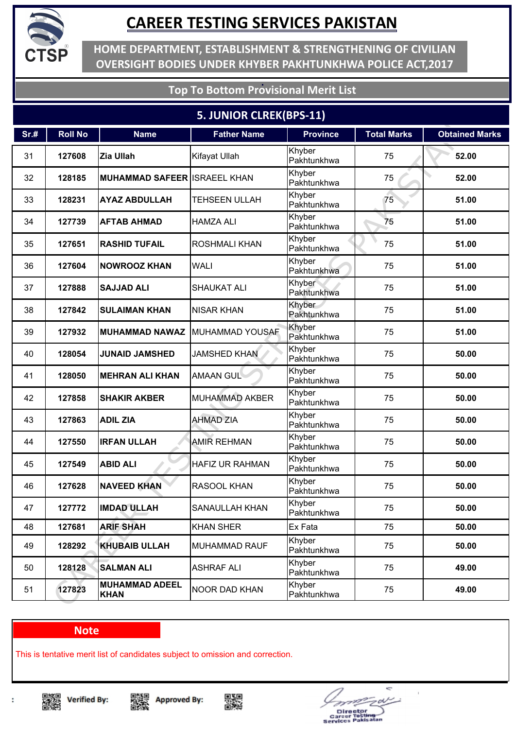# CAREER TESTING SERVICES PAKISTAN

## HOME DEPARTMENT, ESTABLISHMENT & STRENGTHENING OF CIVILIAN OVERSIGHT BODIES UNDER KHYBER PAKHTUNKHWA POLICE ACT,2017

### Top To Bottom Provisional Merit List

### 5. JUNIOR CLREK(BPS-11)

| Sr.# | Roll No | Name | Father Name | Province | Total Marks | Obtained Marks |
|---|---|---|---|---|---|---|
| 31 | 127608 | Zia Ullah | Kifayat Ullah | Khyber Pakhtunkhwa | 75 | 52.00 |
| 32 | 128185 | MUHAMMAD SAFEER | ISRAEEL KHAN | Khyber Pakhtunkhwa | 75 | 52.00 |
| 33 | 128231 | AYAZ ABDULLAH | TEHSEEN ULLAH | Khyber Pakhtunkhwa | 75 | 51.00 |
| 34 | 127739 | AFTAB AHMAD | HAMZA ALI | Khyber Pakhtunkhwa | 75 | 51.00 |
| 35 | 127651 | RASHID TUFAIL | ROSHMALI KHAN | Khyber Pakhtunkhwa | 75 | 51.00 |
| 36 | 127604 | NOWROOZ KHAN | WALI | Khyber Pakhtunkhwa | 75 | 51.00 |
| 37 | 127888 | SAJJAD ALI | SHAUKAT ALI | Khyber Pakhtunkhwa | 75 | 51.00 |
| 38 | 127842 | SULAIMAN KHAN | NISAR KHAN | Khyber Pakhtunkhwa | 75 | 51.00 |
| 39 | 127932 | MUHAMMAD NAWAZ | MUHAMMAD YOUSAF | Khyber Pakhtunkhwa | 75 | 51.00 |
| 40 | 128054 | JUNAID JAMSHED | JAMSHED KHAN | Khyber Pakhtunkhwa | 75 | 50.00 |
| 41 | 128050 | MEHRAN ALI KHAN | AMAAN GUL | Khyber Pakhtunkhwa | 75 | 50.00 |
| 42 | 127858 | SHAKIR AKBER | MUHAMMAD AKBER | Khyber Pakhtunkhwa | 75 | 50.00 |
| 43 | 127863 | ADIL ZIA | AHMAD ZIA | Khyber Pakhtunkhwa | 75 | 50.00 |
| 44 | 127550 | IRFAN ULLAH | AMIR REHMAN | Khyber Pakhtunkhwa | 75 | 50.00 |
| 45 | 127549 | ABID ALI | HAFIZ UR RAHMAN | Khyber Pakhtunkhwa | 75 | 50.00 |
| 46 | 127628 | NAVEED KHAN | RASOOL KHAN | Khyber Pakhtunkhwa | 75 | 50.00 |
| 47 | 127772 | IMDAD ULLAH | SANAULLAH KHAN | Khyber Pakhtunkhwa | 75 | 50.00 |
| 48 | 127681 | ARIF SHAH | KHAN SHER | Ex Fata | 75 | 50.00 |
| 49 | 128292 | KHUBAIB ULLAH | MUHAMMAD RAUF | Khyber Pakhtunkhwa | 75 | 50.00 |
| 50 | 128128 | SALMAN ALI | ASHRAF ALI | Khyber Pakhtunkhwa | 75 | 49.00 |
| 51 | 127823 | MUHAMMAD ADEEL KHAN | NOOR DAD KHAN | Khyber Pakhtunkhwa | 75 | 49.00 |

**Note**

This is tentative merit list of candidates subject to omission and correction.

Verified By: Approved By:

Director
Career Testing Services Pakistan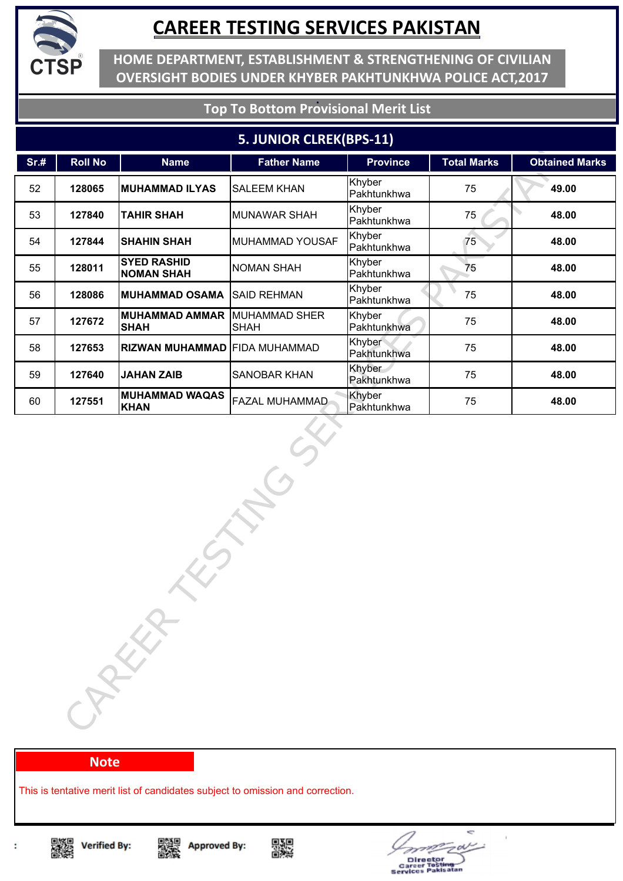# CAREER TESTING SERVICES PAKISTAN

**HOME DEPARTMENT, ESTABLISHMENT & STRENGTHENING OF CIVILIAN OVERSIGHT BODIES UNDER KHYBER PAKHTUNKHWA POLICE ACT,2017**

## Top To Bottom Provisional Merit List

### 5. JUNIOR CLREK(BPS-11)

| Sr.# | Roll No | Name | Father Name | Province | Total Marks | Obtained Marks |
|---|---|---|---|---|---|---|
| 52 | **128065** | **MUHAMMAD ILYAS** | SALEEM KHAN | Khyber Pakhtunkhwa | 75 | **49.00** |
| 53 | **127840** | **TAHIR SHAH** | MUNAWAR SHAH | Khyber Pakhtunkhwa | 75 | **48.00** |
| 54 | **127844** | **SHAHIN SHAH** | MUHAMMAD YOUSAF | Khyber Pakhtunkhwa | 75 | **48.00** |
| 55 | **128011** | **SYED RASHID NOMAN SHAH** | NOMAN SHAH | Khyber Pakhtunkhwa | 75 | **48.00** |
| 56 | **128086** | **MUHAMMAD OSAMA** | SAID REHMAN | Khyber Pakhtunkhwa | 75 | **48.00** |
| 57 | **127672** | **MUHAMMAD AMMAR SHAH** | MUHAMMAD SHER SHAH | Khyber Pakhtunkhwa | 75 | **48.00** |
| 58 | **127653** | **RIZWAN MUHAMMAD** | FIDA MUHAMMAD | Khyber Pakhtunkhwa | 75 | **48.00** |
| 59 | **127640** | **JAHAN ZAIB** | SANOBAR KHAN | Khyber Pakhtunkhwa | 75 | **48.00** |
| 60 | **127551** | **MUHAMMAD WAQAS KHAN** | FAZAL MUHAMMAD | Khyber Pakhtunkhwa | 75 | **48.00** |

**Note**

This is tentative merit list of candidates subject to omission and correction.

**Verified By:** **Approved By:**

Director
Career Testing Services Pakisatan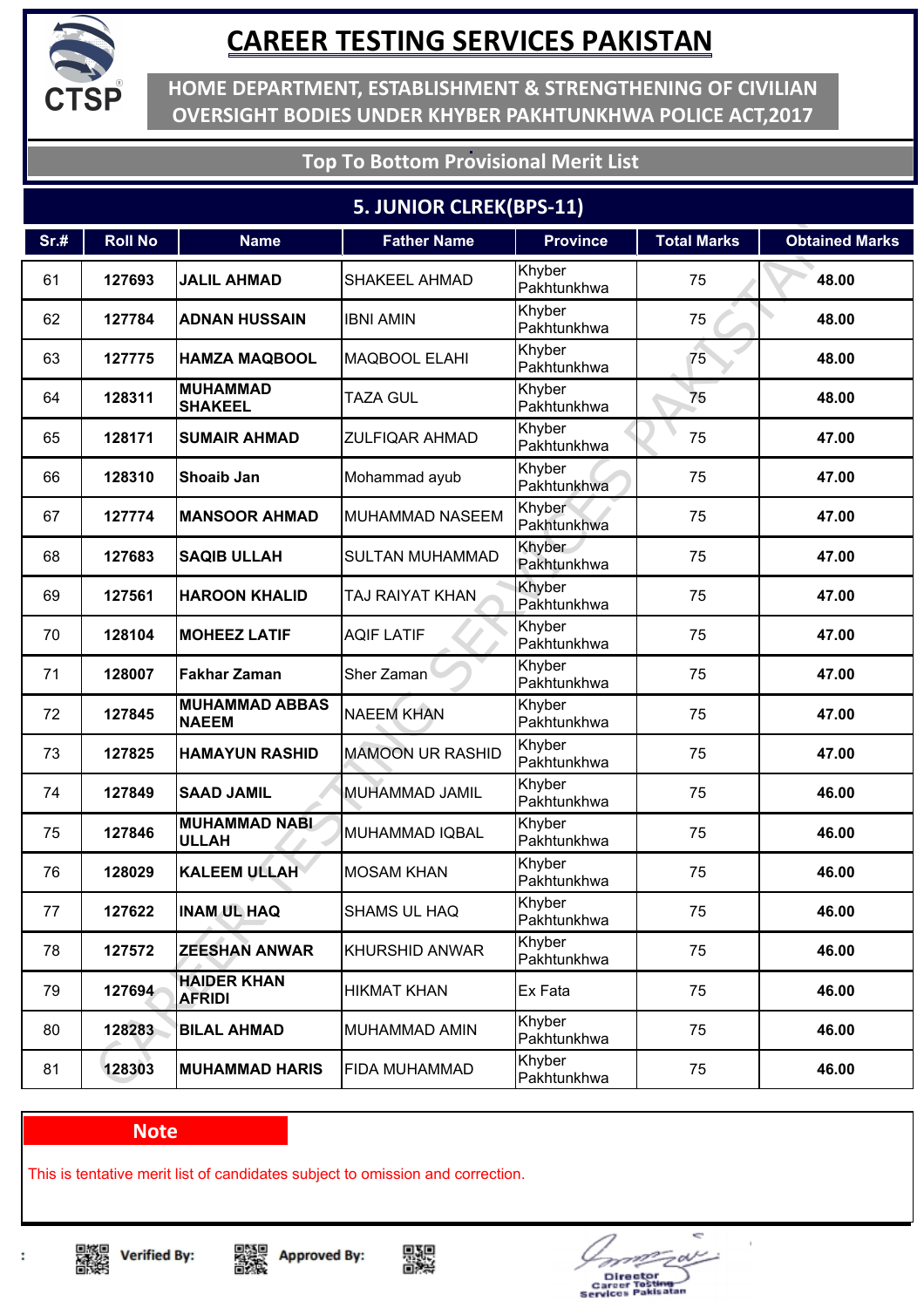# CAREER TESTING SERVICES PAKISTAN

## HOME DEPARTMENT, ESTABLISHMENT & STRENGTHENING OF CIVILIAN OVERSIGHT BODIES UNDER KHYBER PAKHTUNKHWA POLICE ACT,2017

### Top To Bottom Provisional Merit List

### 5. JUNIOR CLREK(BPS-11)

| Sr.# | Roll No | Name | Father Name | Province | Total Marks | Obtained Marks |
|---|---|---|---|---|---|---|
| 61 | 127693 | JALIL AHMAD | SHAKEEL AHMAD | Khyber Pakhtunkhwa | 75 | 48.00 |
| 62 | 127784 | ADNAN HUSSAIN | IBNI AMIN | Khyber Pakhtunkhwa | 75 | 48.00 |
| 63 | 127775 | HAMZA MAQBOOL | MAQBOOL ELAHI | Khyber Pakhtunkhwa | 75 | 48.00 |
| 64 | 128311 | MUHAMMAD SHAKEEL | TAZA GUL | Khyber Pakhtunkhwa | 75 | 48.00 |
| 65 | 128171 | SUMAIR AHMAD | ZULFIQAR AHMAD | Khyber Pakhtunkhwa | 75 | 47.00 |
| 66 | 128310 | Shoaib Jan | Mohammad ayub | Khyber Pakhtunkhwa | 75 | 47.00 |
| 67 | 127774 | MANSOOR AHMAD | MUHAMMAD NASEEM | Khyber Pakhtunkhwa | 75 | 47.00 |
| 68 | 127683 | SAQIB ULLAH | SULTAN MUHAMMAD | Khyber Pakhtunkhwa | 75 | 47.00 |
| 69 | 127561 | HAROON KHALID | TAJ RAIYAT KHAN | Khyber Pakhtunkhwa | 75 | 47.00 |
| 70 | 128104 | MOHEEZ LATIF | AQIF LATIF | Khyber Pakhtunkhwa | 75 | 47.00 |
| 71 | 128007 | Fakhar Zaman | Sher Zaman | Khyber Pakhtunkhwa | 75 | 47.00 |
| 72 | 127845 | MUHAMMAD ABBAS NAEEM | NAEEM KHAN | Khyber Pakhtunkhwa | 75 | 47.00 |
| 73 | 127825 | HAMAYUN RASHID | MAMOON UR RASHID | Khyber Pakhtunkhwa | 75 | 47.00 |
| 74 | 127849 | SAAD JAMIL | MUHAMMAD JAMIL | Khyber Pakhtunkhwa | 75 | 46.00 |
| 75 | 127846 | MUHAMMAD NABI ULLAH | MUHAMMAD IQBAL | Khyber Pakhtunkhwa | 75 | 46.00 |
| 76 | 128029 | KALEEM ULLAH | MOSAM KHAN | Khyber Pakhtunkhwa | 75 | 46.00 |
| 77 | 127622 | INAM UL HAQ | SHAMS UL HAQ | Khyber Pakhtunkhwa | 75 | 46.00 |
| 78 | 127572 | ZEESHAN ANWAR | KHURSHID ANWAR | Khyber Pakhtunkhwa | 75 | 46.00 |
| 79 | 127694 | HAIDER KHAN AFRIDI | HIKMAT KHAN | Ex Fata | 75 | 46.00 |
| 80 | 128283 | BILAL AHMAD | MUHAMMAD AMIN | Khyber Pakhtunkhwa | 75 | 46.00 |
| 81 | 128303 | MUHAMMAD HARIS | FIDA MUHAMMAD | Khyber Pakhtunkhwa | 75 | 46.00 |

**Note**

This is tentative merit list of candidates subject to omission and correction.

Verified By: Approved By:

Director Career Testing Services Pakistan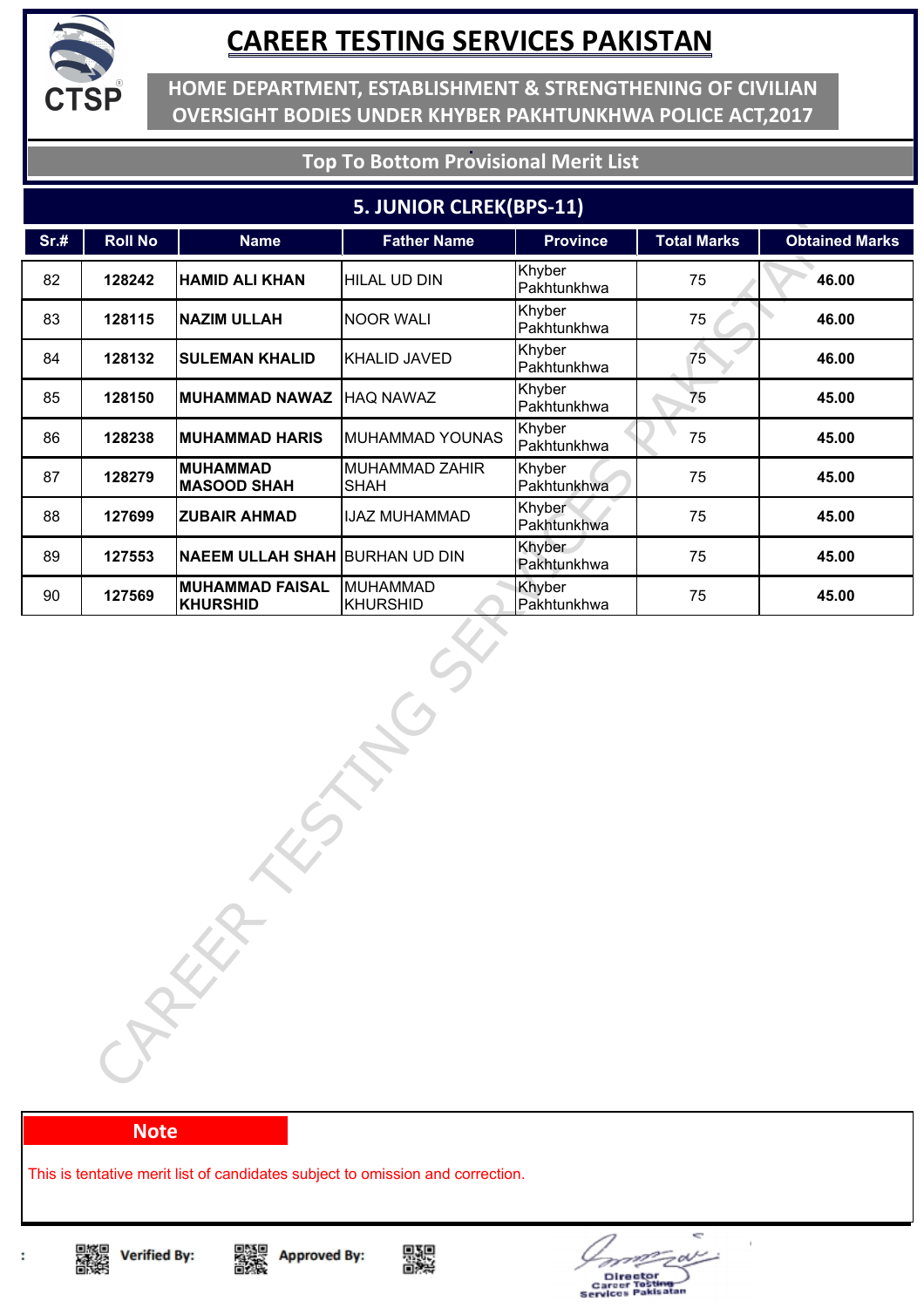# CAREER TESTING SERVICES PAKISTAN

**HOME DEPARTMENT, ESTABLISHMENT & STRENGTHENING OF CIVILIAN OVERSIGHT BODIES UNDER KHYBER PAKHTUNKHWA POLICE ACT,2017**

**Top To Bottom Provisional Merit List**

## 5. JUNIOR CLREK(BPS-11)

| Sr.# | Roll No | Name | Father Name | Province | Total Marks | Obtained Marks |
|---|---|---|---|---|---|---|
| 82 | **128242** | **HAMID ALI KHAN** | HILAL UD DIN | Khyber Pakhtunkhwa | 75 | **46.00** |
| 83 | **128115** | **NAZIM ULLAH** | NOOR WALI | Khyber Pakhtunkhwa | 75 | **46.00** |
| 84 | **128132** | **SULEMAN KHALID** | KHALID JAVED | Khyber Pakhtunkhwa | 75 | **46.00** |
| 85 | **128150** | **MUHAMMAD NAWAZ** | HAQ NAWAZ | Khyber Pakhtunkhwa | 75 | **45.00** |
| 86 | **128238** | **MUHAMMAD HARIS** | MUHAMMAD YOUNAS | Khyber Pakhtunkhwa | 75 | **45.00** |
| 87 | **128279** | **MUHAMMAD MASOOD SHAH** | MUHAMMAD ZAHIR SHAH | Khyber Pakhtunkhwa | 75 | **45.00** |
| 88 | **127699** | **ZUBAIR AHMAD** | IJAZ MUHAMMAD | Khyber Pakhtunkhwa | 75 | **45.00** |
| 89 | **127553** | **NAEEM ULLAH SHAH** | BURHAN UD DIN | Khyber Pakhtunkhwa | 75 | **45.00** |
| 90 | **127569** | **MUHAMMAD FAISAL KHURSHID** | MUHAMMAD KHURSHID | Khyber Pakhtunkhwa | 75 | **45.00** |

**Note**

This is tentative merit list of candidates subject to omission and correction.

**Verified By:** **Approved By:**

Director
Career Testing Services Pakistan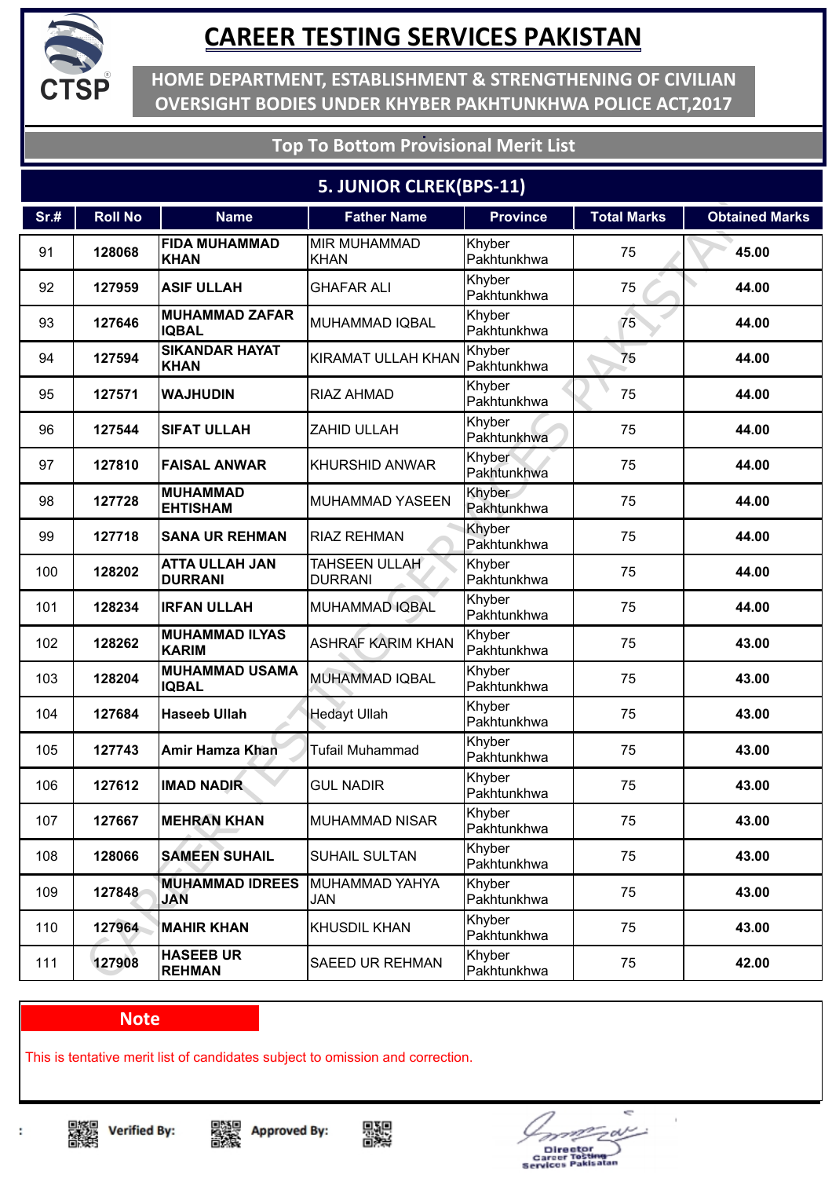# CAREER TESTING SERVICES PAKISTAN

## HOME DEPARTMENT, ESTABLISHMENT & STRENGTHENING OF CIVILIAN OVERSIGHT BODIES UNDER KHYBER PAKHTUNKHWA POLICE ACT,2017

### Top To Bottom Provisional Merit List

### 5. JUNIOR CLREK(BPS-11)

| Sr.# | Roll No | Name | Father Name | Province | Total Marks | Obtained Marks |
|---|---|---|---|---|---|---|
| 91 | 128068 | FIDA MUHAMMAD KHAN | MIR MUHAMMAD KHAN | Khyber Pakhtunkhwa | 75 | 45.00 |
| 92 | 127959 | ASIF ULLAH | GHAFAR ALI | Khyber Pakhtunkhwa | 75 | 44.00 |
| 93 | 127646 | MUHAMMAD ZAFAR IQBAL | MUHAMMAD IQBAL | Khyber Pakhtunkhwa | 75 | 44.00 |
| 94 | 127594 | SIKANDAR HAYAT KHAN | KIRAMAT ULLAH KHAN | Khyber Pakhtunkhwa | 75 | 44.00 |
| 95 | 127571 | WAJHUDIN | RIAZ AHMAD | Khyber Pakhtunkhwa | 75 | 44.00 |
| 96 | 127544 | SIFAT ULLAH | ZAHID ULLAH | Khyber Pakhtunkhwa | 75 | 44.00 |
| 97 | 127810 | FAISAL ANWAR | KHURSHID ANWAR | Khyber Pakhtunkhwa | 75 | 44.00 |
| 98 | 127728 | MUHAMMAD EHTISHAM | MUHAMMAD YASEEN | Khyber Pakhtunkhwa | 75 | 44.00 |
| 99 | 127718 | SANA UR REHMAN | RIAZ REHMAN | Khyber Pakhtunkhwa | 75 | 44.00 |
| 100 | 128202 | ATTA ULLAH JAN DURRANI | TAHSEEN ULLAH DURRANI | Khyber Pakhtunkhwa | 75 | 44.00 |
| 101 | 128234 | IRFAN ULLAH | MUHAMMAD IQBAL | Khyber Pakhtunkhwa | 75 | 44.00 |
| 102 | 128262 | MUHAMMAD ILYAS KARIM | ASHRAF KARIM KHAN | Khyber Pakhtunkhwa | 75 | 43.00 |
| 103 | 128204 | MUHAMMAD USAMA IQBAL | MUHAMMAD IQBAL | Khyber Pakhtunkhwa | 75 | 43.00 |
| 104 | 127684 | Haseeb Ullah | Hedayt Ullah | Khyber Pakhtunkhwa | 75 | 43.00 |
| 105 | 127743 | Amir Hamza Khan | Tufail Muhammad | Khyber Pakhtunkhwa | 75 | 43.00 |
| 106 | 127612 | IMAD NADIR | GUL NADIR | Khyber Pakhtunkhwa | 75 | 43.00 |
| 107 | 127667 | MEHRAN KHAN | MUHAMMAD NISAR | Khyber Pakhtunkhwa | 75 | 43.00 |
| 108 | 128066 | SAMEEN SUHAIL | SUHAIL SULTAN | Khyber Pakhtunkhwa | 75 | 43.00 |
| 109 | 127848 | MUHAMMAD IDREES JAN | MUHAMMAD YAHYA JAN | Khyber Pakhtunkhwa | 75 | 43.00 |
| 110 | 127964 | MAHIR KHAN | KHUSDIL KHAN | Khyber Pakhtunkhwa | 75 | 43.00 |
| 111 | 127908 | HASEEB UR REHMAN | SAEED UR REHMAN | Khyber Pakhtunkhwa | 75 | 42.00 |

**Note**

This is tentative merit list of candidates subject to omission and correction.

Verified By: Approved By:

Director Career Testing Services Pakistan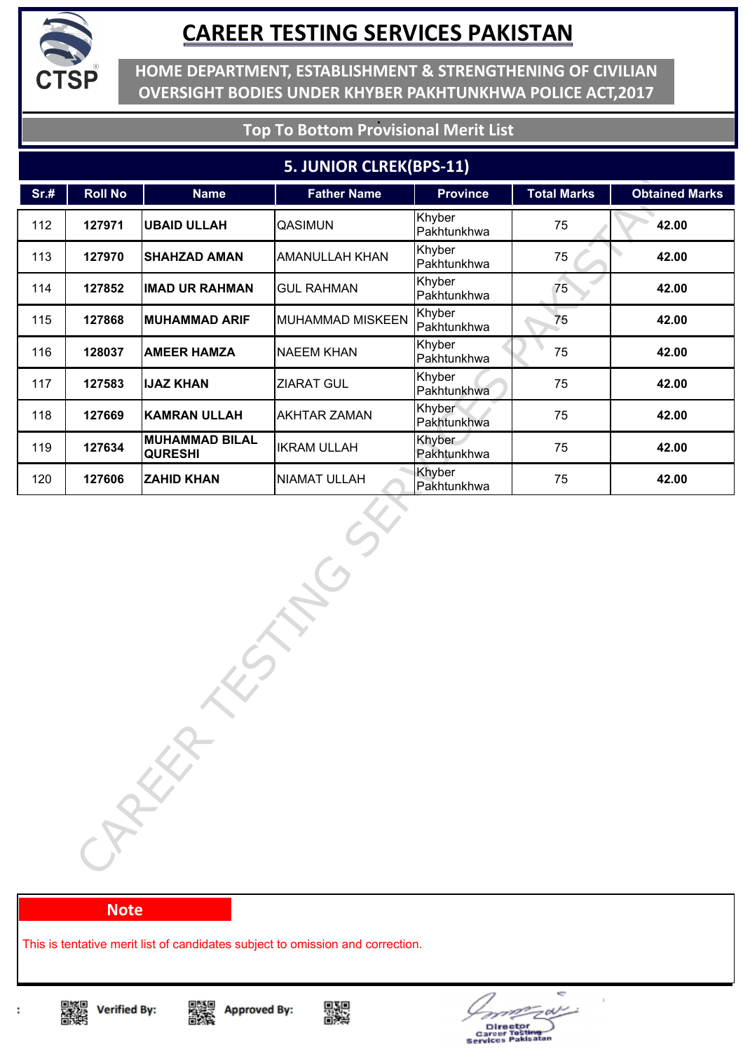# CAREER TESTING SERVICES PAKISTAN

**HOME DEPARTMENT, ESTABLISHMENT & STRENGTHENING OF CIVILIAN OVERSIGHT BODIES UNDER KHYBER PAKHTUNKHWA POLICE ACT,2017**

## Top To Bottom Provisional Merit List

### 5. JUNIOR CLREK(BPS-11)

| Sr.# | Roll No | Name | Father Name | Province | Total Marks | Obtained Marks |
|---|---|---|---|---|---|---|
| 112 | **127971** | **UBAID ULLAH** | QASIMUN | Khyber Pakhtunkhwa | 75 | **42.00** |
| 113 | **127970** | **SHAHZAD AMAN** | AMANULLAH KHAN | Khyber Pakhtunkhwa | 75 | **42.00** |
| 114 | **127852** | **IMAD UR RAHMAN** | GUL RAHMAN | Khyber Pakhtunkhwa | 75 | **42.00** |
| 115 | **127868** | **MUHAMMAD ARIF** | MUHAMMAD MISKEEN | Khyber Pakhtunkhwa | 75 | **42.00** |
| 116 | **128037** | **AMEER HAMZA** | NAEEM KHAN | Khyber Pakhtunkhwa | 75 | **42.00** |
| 117 | **127583** | **IJAZ KHAN** | ZIARAT GUL | Khyber Pakhtunkhwa | 75 | **42.00** |
| 118 | **127669** | **KAMRAN ULLAH** | AKHTAR ZAMAN | Khyber Pakhtunkhwa | 75 | **42.00** |
| 119 | **127634** | **MUHAMMAD BILAL QURESHI** | IKRAM ULLAH | Khyber Pakhtunkhwa | 75 | **42.00** |
| 120 | **127606** | **ZAHID KHAN** | NIAMAT ULLAH | Khyber Pakhtunkhwa | 75 | **42.00** |

**Note**

This is tentative merit list of candidates subject to omission and correction.

Verified By: Approved By:

Director
Career Testing Services Pakistan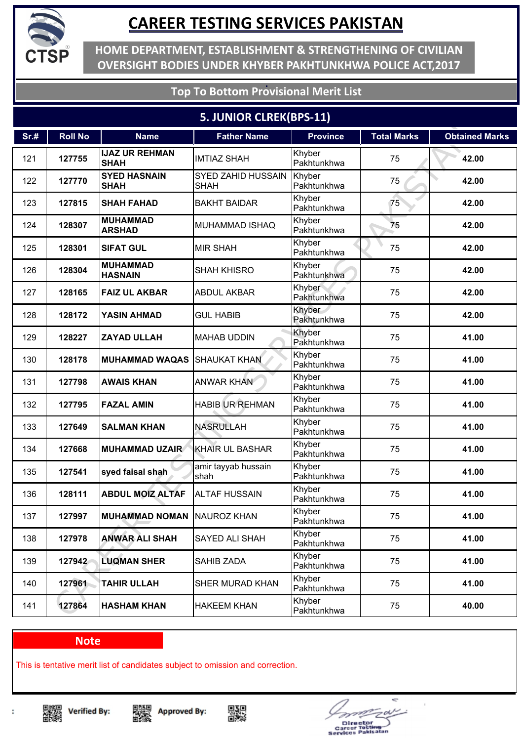# CAREER TESTING SERVICES PAKISTAN

## HOME DEPARTMENT, ESTABLISHMENT & STRENGTHENING OF CIVILIAN OVERSIGHT BODIES UNDER KHYBER PAKHTUNKHWA POLICE ACT,2017

### Top To Bottom Provisional Merit List

### 5. JUNIOR CLREK(BPS-11)

| Sr.# | Roll No | Name | Father Name | Province | Total Marks | Obtained Marks |
|---|---|---|---|---|---|---|
| 121 | **127755** | **IJAZ UR REHMAN SHAH** | IMTIAZ SHAH | Khyber Pakhtunkhwa | 75 | **42.00** |
| 122 | **127770** | **SYED HASNAIN SHAH** | SYED ZAHID HUSSAIN SHAH | Khyber Pakhtunkhwa | 75 | **42.00** |
| 123 | **127815** | **SHAH FAHAD** | BAKHT BAIDAR | Khyber Pakhtunkhwa | 75 | **42.00** |
| 124 | **128307** | **MUHAMMAD ARSHAD** | MUHAMMAD ISHAQ | Khyber Pakhtunkhwa | 75 | **42.00** |
| 125 | **128301** | **SIFAT GUL** | MIR SHAH | Khyber Pakhtunkhwa | 75 | **42.00** |
| 126 | **128304** | **MUHAMMAD HASNAIN** | SHAH KHISRO | Khyber Pakhtunkhwa | 75 | **42.00** |
| 127 | **128165** | **FAIZ UL AKBAR** | ABDUL AKBAR | Khyber Pakhtunkhwa | 75 | **42.00** |
| 128 | **128172** | **YASIN AHMAD** | GUL HABIB | Khyber Pakhtunkhwa | 75 | **42.00** |
| 129 | **128227** | **ZAYAD ULLAH** | MAHAB UDDIN | Khyber Pakhtunkhwa | 75 | **41.00** |
| 130 | **128178** | **MUHAMMAD WAQAS** | SHAUKAT KHAN | Khyber Pakhtunkhwa | 75 | **41.00** |
| 131 | **127798** | **AWAIS KHAN** | ANWAR KHAN | Khyber Pakhtunkhwa | 75 | **41.00** |
| 132 | **127795** | **FAZAL AMIN** | HABIB UR REHMAN | Khyber Pakhtunkhwa | 75 | **41.00** |
| 133 | **127649** | **SALMAN KHAN** | NASRULLAH | Khyber Pakhtunkhwa | 75 | **41.00** |
| 134 | **127668** | **MUHAMMAD UZAIR** | KHAIR UL BASHAR | Khyber Pakhtunkhwa | 75 | **41.00** |
| 135 | **127541** | **syed faisal shah** | amir tayyab hussain shah | Khyber Pakhtunkhwa | 75 | **41.00** |
| 136 | **128111** | **ABDUL MOIZ ALTAF** | ALTAF HUSSAIN | Khyber Pakhtunkhwa | 75 | **41.00** |
| 137 | **127997** | **MUHAMMAD NOMAN** | NAUROZ KHAN | Khyber Pakhtunkhwa | 75 | **41.00** |
| 138 | **127978** | **ANWAR ALI SHAH** | SAYED ALI SHAH | Khyber Pakhtunkhwa | 75 | **41.00** |
| 139 | **127942** | **LUQMAN SHER** | SAHIB ZADA | Khyber Pakhtunkhwa | 75 | **41.00** |
| 140 | **127961** | **TAHIR ULLAH** | SHER MURAD KHAN | Khyber Pakhtunkhwa | 75 | **41.00** |
| 141 | **127864** | **HASHAM KHAN** | HAKEEM KHAN | Khyber Pakhtunkhwa | 75 | **40.00** |

**Note**

This is tentative merit list of candidates subject to omission and correction.

Verified By: Approved By:

Director
Career Testing Services Pakistan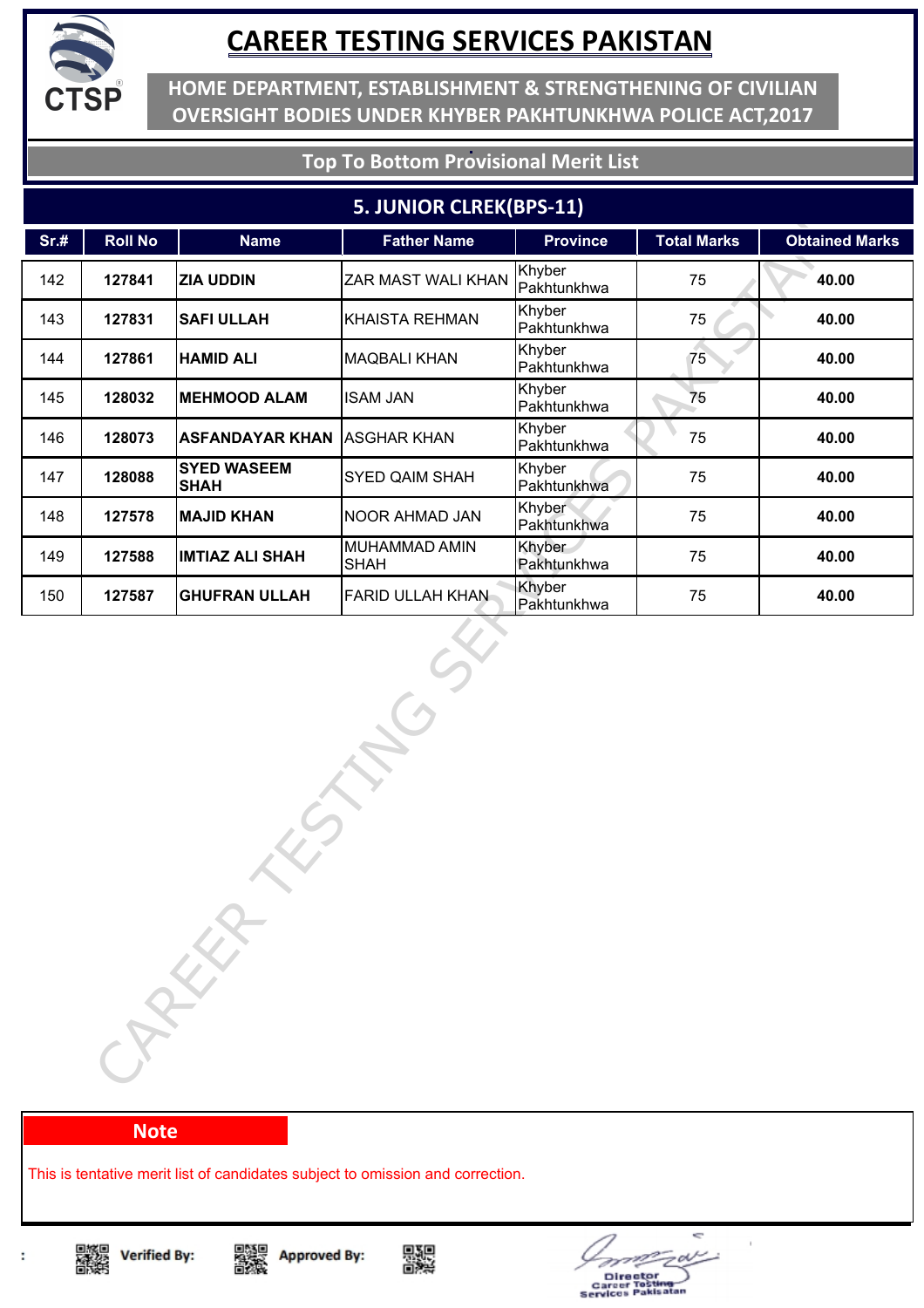# CAREER TESTING SERVICES PAKISTAN

## HOME DEPARTMENT, ESTABLISHMENT & STRENGTHENING OF CIVILIAN OVERSIGHT BODIES UNDER KHYBER PAKHTUNKHWA POLICE ACT,2017

### Top To Bottom Provisional Merit List

### 5. JUNIOR CLREK(BPS-11)

| Sr.# | Roll No | Name | Father Name | Province | Total Marks | Obtained Marks |
|---|---|---|---|---|---|---|
| 142 | **127841** | **ZIA UDDIN** | ZAR MAST WALI KHAN | Khyber Pakhtunkhwa | 75 | **40.00** |
| 143 | **127831** | **SAFI ULLAH** | KHAISTA REHMAN | Khyber Pakhtunkhwa | 75 | **40.00** |
| 144 | **127861** | **HAMID ALI** | MAQBALI KHAN | Khyber Pakhtunkhwa | 75 | **40.00** |
| 145 | **128032** | **MEHMOOD ALAM** | ISAM JAN | Khyber Pakhtunkhwa | 75 | **40.00** |
| 146 | **128073** | **ASFANDAYAR KHAN** | ASGHAR KHAN | Khyber Pakhtunkhwa | 75 | **40.00** |
| 147 | **128088** | **SYED WASEEM SHAH** | SYED QAIM SHAH | Khyber Pakhtunkhwa | 75 | **40.00** |
| 148 | **127578** | **MAJID KHAN** | NOOR AHMAD JAN | Khyber Pakhtunkhwa | 75 | **40.00** |
| 149 | **127588** | **IMTIAZ ALI SHAH** | MUHAMMAD AMIN SHAH | Khyber Pakhtunkhwa | 75 | **40.00** |
| 150 | **127587** | **GHUFRAN ULLAH** | FARID ULLAH KHAN | Khyber Pakhtunkhwa | 75 | **40.00** |

**Note**

This is tentative merit list of candidates subject to omission and correction.

Verified By: Approved By:

Director
Career Testing Services Pakisatan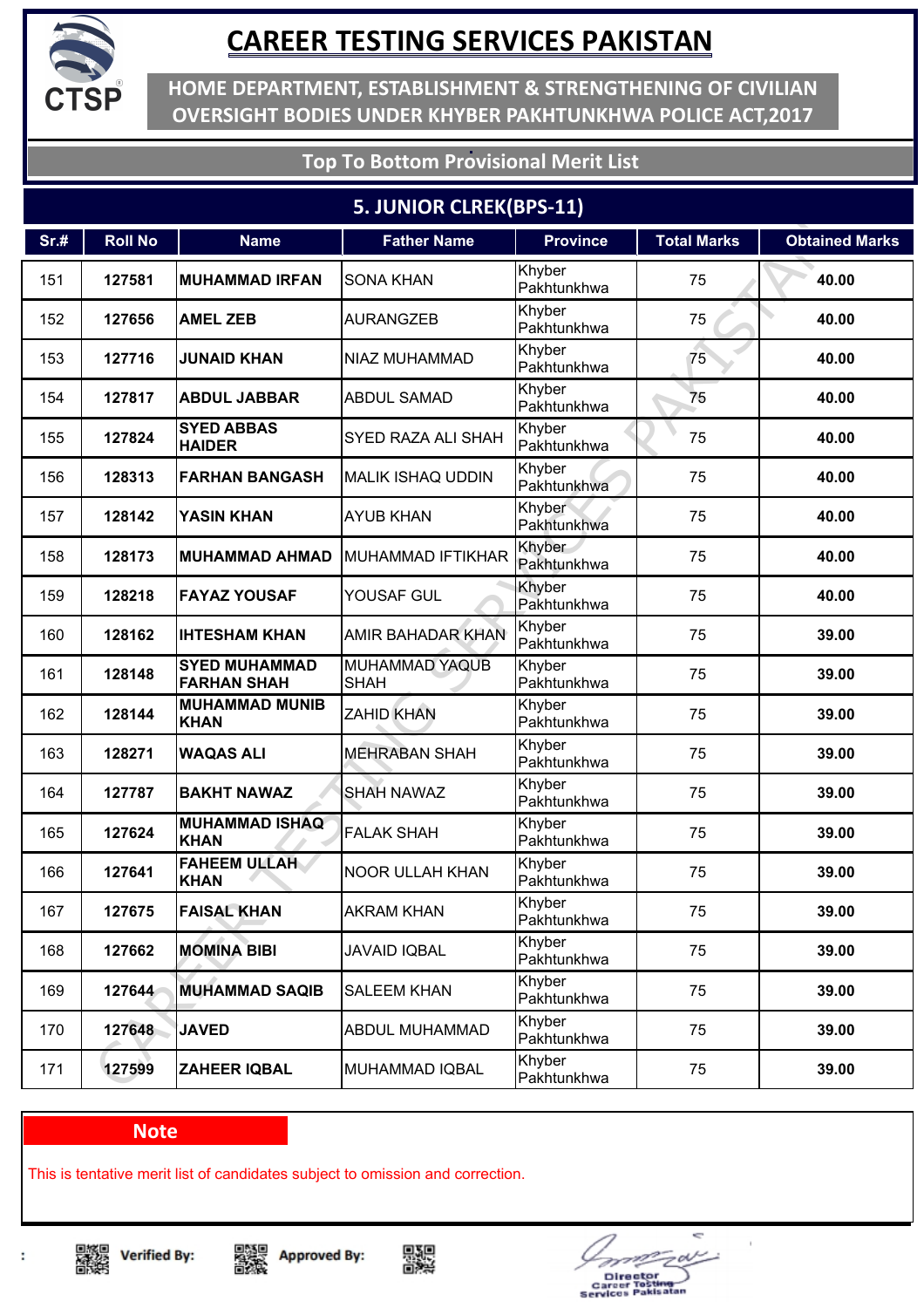# CAREER TESTING SERVICES PAKISTAN

**HOME DEPARTMENT, ESTABLISHMENT & STRENGTHENING OF CIVILIAN OVERSIGHT BODIES UNDER KHYBER PAKHTUNKHWA POLICE ACT,2017**

**Top To Bottom Provisional Merit List**

## 5. JUNIOR CLREK(BPS-11)

| Sr.# | Roll No | Name | Father Name | Province | Total Marks | Obtained Marks |
|---|---|---|---|---|---|---|
| 151 | 127581 | MUHAMMAD IRFAN | SONA KHAN | Khyber Pakhtunkhwa | 75 | 40.00 |
| 152 | 127656 | AMEL ZEB | AURANGZEB | Khyber Pakhtunkhwa | 75 | 40.00 |
| 153 | 127716 | JUNAID KHAN | NIAZ MUHAMMAD | Khyber Pakhtunkhwa | 75 | 40.00 |
| 154 | 127817 | ABDUL JABBAR | ABDUL SAMAD | Khyber Pakhtunkhwa | 75 | 40.00 |
| 155 | 127824 | SYED ABBAS HAIDER | SYED RAZA ALI SHAH | Khyber Pakhtunkhwa | 75 | 40.00 |
| 156 | 128313 | FARHAN BANGASH | MALIK ISHAQ UDDIN | Khyber Pakhtunkhwa | 75 | 40.00 |
| 157 | 128142 | YASIN KHAN | AYUB KHAN | Khyber Pakhtunkhwa | 75 | 40.00 |
| 158 | 128173 | MUHAMMAD AHMAD | MUHAMMAD IFTIKHAR | Khyber Pakhtunkhwa | 75 | 40.00 |
| 159 | 128218 | FAYAZ YOUSAF | YOUSAF GUL | Khyber Pakhtunkhwa | 75 | 40.00 |
| 160 | 128162 | IHTESHAM KHAN | AMIR BAHADAR KHAN | Khyber Pakhtunkhwa | 75 | 39.00 |
| 161 | 128148 | SYED MUHAMMAD FARHAN SHAH | MUHAMMAD YAQUB SHAH | Khyber Pakhtunkhwa | 75 | 39.00 |
| 162 | 128144 | MUHAMMAD MUNIB KHAN | ZAHID KHAN | Khyber Pakhtunkhwa | 75 | 39.00 |
| 163 | 128271 | WAQAS ALI | MEHRABAN SHAH | Khyber Pakhtunkhwa | 75 | 39.00 |
| 164 | 127787 | BAKHT NAWAZ | SHAH NAWAZ | Khyber Pakhtunkhwa | 75 | 39.00 |
| 165 | 127624 | MUHAMMAD ISHAQ KHAN | FALAK SHAH | Khyber Pakhtunkhwa | 75 | 39.00 |
| 166 | 127641 | FAHEEM ULLAH KHAN | NOOR ULLAH KHAN | Khyber Pakhtunkhwa | 75 | 39.00 |
| 167 | 127675 | FAISAL KHAN | AKRAM KHAN | Khyber Pakhtunkhwa | 75 | 39.00 |
| 168 | 127662 | MOMINA BIBI | JAVAID IQBAL | Khyber Pakhtunkhwa | 75 | 39.00 |
| 169 | 127644 | MUHAMMAD SAQIB | SALEEM KHAN | Khyber Pakhtunkhwa | 75 | 39.00 |
| 170 | 127648 | JAVED | ABDUL MUHAMMAD | Khyber Pakhtunkhwa | 75 | 39.00 |
| 171 | 127599 | ZAHEER IQBAL | MUHAMMAD IQBAL | Khyber Pakhtunkhwa | 75 | 39.00 |

**Note**

This is tentative merit list of candidates subject to omission and correction.

Verified By: Approved By:

Director
Career Testing Services Pakistan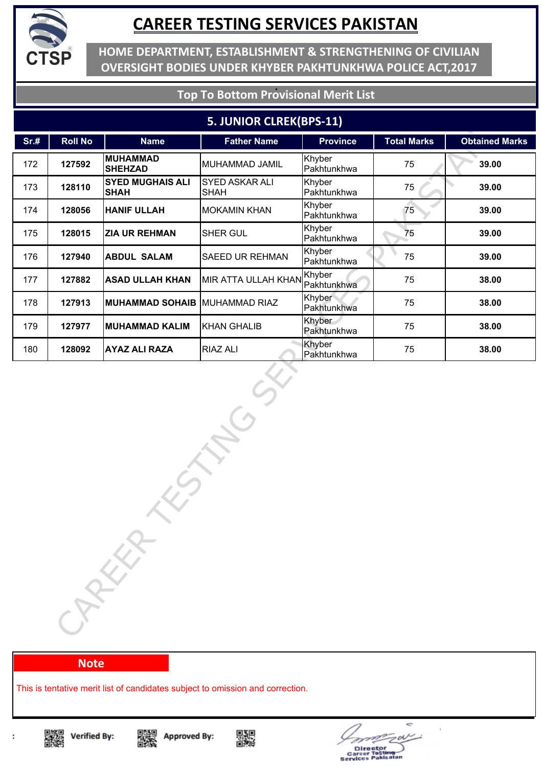# CAREER TESTING SERVICES PAKISTAN

## HOME DEPARTMENT, ESTABLISHMENT & STRENGTHENING OF CIVILIAN OVERSIGHT BODIES UNDER KHYBER PAKHTUNKHWA POLICE ACT,2017

### Top To Bottom Provisional Merit List

### 5. JUNIOR CLREK(BPS-11)

| Sr.# | Roll No | Name | Father Name | Province | Total Marks | Obtained Marks |
|---|---|---|---|---|---|---|
| 172 | 127592 | MUHAMMAD SHEHZAD | MUHAMMAD JAMIL | Khyber Pakhtunkhwa | 75 | 39.00 |
| 173 | 128110 | SYED MUGHAIS ALI SHAH | SYED ASKAR ALI SHAH | Khyber Pakhtunkhwa | 75 | 39.00 |
| 174 | 128056 | HANIF ULLAH | MOKAMIN KHAN | Khyber Pakhtunkhwa | 75 | 39.00 |
| 175 | 128015 | ZIA UR REHMAN | SHER GUL | Khyber Pakhtunkhwa | 75 | 39.00 |
| 176 | 127940 | ABDUL SALAM | SAEED UR REHMAN | Khyber Pakhtunkhwa | 75 | 39.00 |
| 177 | 127882 | ASAD ULLAH KHAN | MIR ATTA ULLAH KHAN | Khyber Pakhtunkhwa | 75 | 38.00 |
| 178 | 127913 | MUHAMMAD SOHAIB | MUHAMMAD RIAZ | Khyber Pakhtunkhwa | 75 | 38.00 |
| 179 | 127977 | MUHAMMAD KALIM | KHAN GHALIB | Khyber Pakhtunkhwa | 75 | 38.00 |
| 180 | 128092 | AYAZ ALI RAZA | RIAZ ALI | Khyber Pakhtunkhwa | 75 | 38.00 |

**Note**

This is tentative merit list of candidates subject to omission and correction.

Verified By: Approved By:

Director Career Testing Services Pakistan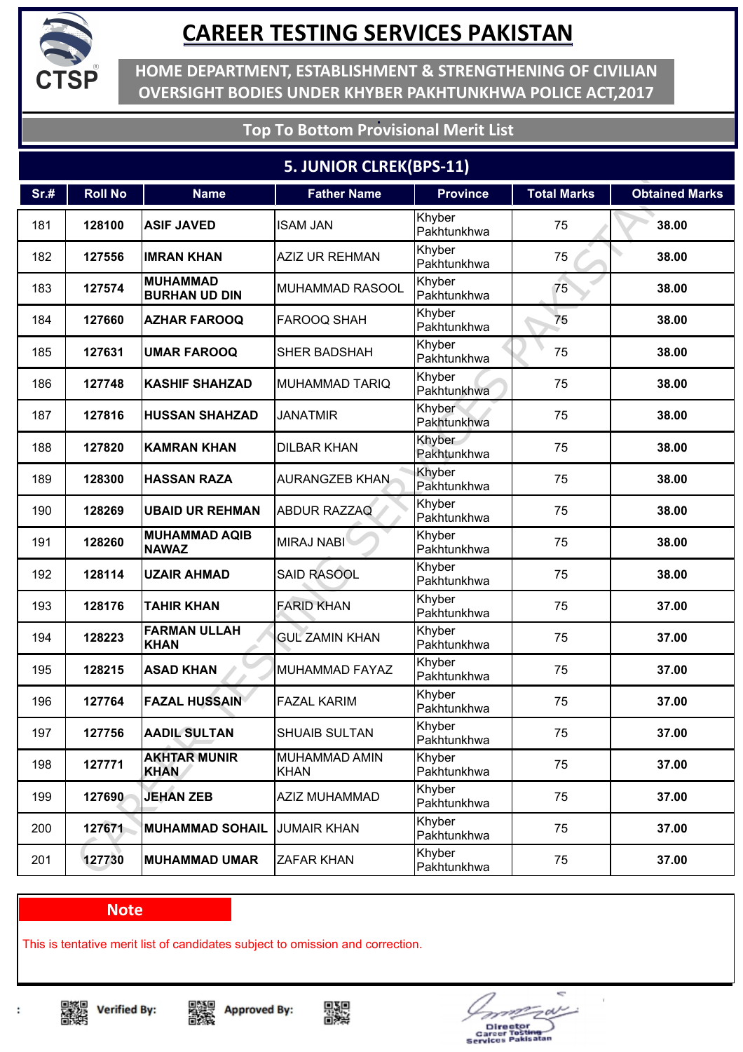# CAREER TESTING SERVICES PAKISTAN

## HOME DEPARTMENT, ESTABLISHMENT & STRENGTHENING OF CIVILIAN OVERSIGHT BODIES UNDER KHYBER PAKHTUNKHWA POLICE ACT,2017

### Top To Bottom Provisional Merit List

### 5. JUNIOR CLREK(BPS-11)

| Sr.# | Roll No | Name | Father Name | Province | Total Marks | Obtained Marks |
|---|---|---|---|---|---|---|
| 181 | 128100 | ASIF JAVED | ISAM JAN | Khyber Pakhtunkhwa | 75 | 38.00 |
| 182 | 127556 | IMRAN KHAN | AZIZ UR REHMAN | Khyber Pakhtunkhwa | 75 | 38.00 |
| 183 | 127574 | MUHAMMAD BURHAN UD DIN | MUHAMMAD RASOOL | Khyber Pakhtunkhwa | 75 | 38.00 |
| 184 | 127660 | AZHAR FAROOQ | FAROOQ SHAH | Khyber Pakhtunkhwa | 75 | 38.00 |
| 185 | 127631 | UMAR FAROOQ | SHER BADSHAH | Khyber Pakhtunkhwa | 75 | 38.00 |
| 186 | 127748 | KASHIF SHAHZAD | MUHAMMAD TARIQ | Khyber Pakhtunkhwa | 75 | 38.00 |
| 187 | 127816 | HUSSAN SHAHZAD | JANATMIR | Khyber Pakhtunkhwa | 75 | 38.00 |
| 188 | 127820 | KAMRAN KHAN | DILBAR KHAN | Khyber Pakhtunkhwa | 75 | 38.00 |
| 189 | 128300 | HASSAN RAZA | AURANGZEB KHAN | Khyber Pakhtunkhwa | 75 | 38.00 |
| 190 | 128269 | UBAID UR REHMAN | ABDUR RAZZAQ | Khyber Pakhtunkhwa | 75 | 38.00 |
| 191 | 128260 | MUHAMMAD AQIB NAWAZ | MIRAJ NABI | Khyber Pakhtunkhwa | 75 | 38.00 |
| 192 | 128114 | UZAIR AHMAD | SAID RASOOL | Khyber Pakhtunkhwa | 75 | 38.00 |
| 193 | 128176 | TAHIR KHAN | FARID KHAN | Khyber Pakhtunkhwa | 75 | 37.00 |
| 194 | 128223 | FARMAN ULLAH KHAN | GUL ZAMIN KHAN | Khyber Pakhtunkhwa | 75 | 37.00 |
| 195 | 128215 | ASAD KHAN | MUHAMMAD FAYAZ | Khyber Pakhtunkhwa | 75 | 37.00 |
| 196 | 127764 | FAZAL HUSSAIN | FAZAL KARIM | Khyber Pakhtunkhwa | 75 | 37.00 |
| 197 | 127756 | AADIL SULTAN | SHUAIB SULTAN | Khyber Pakhtunkhwa | 75 | 37.00 |
| 198 | 127771 | AKHTAR MUNIR KHAN | MUHAMMAD AMIN KHAN | Khyber Pakhtunkhwa | 75 | 37.00 |
| 199 | 127690 | JEHAN ZEB | AZIZ MUHAMMAD | Khyber Pakhtunkhwa | 75 | 37.00 |
| 200 | 127671 | MUHAMMAD SOHAIL | JUMAIR KHAN | Khyber Pakhtunkhwa | 75 | 37.00 |
| 201 | 127730 | MUHAMMAD UMAR | ZAFAR KHAN | Khyber Pakhtunkhwa | 75 | 37.00 |

**Note**

This is tentative merit list of candidates subject to omission and correction.

Verified By: Approved By:

Director
Career Testing Services Pakistan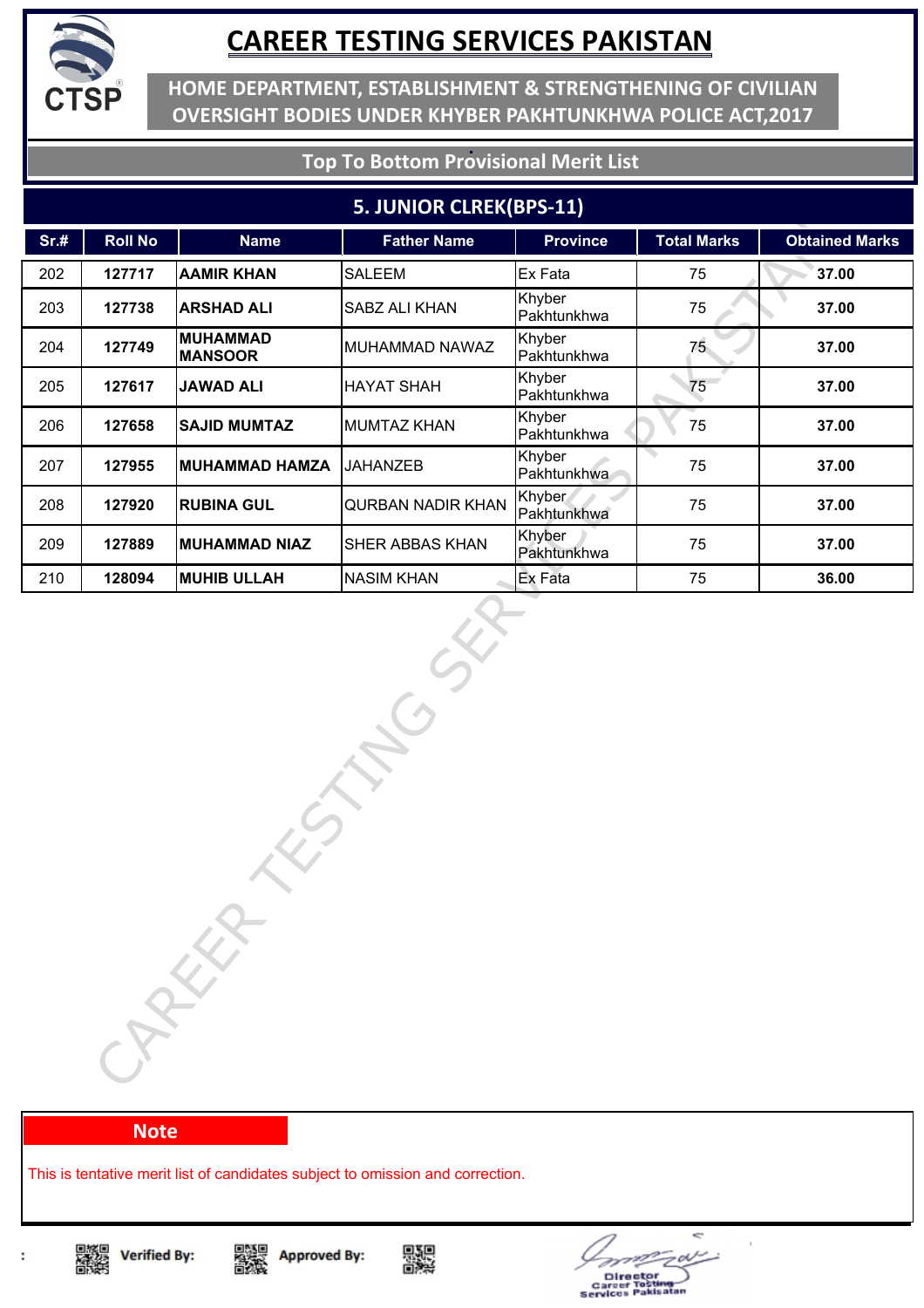# CAREER TESTING SERVICES PAKISTAN

**HOME DEPARTMENT, ESTABLISHMENT & STRENGTHENING OF CIVILIAN OVERSIGHT BODIES UNDER KHYBER PAKHTUNKHWA POLICE ACT,2017**

**Top To Bottom Provisional Merit List**

## 5. JUNIOR CLREK(BPS-11)

| Sr.# | Roll No | Name | Father Name | Province | Total Marks | Obtained Marks |
|---|---|---|---|---|---|---|
| 202 | **127717** | **AAMIR KHAN** | SALEEM | Ex Fata | 75 | **37.00** |
| 203 | **127738** | **ARSHAD ALI** | SABZ ALI KHAN | Khyber Pakhtunkhwa | 75 | **37.00** |
| 204 | **127749** | **MUHAMMAD MANSOOR** | MUHAMMAD NAWAZ | Khyber Pakhtunkhwa | 75 | **37.00** |
| 205 | **127617** | **JAWAD ALI** | HAYAT SHAH | Khyber Pakhtunkhwa | 75 | **37.00** |
| 206 | **127658** | **SAJID MUMTAZ** | MUMTAZ KHAN | Khyber Pakhtunkhwa | 75 | **37.00** |
| 207 | **127955** | **MUHAMMAD HAMZA** | JAHANZEB | Khyber Pakhtunkhwa | 75 | **37.00** |
| 208 | **127920** | **RUBINA GUL** | QURBAN NADIR KHAN | Khyber Pakhtunkhwa | 75 | **37.00** |
| 209 | **127889** | **MUHAMMAD NIAZ** | SHER ABBAS KHAN | Khyber Pakhtunkhwa | 75 | **37.00** |
| 210 | **128094** | **MUHIB ULLAH** | NASIM KHAN | Ex Fata | 75 | **36.00** |

**Note**

This is tentative merit list of candidates subject to omission and correction.

Verified By: Approved By:

Director
Career Testing Services Pakistan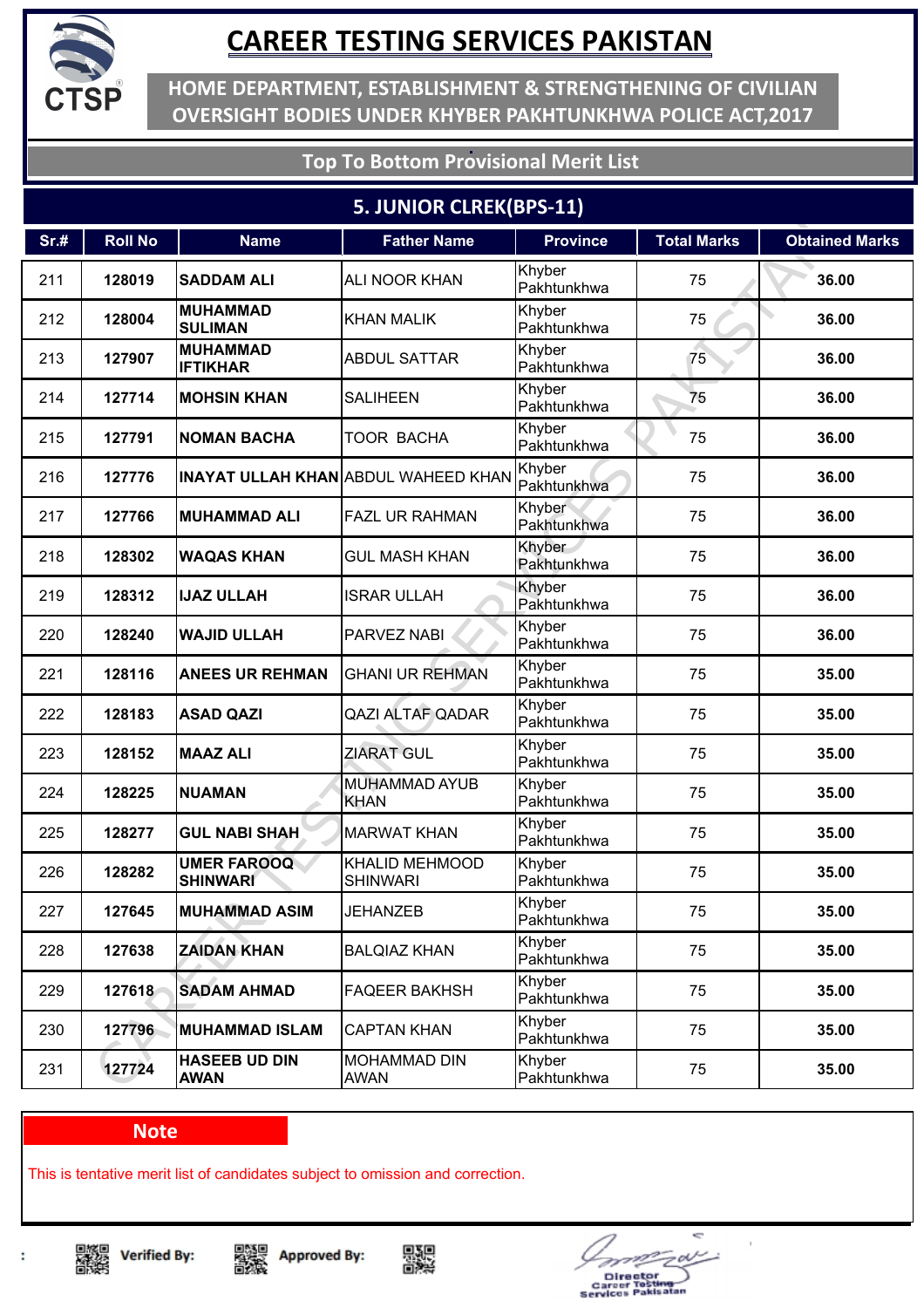# CAREER TESTING SERVICES PAKISTAN

## HOME DEPARTMENT, ESTABLISHMENT & STRENGTHENING OF CIVILIAN OVERSIGHT BODIES UNDER KHYBER PAKHTUNKHWA POLICE ACT,2017

### Top To Bottom Provisional Merit List

### 5. JUNIOR CLREK(BPS-11)

| Sr.# | Roll No | Name | Father Name | Province | Total Marks | Obtained Marks |
|---|---|---|---|---|---|---|
| 211 | 128019 | SADDAM ALI | ALI NOOR KHAN | Khyber Pakhtunkhwa | 75 | 36.00 |
| 212 | 128004 | MUHAMMAD SULIMAN | KHAN MALIK | Khyber Pakhtunkhwa | 75 | 36.00 |
| 213 | 127907 | MUHAMMAD IFTIKHAR | ABDUL SATTAR | Khyber Pakhtunkhwa | 75 | 36.00 |
| 214 | 127714 | MOHSIN KHAN | SALIHEEN | Khyber Pakhtunkhwa | 75 | 36.00 |
| 215 | 127791 | NOMAN BACHA | TOOR BACHA | Khyber Pakhtunkhwa | 75 | 36.00 |
| 216 | 127776 | INAYAT ULLAH KHAN | ABDUL WAHEED KHAN | Khyber Pakhtunkhwa | 75 | 36.00 |
| 217 | 127766 | MUHAMMAD ALI | FAZL UR RAHMAN | Khyber Pakhtunkhwa | 75 | 36.00 |
| 218 | 128302 | WAQAS KHAN | GUL MASH KHAN | Khyber Pakhtunkhwa | 75 | 36.00 |
| 219 | 128312 | IJAZ ULLAH | ISRAR ULLAH | Khyber Pakhtunkhwa | 75 | 36.00 |
| 220 | 128240 | WAJID ULLAH | PARVEZ NABI | Khyber Pakhtunkhwa | 75 | 36.00 |
| 221 | 128116 | ANEES UR REHMAN | GHANI UR REHMAN | Khyber Pakhtunkhwa | 75 | 35.00 |
| 222 | 128183 | ASAD QAZI | QAZI ALTAF QADAR | Khyber Pakhtunkhwa | 75 | 35.00 |
| 223 | 128152 | MAAZ ALI | ZIARAT GUL | Khyber Pakhtunkhwa | 75 | 35.00 |
| 224 | 128225 | NUAMAN | MUHAMMAD AYUB KHAN | Khyber Pakhtunkhwa | 75 | 35.00 |
| 225 | 128277 | GUL NABI SHAH | MARWAT KHAN | Khyber Pakhtunkhwa | 75 | 35.00 |
| 226 | 128282 | UMER FAROOQ SHINWARI | KHALID MEHMOOD SHINWARI | Khyber Pakhtunkhwa | 75 | 35.00 |
| 227 | 127645 | MUHAMMAD ASIM | JEHANZEB | Khyber Pakhtunkhwa | 75 | 35.00 |
| 228 | 127638 | ZAIDAN KHAN | BALQIAZ KHAN | Khyber Pakhtunkhwa | 75 | 35.00 |
| 229 | 127618 | SADAM AHMAD | FAQEER BAKHSH | Khyber Pakhtunkhwa | 75 | 35.00 |
| 230 | 127796 | MUHAMMAD ISLAM | CAPTAN KHAN | Khyber Pakhtunkhwa | 75 | 35.00 |
| 231 | 127724 | HASEEB UD DIN AWAN | MOHAMMAD DIN AWAN | Khyber Pakhtunkhwa | 75 | 35.00 |

**Note**

This is tentative merit list of candidates subject to omission and correction.

Verified By: Approved By:

Director Career Testing Services Pakistan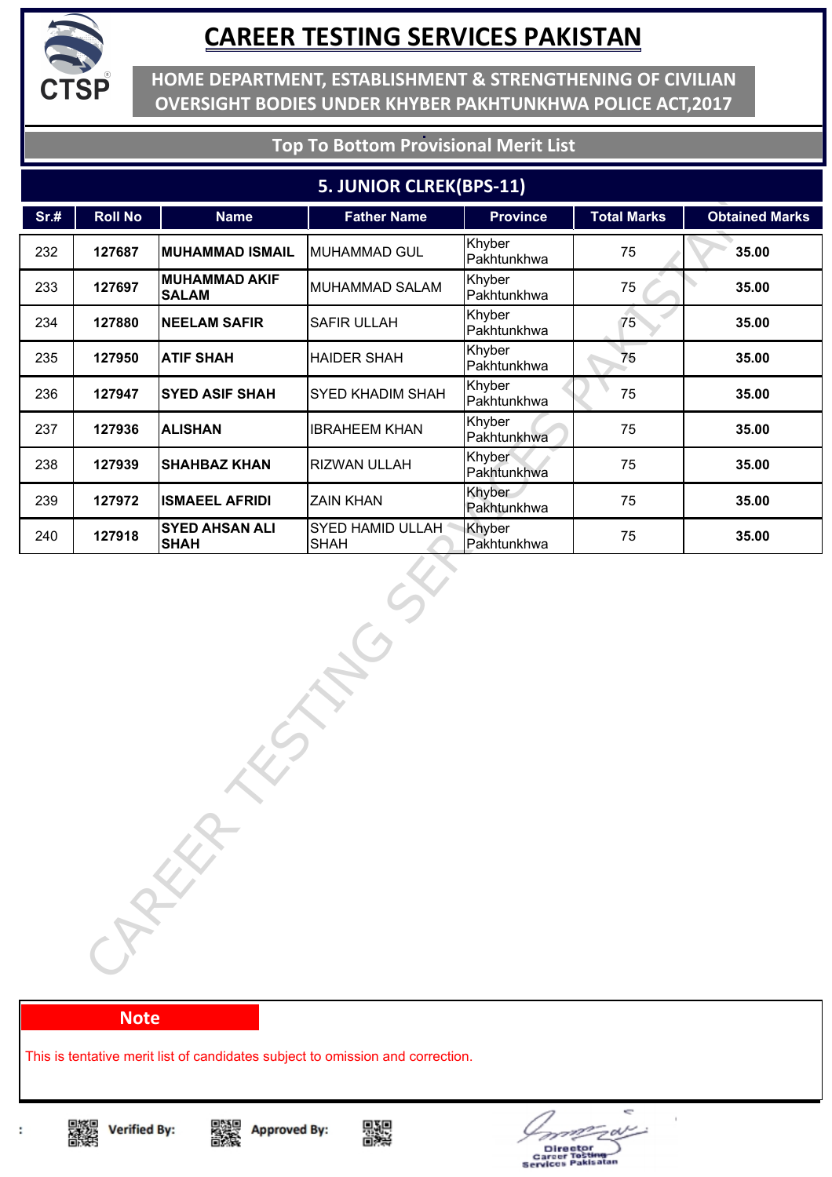# CAREER TESTING SERVICES PAKISTAN

## HOME DEPARTMENT, ESTABLISHMENT & STRENGTHENING OF CIVILIAN OVERSIGHT BODIES UNDER KHYBER PAKHTUNKHWA POLICE ACT,2017

### Top To Bottom Provisional Merit List

### 5. JUNIOR CLREK(BPS-11)

| Sr.# | Roll No | Name | Father Name | Province | Total Marks | Obtained Marks |
|---|---|---|---|---|---|---|
| 232 | **127687** | **MUHAMMAD ISMAIL** | MUHAMMAD GUL | Khyber Pakhtunkhwa | 75 | **35.00** |
| 233 | **127697** | **MUHAMMAD AKIF SALAM** | MUHAMMAD SALAM | Khyber Pakhtunkhwa | 75 | **35.00** |
| 234 | **127880** | **NEELAM SAFIR** | SAFIR ULLAH | Khyber Pakhtunkhwa | 75 | **35.00** |
| 235 | **127950** | **ATIF SHAH** | HAIDER SHAH | Khyber Pakhtunkhwa | 75 | **35.00** |
| 236 | **127947** | **SYED ASIF SHAH** | SYED KHADIM SHAH | Khyber Pakhtunkhwa | 75 | **35.00** |
| 237 | **127936** | **ALISHAN** | IBRAHEEM KHAN | Khyber Pakhtunkhwa | 75 | **35.00** |
| 238 | **127939** | **SHAHBAZ KHAN** | RIZWAN ULLAH | Khyber Pakhtunkhwa | 75 | **35.00** |
| 239 | **127972** | **ISMAEEL AFRIDI** | ZAIN KHAN | Khyber Pakhtunkhwa | 75 | **35.00** |
| 240 | **127918** | **SYED AHSAN ALI SHAH** | SYED HAMID ULLAH SHAH | Khyber Pakhtunkhwa | 75 | **35.00** |

**Note**

This is tentative merit list of candidates subject to omission and correction.

Verified By: Approved By:

Director
Career Testing Services Pakistan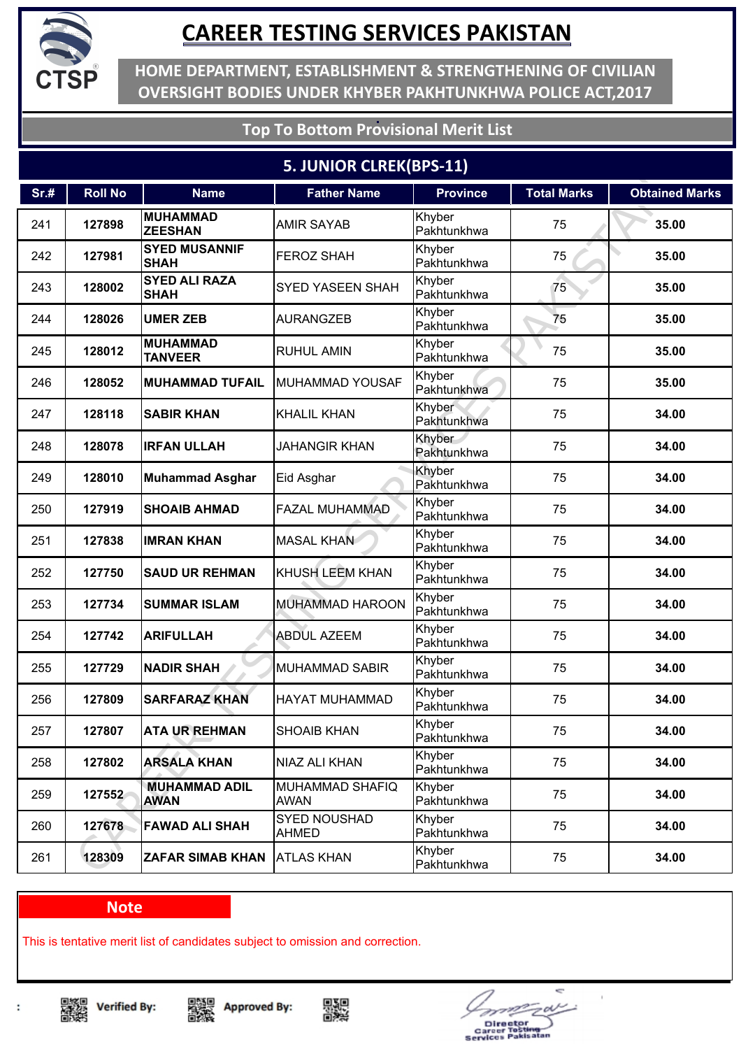# CAREER TESTING SERVICES PAKISTAN

**HOME DEPARTMENT, ESTABLISHMENT & STRENGTHENING OF CIVILIAN OVERSIGHT BODIES UNDER KHYBER PAKHTUNKHWA POLICE ACT,2017**

**Top To Bottom Provisional Merit List**

## 5. JUNIOR CLREK(BPS-11)

| Sr.# | Roll No | Name | Father Name | Province | Total Marks | Obtained Marks |
|---|---|---|---|---|---|---|
| 241 | 127898 | MUHAMMAD ZEESHAN | AMIR SAYAB | Khyber Pakhtunkhwa | 75 | 35.00 |
| 242 | 127981 | SYED MUSANNIF SHAH | FEROZ SHAH | Khyber Pakhtunkhwa | 75 | 35.00 |
| 243 | 128002 | SYED ALI RAZA SHAH | SYED YASEEN SHAH | Khyber Pakhtunkhwa | 75 | 35.00 |
| 244 | 128026 | UMER ZEB | AURANGZEB | Khyber Pakhtunkhwa | 75 | 35.00 |
| 245 | 128012 | MUHAMMAD TANVEER | RUHUL AMIN | Khyber Pakhtunkhwa | 75 | 35.00 |
| 246 | 128052 | MUHAMMAD TUFAIL | MUHAMMAD YOUSAF | Khyber Pakhtunkhwa | 75 | 35.00 |
| 247 | 128118 | SABIR KHAN | KHALIL KHAN | Khyber Pakhtunkhwa | 75 | 34.00 |
| 248 | 128078 | IRFAN ULLAH | JAHANGIR KHAN | Khyber Pakhtunkhwa | 75 | 34.00 |
| 249 | 128010 | Muhammad Asghar | Eid Asghar | Khyber Pakhtunkhwa | 75 | 34.00 |
| 250 | 127919 | SHOAIB AHMAD | FAZAL MUHAMMAD | Khyber Pakhtunkhwa | 75 | 34.00 |
| 251 | 127838 | IMRAN KHAN | MASAL KHAN | Khyber Pakhtunkhwa | 75 | 34.00 |
| 252 | 127750 | SAUD UR REHMAN | KHUSH LEEM KHAN | Khyber Pakhtunkhwa | 75 | 34.00 |
| 253 | 127734 | SUMMAR ISLAM | MUHAMMAD HAROON | Khyber Pakhtunkhwa | 75 | 34.00 |
| 254 | 127742 | ARIFULLAH | ABDUL AZEEM | Khyber Pakhtunkhwa | 75 | 34.00 |
| 255 | 127729 | NADIR SHAH | MUHAMMAD SABIR | Khyber Pakhtunkhwa | 75 | 34.00 |
| 256 | 127809 | SARFARAZ KHAN | HAYAT MUHAMMAD | Khyber Pakhtunkhwa | 75 | 34.00 |
| 257 | 127807 | ATA UR REHMAN | SHOAIB KHAN | Khyber Pakhtunkhwa | 75 | 34.00 |
| 258 | 127802 | ARSALA KHAN | NIAZ ALI KHAN | Khyber Pakhtunkhwa | 75 | 34.00 |
| 259 | 127552 | MUHAMMAD ADIL AWAN | MUHAMMAD SHAFIQ AWAN | Khyber Pakhtunkhwa | 75 | 34.00 |
| 260 | 127678 | FAWAD ALI SHAH | SYED NOUSHAD AHMED | Khyber Pakhtunkhwa | 75 | 34.00 |
| 261 | 128309 | ZAFAR SIMAB KHAN | ATLAS KHAN | Khyber Pakhtunkhwa | 75 | 34.00 |

**Note**

This is tentative merit list of candidates subject to omission and correction.

Verified By: Approved By:

Director Career Testing Services Pakistan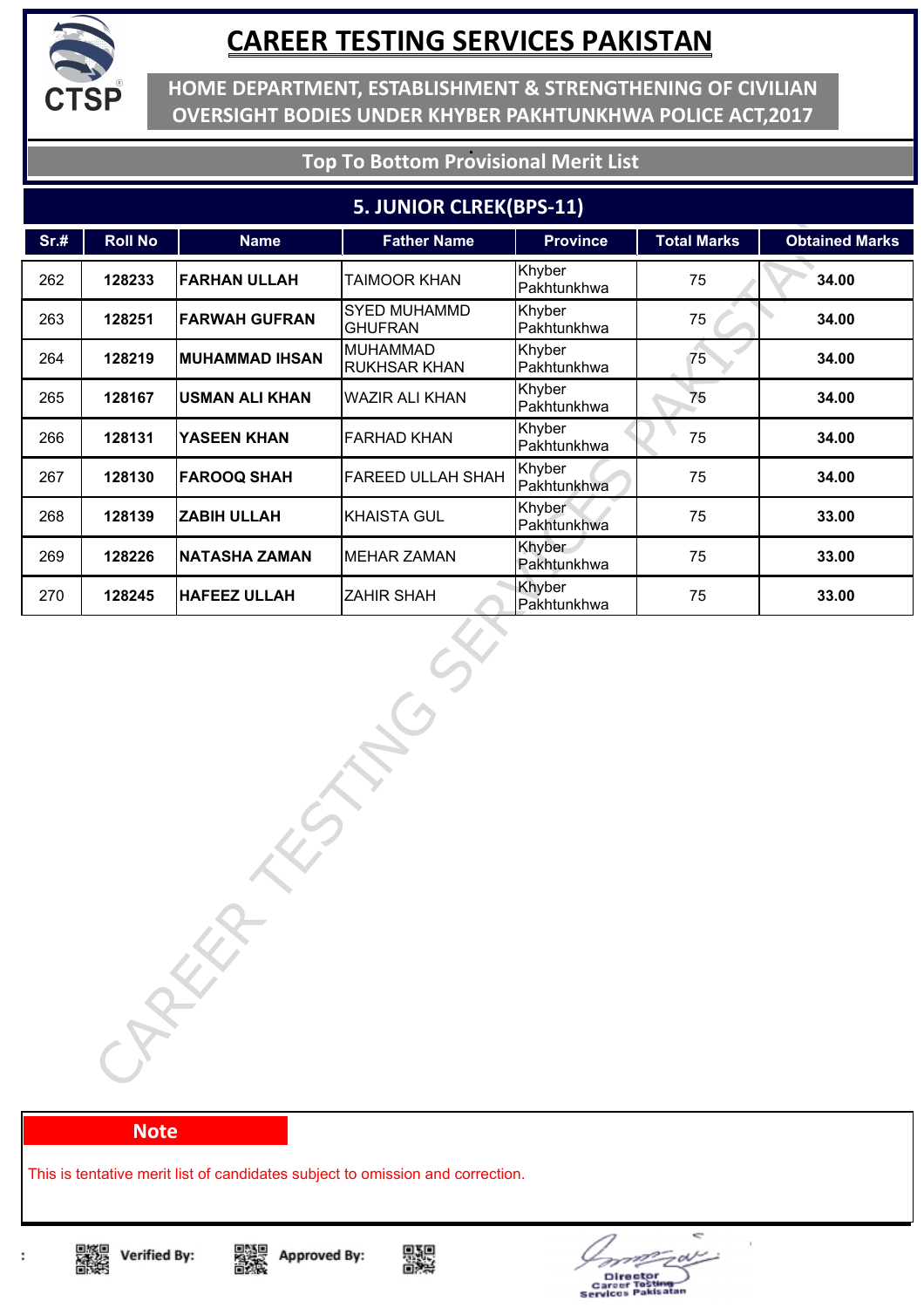# CAREER TESTING SERVICES PAKISTAN

**HOME DEPARTMENT, ESTABLISHMENT & STRENGTHENING OF CIVILIAN OVERSIGHT BODIES UNDER KHYBER PAKHTUNKHWA POLICE ACT,2017**

**Top To Bottom Provisional Merit List**

## 5. JUNIOR CLREK(BPS-11)

| Sr.# | Roll No | Name | Father Name | Province | Total Marks | Obtained Marks |
|---|---|---|---|---|---|---|
| 262 | **128233** | **FARHAN ULLAH** | TAIMOOR KHAN | Khyber Pakhtunkhwa | 75 | **34.00** |
| 263 | **128251** | **FARWAH GUFRAN** | SYED MUHAMMD GHUFRAN | Khyber Pakhtunkhwa | 75 | **34.00** |
| 264 | **128219** | **MUHAMMAD IHSAN** | MUHAMMAD RUKHSAR KHAN | Khyber Pakhtunkhwa | 75 | **34.00** |
| 265 | **128167** | **USMAN ALI KHAN** | WAZIR ALI KHAN | Khyber Pakhtunkhwa | 75 | **34.00** |
| 266 | **128131** | **YASEEN KHAN** | FARHAD KHAN | Khyber Pakhtunkhwa | 75 | **34.00** |
| 267 | **128130** | **FAROOQ SHAH** | FAREED ULLAH SHAH | Khyber Pakhtunkhwa | 75 | **34.00** |
| 268 | **128139** | **ZABIH ULLAH** | KHAISTA GUL | Khyber Pakhtunkhwa | 75 | **33.00** |
| 269 | **128226** | **NATASHA ZAMAN** | MEHAR ZAMAN | Khyber Pakhtunkhwa | 75 | **33.00** |
| 270 | **128245** | **HAFEEZ ULLAH** | ZAHIR SHAH | Khyber Pakhtunkhwa | 75 | **33.00** |

**Note**

This is tentative merit list of candidates subject to omission and correction.

**Verified By:** **Approved By:**

Director Career Testing Services Pakistan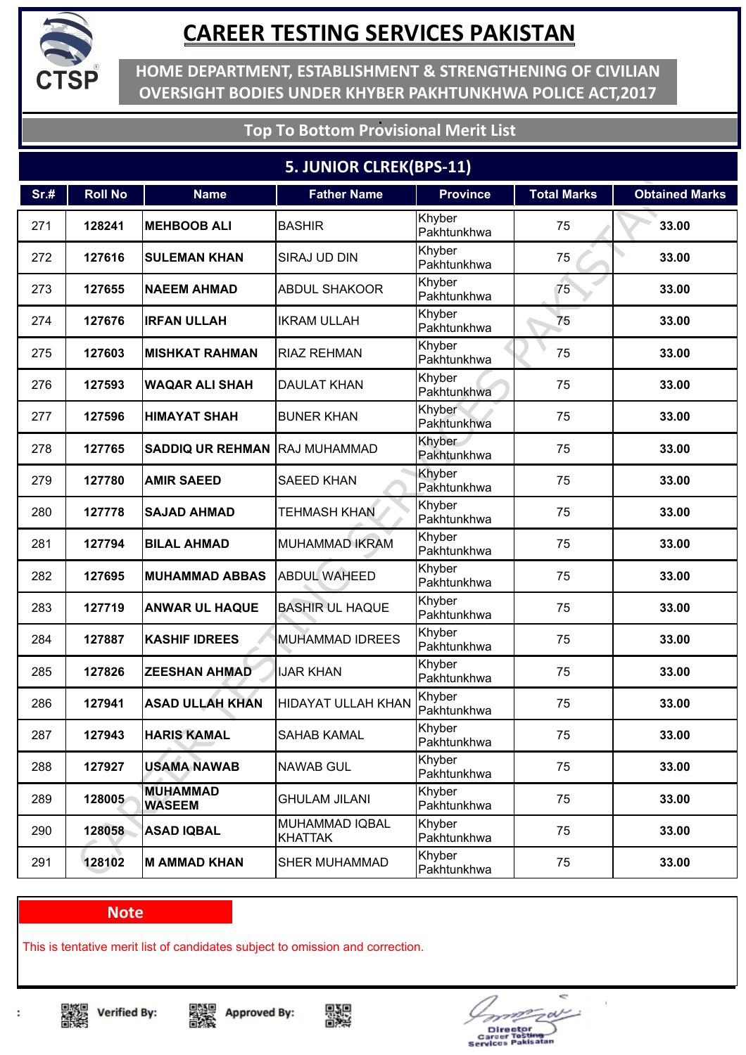# CAREER TESTING SERVICES PAKISTAN

HOME DEPARTMENT, ESTABLISHMENT & STRENGTHENING OF CIVILIAN OVERSIGHT BODIES UNDER KHYBER PAKHTUNKHWA POLICE ACT,2017

## Top To Bottom Provisional Merit List

### 5. JUNIOR CLREK(BPS-11)

| Sr.# | Roll No | Name | Father Name | Province | Total Marks | Obtained Marks |
|---|---|---|---|---|---|---|
| 271 | 128241 | **MEHBOOB ALI** | BASHIR | Khyber Pakhtunkhwa | 75 | **33.00** |
| 272 | 127616 | **SULEMAN KHAN** | SIRAJ UD DIN | Khyber Pakhtunkhwa | 75 | **33.00** |
| 273 | 127655 | **NAEEM AHMAD** | ABDUL SHAKOOR | Khyber Pakhtunkhwa | 75 | **33.00** |
| 274 | 127676 | **IRFAN ULLAH** | IKRAM ULLAH | Khyber Pakhtunkhwa | 75 | **33.00** |
| 275 | 127603 | **MISHKAT RAHMAN** | RIAZ REHMAN | Khyber Pakhtunkhwa | 75 | **33.00** |
| 276 | 127593 | **WAQAR ALI SHAH** | DAULAT KHAN | Khyber Pakhtunkhwa | 75 | **33.00** |
| 277 | 127596 | **HIMAYAT SHAH** | BUNER KHAN | Khyber Pakhtunkhwa | 75 | **33.00** |
| 278 | 127765 | **SADDIQ UR REHMAN** | RAJ MUHAMMAD | Khyber Pakhtunkhwa | 75 | **33.00** |
| 279 | 127780 | **AMIR SAEED** | SAEED KHAN | Khyber Pakhtunkhwa | 75 | **33.00** |
| 280 | 127778 | **SAJAD AHMAD** | TEHMASH KHAN | Khyber Pakhtunkhwa | 75 | **33.00** |
| 281 | 127794 | **BILAL AHMAD** | MUHAMMAD IKRAM | Khyber Pakhtunkhwa | 75 | **33.00** |
| 282 | 127695 | **MUHAMMAD ABBAS** | ABDUL WAHEED | Khyber Pakhtunkhwa | 75 | **33.00** |
| 283 | 127719 | **ANWAR UL HAQUE** | BASHIR UL HAQUE | Khyber Pakhtunkhwa | 75 | **33.00** |
| 284 | 127887 | **KASHIF IDREES** | MUHAMMAD IDREES | Khyber Pakhtunkhwa | 75 | **33.00** |
| 285 | 127826 | **ZEESHAN AHMAD** | IJAR KHAN | Khyber Pakhtunkhwa | 75 | **33.00** |
| 286 | 127941 | **ASAD ULLAH KHAN** | HIDAYAT ULLAH KHAN | Khyber Pakhtunkhwa | 75 | **33.00** |
| 287 | 127943 | **HARIS KAMAL** | SAHAB KAMAL | Khyber Pakhtunkhwa | 75 | **33.00** |
| 288 | 127927 | **USAMA NAWAB** | NAWAB GUL | Khyber Pakhtunkhwa | 75 | **33.00** |
| 289 | 128005 | **MUHAMMAD WASEEM** | GHULAM JILANI | Khyber Pakhtunkhwa | 75 | **33.00** |
| 290 | 128058 | **ASAD IQBAL** | MUHAMMAD IQBAL KHATTAK | Khyber Pakhtunkhwa | 75 | **33.00** |
| 291 | 128102 | **M AMMAD KHAN** | SHER MUHAMMAD | Khyber Pakhtunkhwa | 75 | **33.00** |

**Note**

This is tentative merit list of candidates subject to omission and correction.

Verified By: Approved By:

Director Career Testing Services Pakistan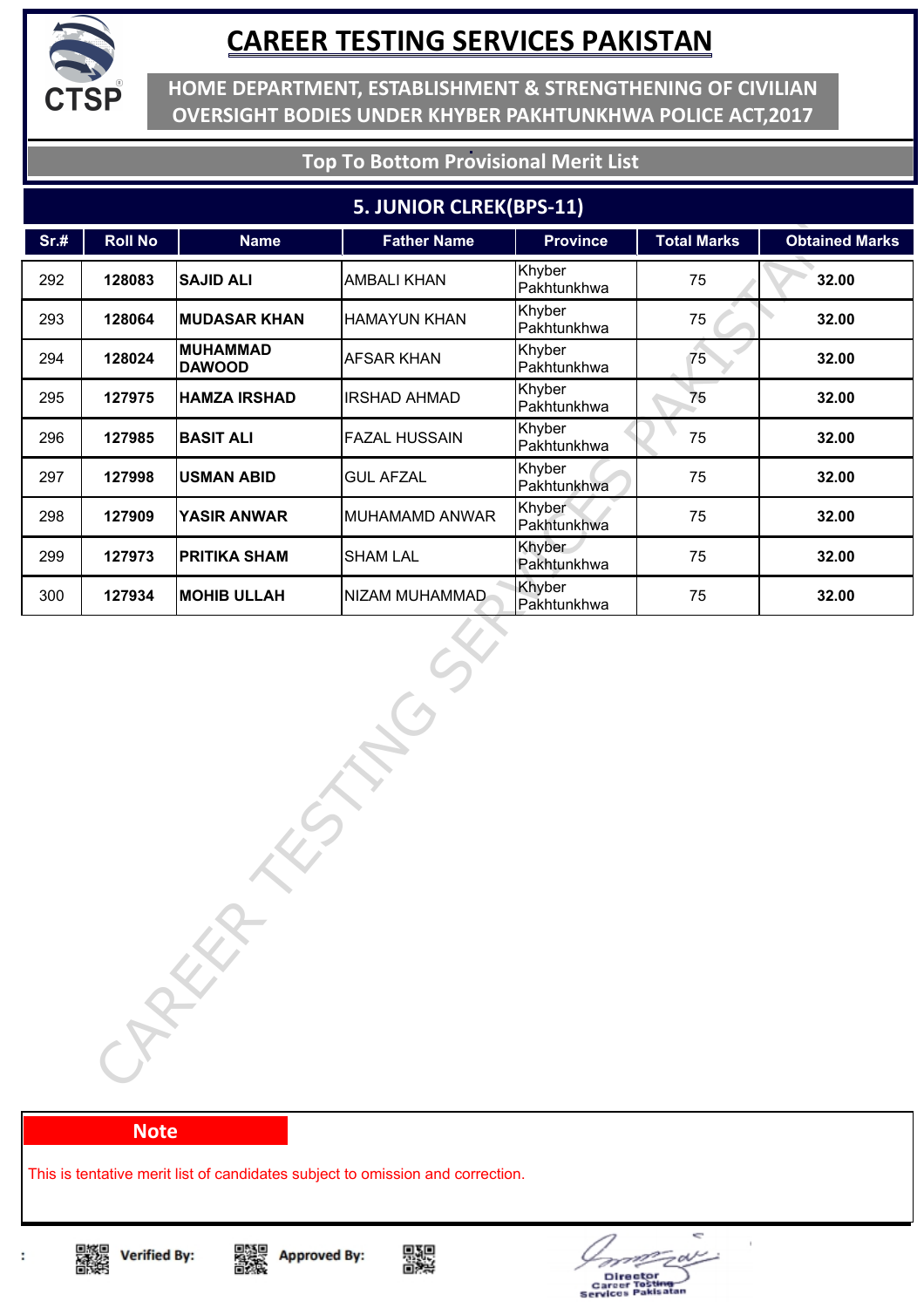# CAREER TESTING SERVICES PAKISTAN

HOME DEPARTMENT, ESTABLISHMENT & STRENGTHENING OF CIVILIAN OVERSIGHT BODIES UNDER KHYBER PAKHTUNKHWA POLICE ACT,2017

## Top To Bottom Provisional Merit List

### 5. JUNIOR CLREK(BPS-11)

| Sr.# | Roll No | Name | Father Name | Province | Total Marks | Obtained Marks |
|---|---|---|---|---|---|---|
| 292 | **128083** | **SAJID ALI** | AMBALI KHAN | Khyber Pakhtunkhwa | 75 | **32.00** |
| 293 | **128064** | **MUDASAR KHAN** | HAMAYUN KHAN | Khyber Pakhtunkhwa | 75 | **32.00** |
| 294 | **128024** | **MUHAMMAD DAWOOD** | AFSAR KHAN | Khyber Pakhtunkhwa | 75 | **32.00** |
| 295 | **127975** | **HAMZA IRSHAD** | IRSHAD AHMAD | Khyber Pakhtunkhwa | 75 | **32.00** |
| 296 | **127985** | **BASIT ALI** | FAZAL HUSSAIN | Khyber Pakhtunkhwa | 75 | **32.00** |
| 297 | **127998** | **USMAN ABID** | GUL AFZAL | Khyber Pakhtunkhwa | 75 | **32.00** |
| 298 | **127909** | **YASIR ANWAR** | MUHAMAMD ANWAR | Khyber Pakhtunkhwa | 75 | **32.00** |
| 299 | **127973** | **PRITIKA SHAM** | SHAM LAL | Khyber Pakhtunkhwa | 75 | **32.00** |
| 300 | **127934** | **MOHIB ULLAH** | NIZAM MUHAMMAD | Khyber Pakhtunkhwa | 75 | **32.00** |

**Note**

This is tentative merit list of candidates subject to omission and correction.

Verified By: Approved By:

Director Career Testing Services Pakistan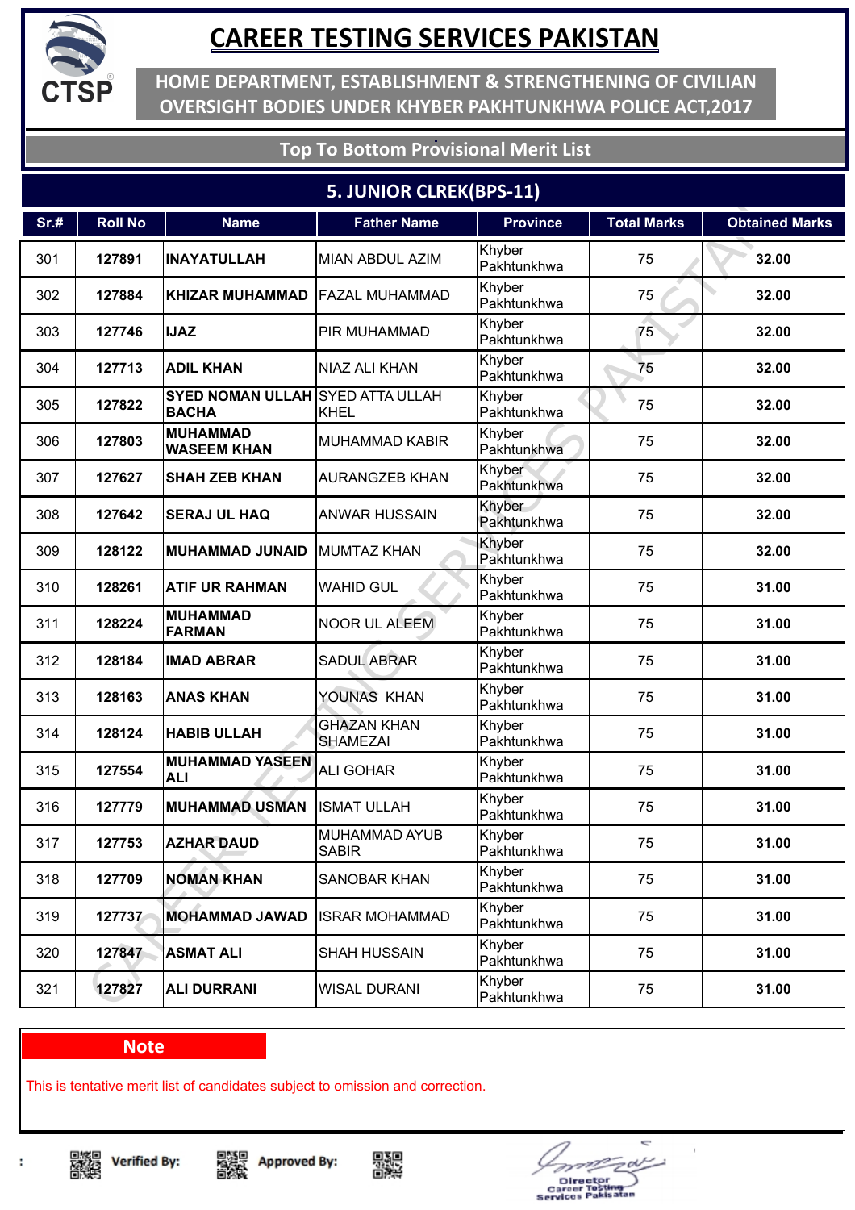# CAREER TESTING SERVICES PAKISTAN

## HOME DEPARTMENT, ESTABLISHMENT & STRENGTHENING OF CIVILIAN OVERSIGHT BODIES UNDER KHYBER PAKHTUNKHWA POLICE ACT,2017

### Top To Bottom Provisional Merit List

### 5. JUNIOR CLREK(BPS-11)

| Sr.# | Roll No | Name | Father Name | Province | Total Marks | Obtained Marks |
|---|---|---|---|---|---|---|
| 301 | 127891 | **INAYATULLAH** | MIAN ABDUL AZIM | Khyber Pakhtunkhwa | 75 | **32.00** |
| 302 | 127884 | **KHIZAR MUHAMMAD** | FAZAL MUHAMMAD | Khyber Pakhtunkhwa | 75 | **32.00** |
| 303 | 127746 | **IJAZ** | PIR MUHAMMAD | Khyber Pakhtunkhwa | 75 | **32.00** |
| 304 | 127713 | **ADIL KHAN** | NIAZ ALI KHAN | Khyber Pakhtunkhwa | 75 | **32.00** |
| 305 | 127822 | **SYED NOMAN ULLAH BACHA** | SYED ATTA ULLAH KHEL | Khyber Pakhtunkhwa | 75 | **32.00** |
| 306 | 127803 | **MUHAMMAD WASEEM KHAN** | MUHAMMAD KABIR | Khyber Pakhtunkhwa | 75 | **32.00** |
| 307 | 127627 | **SHAH ZEB KHAN** | AURANGZEB KHAN | Khyber Pakhtunkhwa | 75 | **32.00** |
| 308 | 127642 | **SERAJ UL HAQ** | ANWAR HUSSAIN | Khyber Pakhtunkhwa | 75 | **32.00** |
| 309 | 128122 | **MUHAMMAD JUNAID** | MUMTAZ KHAN | Khyber Pakhtunkhwa | 75 | **32.00** |
| 310 | 128261 | **ATIF UR RAHMAN** | WAHID GUL | Khyber Pakhtunkhwa | 75 | **31.00** |
| 311 | 128224 | **MUHAMMAD FARMAN** | NOOR UL ALEEM | Khyber Pakhtunkhwa | 75 | **31.00** |
| 312 | 128184 | **IMAD ABRAR** | SADUL ABRAR | Khyber Pakhtunkhwa | 75 | **31.00** |
| 313 | 128163 | **ANAS KHAN** | YOUNAS KHAN | Khyber Pakhtunkhwa | 75 | **31.00** |
| 314 | 128124 | **HABIB ULLAH** | GHAZAN KHAN SHAMEZAI | Khyber Pakhtunkhwa | 75 | **31.00** |
| 315 | 127554 | **MUHAMMAD YASEEN ALI** | ALI GOHAR | Khyber Pakhtunkhwa | 75 | **31.00** |
| 316 | 127779 | **MUHAMMAD USMAN** | ISMAT ULLAH | Khyber Pakhtunkhwa | 75 | **31.00** |
| 317 | 127753 | **AZHAR DAUD** | MUHAMMAD AYUB SABIR | Khyber Pakhtunkhwa | 75 | **31.00** |
| 318 | 127709 | **NOMAN KHAN** | SANOBAR KHAN | Khyber Pakhtunkhwa | 75 | **31.00** |
| 319 | 127737 | **MOHAMMAD JAWAD** | ISRAR MOHAMMAD | Khyber Pakhtunkhwa | 75 | **31.00** |
| 320 | 127847 | **ASMAT ALI** | SHAH HUSSAIN | Khyber Pakhtunkhwa | 75 | **31.00** |
| 321 | 127827 | **ALI DURRANI** | WISAL DURANI | Khyber Pakhtunkhwa | 75 | **31.00** |

**Note**

This is tentative merit list of candidates subject to omission and correction.

Verified By: Approved By:

Director
Career Testing Services Pakistan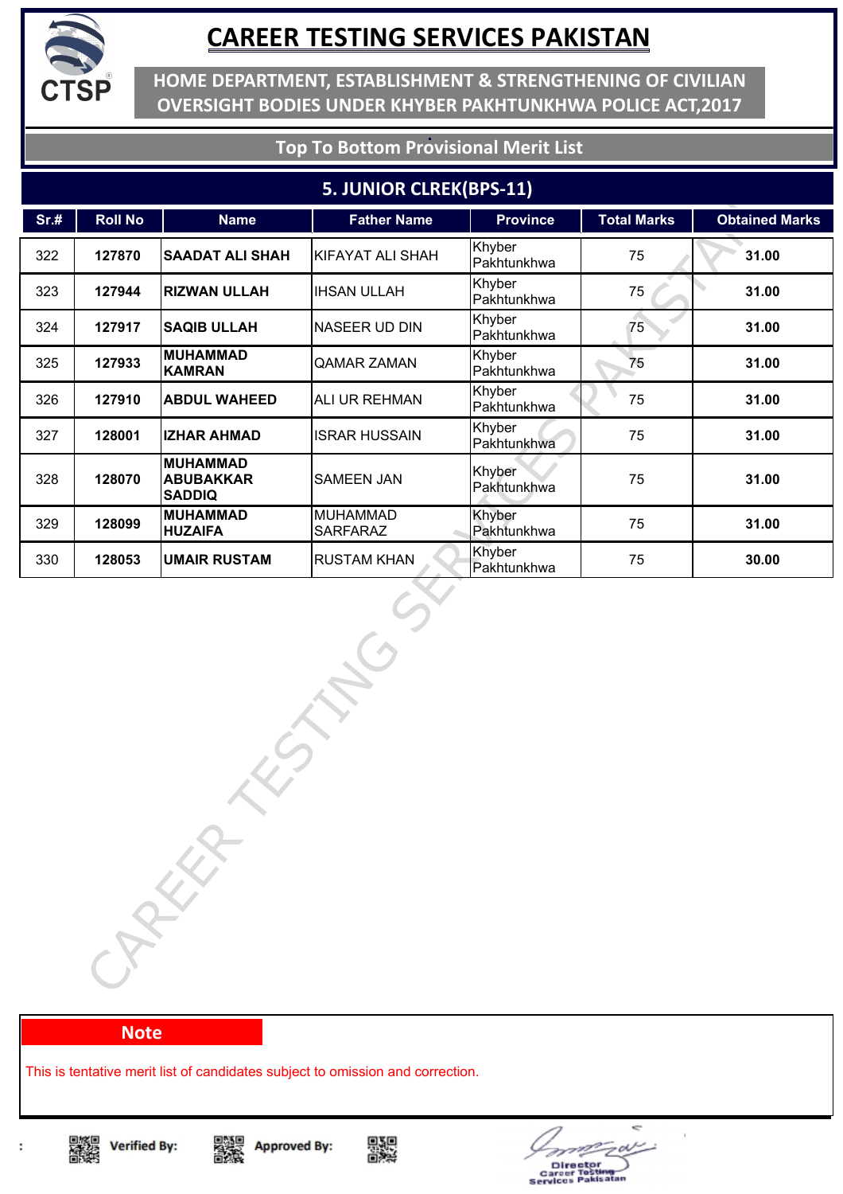# CAREER TESTING SERVICES PAKISTAN

**HOME DEPARTMENT, ESTABLISHMENT & STRENGTHENING OF CIVILIAN OVERSIGHT BODIES UNDER KHYBER PAKHTUNKHWA POLICE ACT,2017**

**Top To Bottom Provisional Merit List**

## 5. JUNIOR CLREK(BPS-11)

| Sr.# | Roll No | Name | Father Name | Province | Total Marks | Obtained Marks |
|---|---|---|---|---|---|---|
| 322 | **127870** | **SAADAT ALI SHAH** | KIFAYAT ALI SHAH | Khyber Pakhtunkhwa | 75 | **31.00** |
| 323 | **127944** | **RIZWAN ULLAH** | IHSAN ULLAH | Khyber Pakhtunkhwa | 75 | **31.00** |
| 324 | **127917** | **SAQIB ULLAH** | NASEER UD DIN | Khyber Pakhtunkhwa | 75 | **31.00** |
| 325 | **127933** | **MUHAMMAD KAMRAN** | QAMAR ZAMAN | Khyber Pakhtunkhwa | 75 | **31.00** |
| 326 | **127910** | **ABDUL WAHEED** | ALI UR REHMAN | Khyber Pakhtunkhwa | 75 | **31.00** |
| 327 | **128001** | **IZHAR AHMAD** | ISRAR HUSSAIN | Khyber Pakhtunkhwa | 75 | **31.00** |
| 328 | **128070** | **MUHAMMAD ABUBAKKAR SADDIQ** | SAMEEN JAN | Khyber Pakhtunkhwa | 75 | **31.00** |
| 329 | **128099** | **MUHAMMAD HUZAIFA** | MUHAMMAD SARFARAZ | Khyber Pakhtunkhwa | 75 | **31.00** |
| 330 | **128053** | **UMAIR RUSTAM** | RUSTAM KHAN | Khyber Pakhtunkhwa | 75 | **30.00** |

**Note**

This is tentative merit list of candidates subject to omission and correction.

Verified By: Approved By:

Director
Career Testing Services Pakistan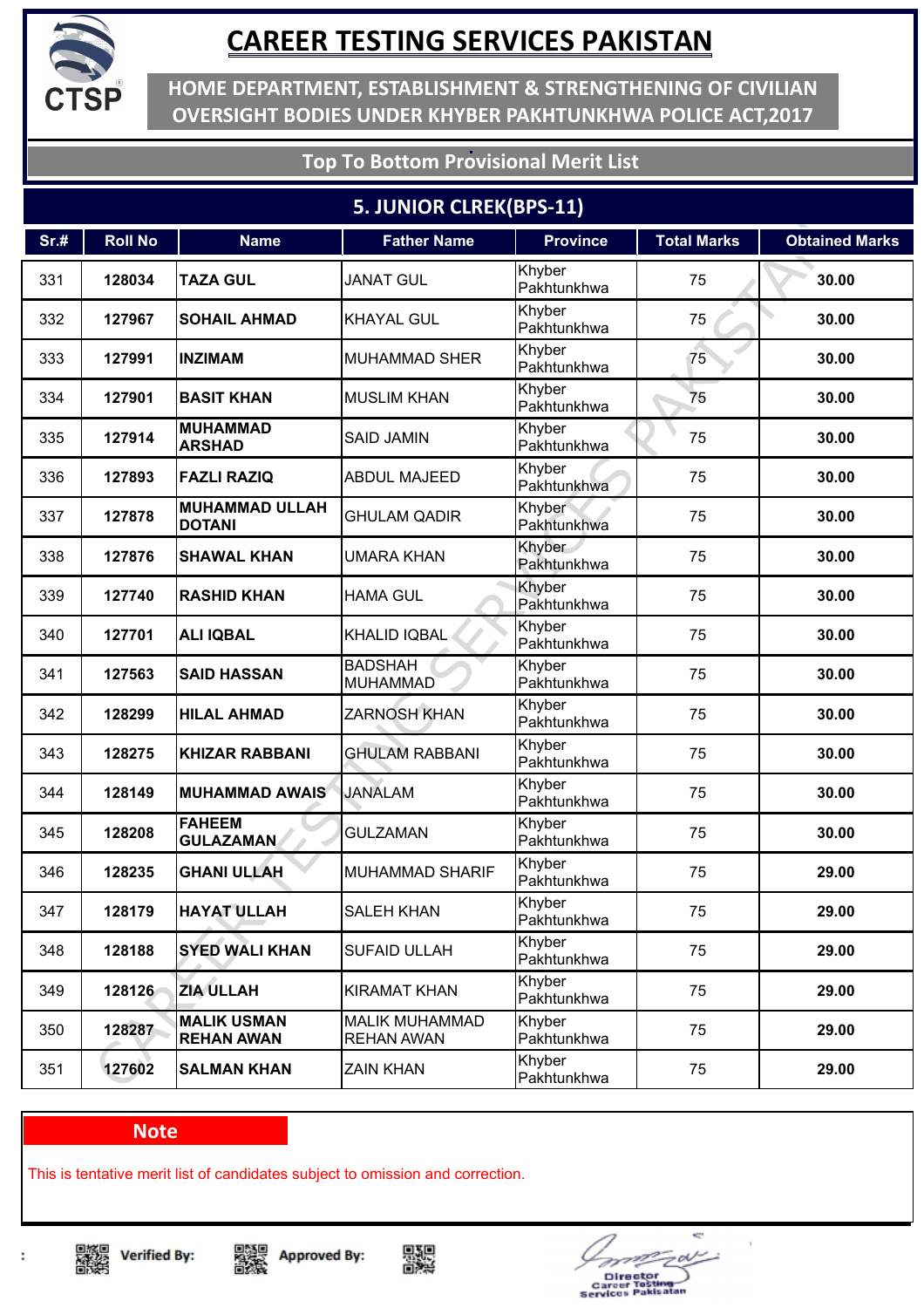# CAREER TESTING SERVICES PAKISTAN

## HOME DEPARTMENT, ESTABLISHMENT & STRENGTHENING OF CIVILIAN OVERSIGHT BODIES UNDER KHYBER PAKHTUNKHWA POLICE ACT,2017

### Top To Bottom Provisional Merit List

### 5. JUNIOR CLREK(BPS-11)

| Sr.# | Roll No | Name | Father Name | Province | Total Marks | Obtained Marks |
|---|---|---|---|---|---|---|
| 331 | 128034 | TAZA GUL | JANAT GUL | Khyber Pakhtunkhwa | 75 | 30.00 |
| 332 | 127967 | SOHAIL AHMAD | KHAYAL GUL | Khyber Pakhtunkhwa | 75 | 30.00 |
| 333 | 127991 | INZIMAM | MUHAMMAD SHER | Khyber Pakhtunkhwa | 75 | 30.00 |
| 334 | 127901 | BASIT KHAN | MUSLIM KHAN | Khyber Pakhtunkhwa | 75 | 30.00 |
| 335 | 127914 | MUHAMMAD ARSHAD | SAID JAMIN | Khyber Pakhtunkhwa | 75 | 30.00 |
| 336 | 127893 | FAZLI RAZIQ | ABDUL MAJEED | Khyber Pakhtunkhwa | 75 | 30.00 |
| 337 | 127878 | MUHAMMAD ULLAH DOTANI | GHULAM QADIR | Khyber Pakhtunkhwa | 75 | 30.00 |
| 338 | 127876 | SHAWAL KHAN | UMARA KHAN | Khyber Pakhtunkhwa | 75 | 30.00 |
| 339 | 127740 | RASHID KHAN | HAMA GUL | Khyber Pakhtunkhwa | 75 | 30.00 |
| 340 | 127701 | ALI IQBAL | KHALID IQBAL | Khyber Pakhtunkhwa | 75 | 30.00 |
| 341 | 127563 | SAID HASSAN | BADSHAH MUHAMMAD | Khyber Pakhtunkhwa | 75 | 30.00 |
| 342 | 128299 | HILAL AHMAD | ZARNOSH KHAN | Khyber Pakhtunkhwa | 75 | 30.00 |
| 343 | 128275 | KHIZAR RABBANI | GHULAM RABBANI | Khyber Pakhtunkhwa | 75 | 30.00 |
| 344 | 128149 | MUHAMMAD AWAIS | JANALAM | Khyber Pakhtunkhwa | 75 | 30.00 |
| 345 | 128208 | FAHEEM GULAZAMAN | GULZAMAN | Khyber Pakhtunkhwa | 75 | 30.00 |
| 346 | 128235 | GHANI ULLAH | MUHAMMAD SHARIF | Khyber Pakhtunkhwa | 75 | 29.00 |
| 347 | 128179 | HAYAT ULLAH | SALEH KHAN | Khyber Pakhtunkhwa | 75 | 29.00 |
| 348 | 128188 | SYED WALI KHAN | SUFAID ULLAH | Khyber Pakhtunkhwa | 75 | 29.00 |
| 349 | 128126 | ZIA ULLAH | KIRAMAT KHAN | Khyber Pakhtunkhwa | 75 | 29.00 |
| 350 | 128287 | MALIK USMAN REHAN AWAN | MALIK MUHAMMAD REHAN AWAN | Khyber Pakhtunkhwa | 75 | 29.00 |
| 351 | 127602 | SALMAN KHAN | ZAIN KHAN | Khyber Pakhtunkhwa | 75 | 29.00 |

**Note**

This is tentative merit list of candidates subject to omission and correction.

Verified By: Approved By:

Director Career Testing Services Pakistan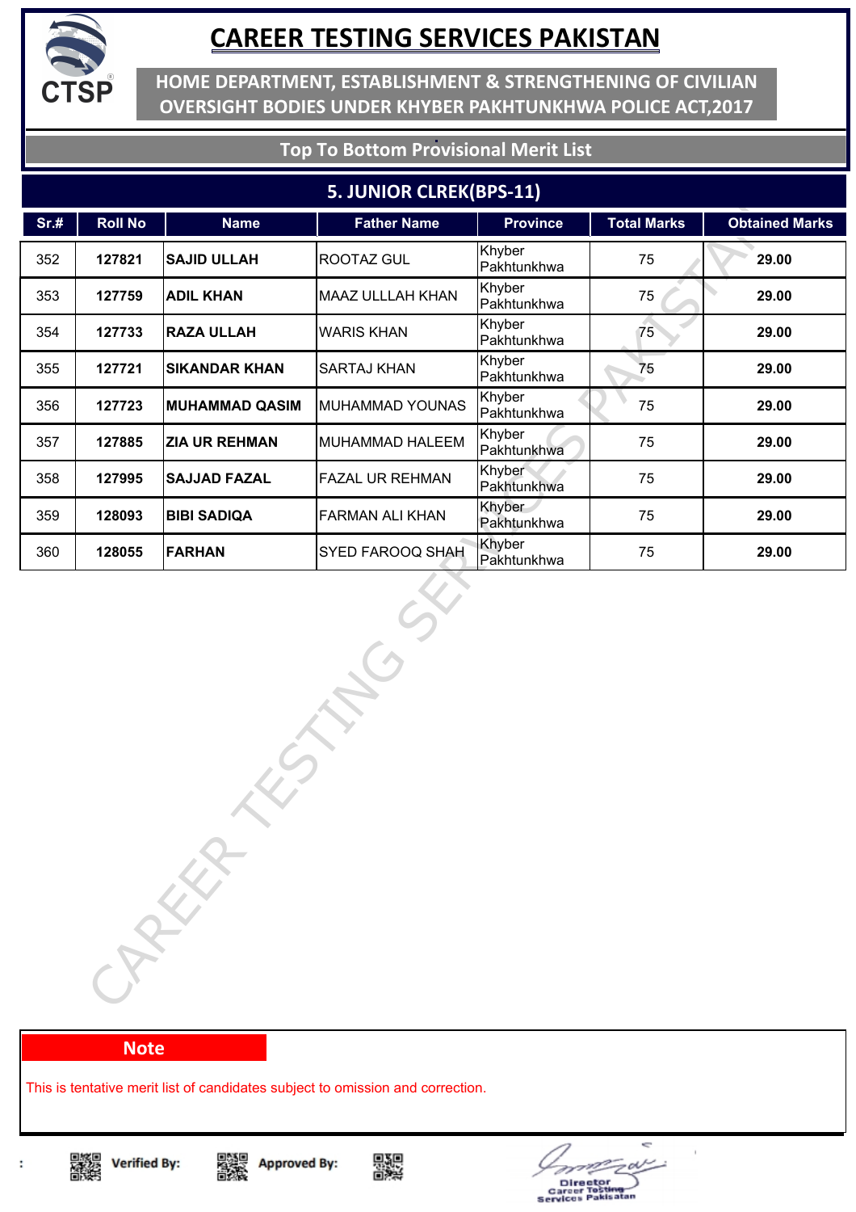# CAREER TESTING SERVICES PAKISTAN

**HOME DEPARTMENT, ESTABLISHMENT & STRENGTHENING OF CIVILIAN OVERSIGHT BODIES UNDER KHYBER PAKHTUNKHWA POLICE ACT,2017**

**Top To Bottom Provisional Merit List**

## 5. JUNIOR CLREK(BPS-11)

| Sr.# | Roll No | Name | Father Name | Province | Total Marks | Obtained Marks |
|---|---|---|---|---|---|---|
| 352 | **127821** | **SAJID ULLAH** | ROOTAZ GUL | Khyber Pakhtunkhwa | 75 | **29.00** |
| 353 | **127759** | **ADIL KHAN** | MAAZ ULLLAH KHAN | Khyber Pakhtunkhwa | 75 | **29.00** |
| 354 | **127733** | **RAZA ULLAH** | WARIS KHAN | Khyber Pakhtunkhwa | 75 | **29.00** |
| 355 | **127721** | **SIKANDAR KHAN** | SARTAJ KHAN | Khyber Pakhtunkhwa | 75 | **29.00** |
| 356 | **127723** | **MUHAMMAD QASIM** | MUHAMMAD YOUNAS | Khyber Pakhtunkhwa | 75 | **29.00** |
| 357 | **127885** | **ZIA UR REHMAN** | MUHAMMAD HALEEM | Khyber Pakhtunkhwa | 75 | **29.00** |
| 358 | **127995** | **SAJJAD FAZAL** | FAZAL UR REHMAN | Khyber Pakhtunkhwa | 75 | **29.00** |
| 359 | **128093** | **BIBI SADIQA** | FARMAN ALI KHAN | Khyber Pakhtunkhwa | 75 | **29.00** |
| 360 | **128055** | **FARHAN** | SYED FAROOQ SHAH | Khyber Pakhtunkhwa | 75 | **29.00** |

**Note**

This is tentative merit list of candidates subject to omission and correction.

Verified By: Approved By:

Director
Career Testing Services Pakistan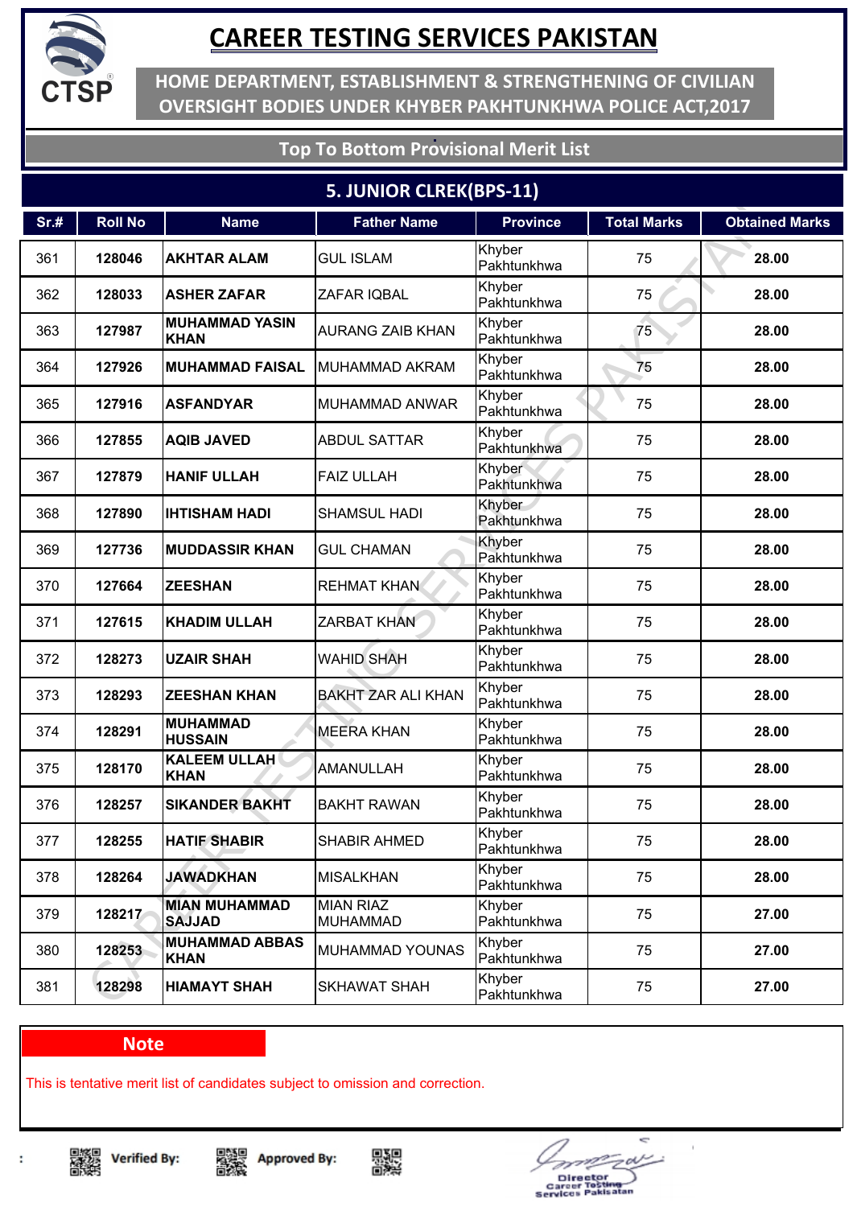# CAREER TESTING SERVICES PAKISTAN

## HOME DEPARTMENT, ESTABLISHMENT & STRENGTHENING OF CIVILIAN OVERSIGHT BODIES UNDER KHYBER PAKHTUNKHWA POLICE ACT,2017

### Top To Bottom Provisional Merit List

### 5. JUNIOR CLREK(BPS-11)

| Sr.# | Roll No | Name | Father Name | Province | Total Marks | Obtained Marks |
|---|---|---|---|---|---|---|
| 361 | 128046 | AKHTAR ALAM | GUL ISLAM | Khyber Pakhtunkhwa | 75 | 28.00 |
| 362 | 128033 | ASHER ZAFAR | ZAFAR IQBAL | Khyber Pakhtunkhwa | 75 | 28.00 |
| 363 | 127987 | MUHAMMAD YASIN KHAN | AURANG ZAIB KHAN | Khyber Pakhtunkhwa | 75 | 28.00 |
| 364 | 127926 | MUHAMMAD FAISAL | MUHAMMAD AKRAM | Khyber Pakhtunkhwa | 75 | 28.00 |
| 365 | 127916 | ASFANDYAR | MUHAMMAD ANWAR | Khyber Pakhtunkhwa | 75 | 28.00 |
| 366 | 127855 | AQIB JAVED | ABDUL SATTAR | Khyber Pakhtunkhwa | 75 | 28.00 |
| 367 | 127879 | HANIF ULLAH | FAIZ ULLAH | Khyber Pakhtunkhwa | 75 | 28.00 |
| 368 | 127890 | IHTISHAM HADI | SHAMSUL HADI | Khyber Pakhtunkhwa | 75 | 28.00 |
| 369 | 127736 | MUDDASSIR KHAN | GUL CHAMAN | Khyber Pakhtunkhwa | 75 | 28.00 |
| 370 | 127664 | ZEESHAN | REHMAT KHAN | Khyber Pakhtunkhwa | 75 | 28.00 |
| 371 | 127615 | KHADIM ULLAH | ZARBAT KHAN | Khyber Pakhtunkhwa | 75 | 28.00 |
| 372 | 128273 | UZAIR SHAH | WAHID SHAH | Khyber Pakhtunkhwa | 75 | 28.00 |
| 373 | 128293 | ZEESHAN KHAN | BAKHT ZAR ALI KHAN | Khyber Pakhtunkhwa | 75 | 28.00 |
| 374 | 128291 | MUHAMMAD HUSSAIN | MEERA KHAN | Khyber Pakhtunkhwa | 75 | 28.00 |
| 375 | 128170 | KALEEM ULLAH KHAN | AMANULLAH | Khyber Pakhtunkhwa | 75 | 28.00 |
| 376 | 128257 | SIKANDER BAKHT | BAKHT RAWAN | Khyber Pakhtunkhwa | 75 | 28.00 |
| 377 | 128255 | HATIF SHABIR | SHABIR AHMED | Khyber Pakhtunkhwa | 75 | 28.00 |
| 378 | 128264 | JAWADKHAN | MISALKHAN | Khyber Pakhtunkhwa | 75 | 28.00 |
| 379 | 128217 | MIAN MUHAMMAD SAJJAD | MIAN RIAZ MUHAMMAD | Khyber Pakhtunkhwa | 75 | 27.00 |
| 380 | 128253 | MUHAMMAD ABBAS KHAN | MUHAMMAD YOUNAS | Khyber Pakhtunkhwa | 75 | 27.00 |
| 381 | 128298 | HIAMAYT SHAH | SKHAWAT SHAH | Khyber Pakhtunkhwa | 75 | 27.00 |

**Note**

This is tentative merit list of candidates subject to omission and correction.

Verified By: Approved By:

Director
Career Testing Services Pakistan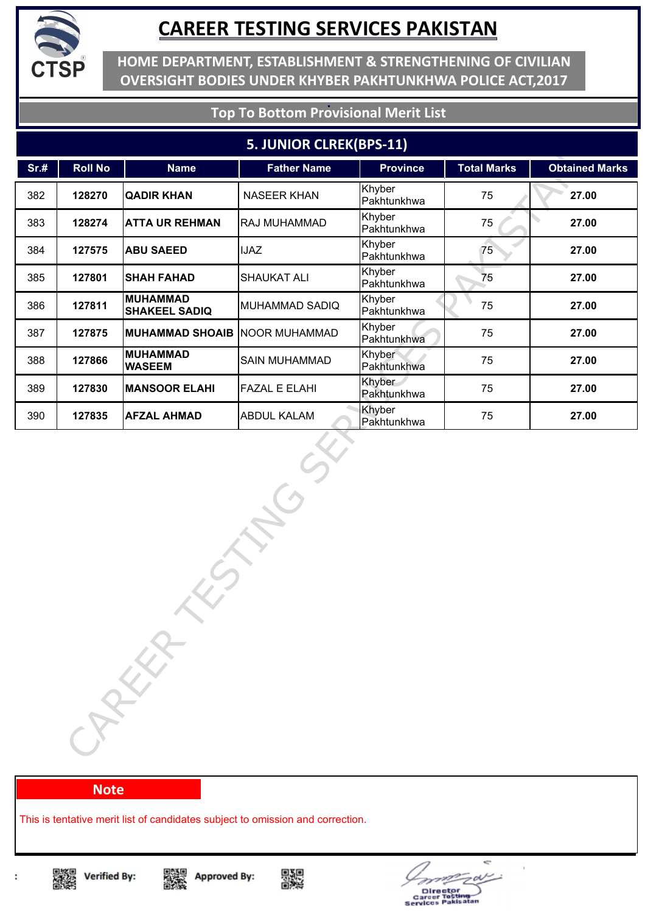# CAREER TESTING SERVICES PAKISTAN

**HOME DEPARTMENT, ESTABLISHMENT & STRENGTHENING OF CIVILIAN OVERSIGHT BODIES UNDER KHYBER PAKHTUNKHWA POLICE ACT,2017**

## Top To Bottom Provisional Merit List

### 5. JUNIOR CLREK(BPS-11)

| Sr.# | Roll No | Name | Father Name | Province | Total Marks | Obtained Marks |
|---|---|---|---|---|---|---|
| 382 | **128270** | **QADIR KHAN** | NASEER KHAN | Khyber Pakhtunkhwa | 75 | **27.00** |
| 383 | **128274** | **ATTA UR REHMAN** | RAJ MUHAMMAD | Khyber Pakhtunkhwa | 75 | **27.00** |
| 384 | **127575** | **ABU SAEED** | IJAZ | Khyber Pakhtunkhwa | 75 | **27.00** |
| 385 | **127801** | **SHAH FAHAD** | SHAUKAT ALI | Khyber Pakhtunkhwa | 75 | **27.00** |
| 386 | **127811** | **MUHAMMAD SHAKEEL SADIQ** | MUHAMMAD SADIQ | Khyber Pakhtunkhwa | 75 | **27.00** |
| 387 | **127875** | **MUHAMMAD SHOAIB** | NOOR MUHAMMAD | Khyber Pakhtunkhwa | 75 | **27.00** |
| 388 | **127866** | **MUHAMMAD WASEEM** | SAIN MUHAMMAD | Khyber Pakhtunkhwa | 75 | **27.00** |
| 389 | **127830** | **MANSOOR ELAHI** | FAZAL E ELAHI | Khyber Pakhtunkhwa | 75 | **27.00** |
| 390 | **127835** | **AFZAL AHMAD** | ABDUL KALAM | Khyber Pakhtunkhwa | 75 | **27.00** |

**Note**

This is tentative merit list of candidates subject to omission and correction.

**Verified By:** **Approved By:**

Director
Career Testing Services Pakistan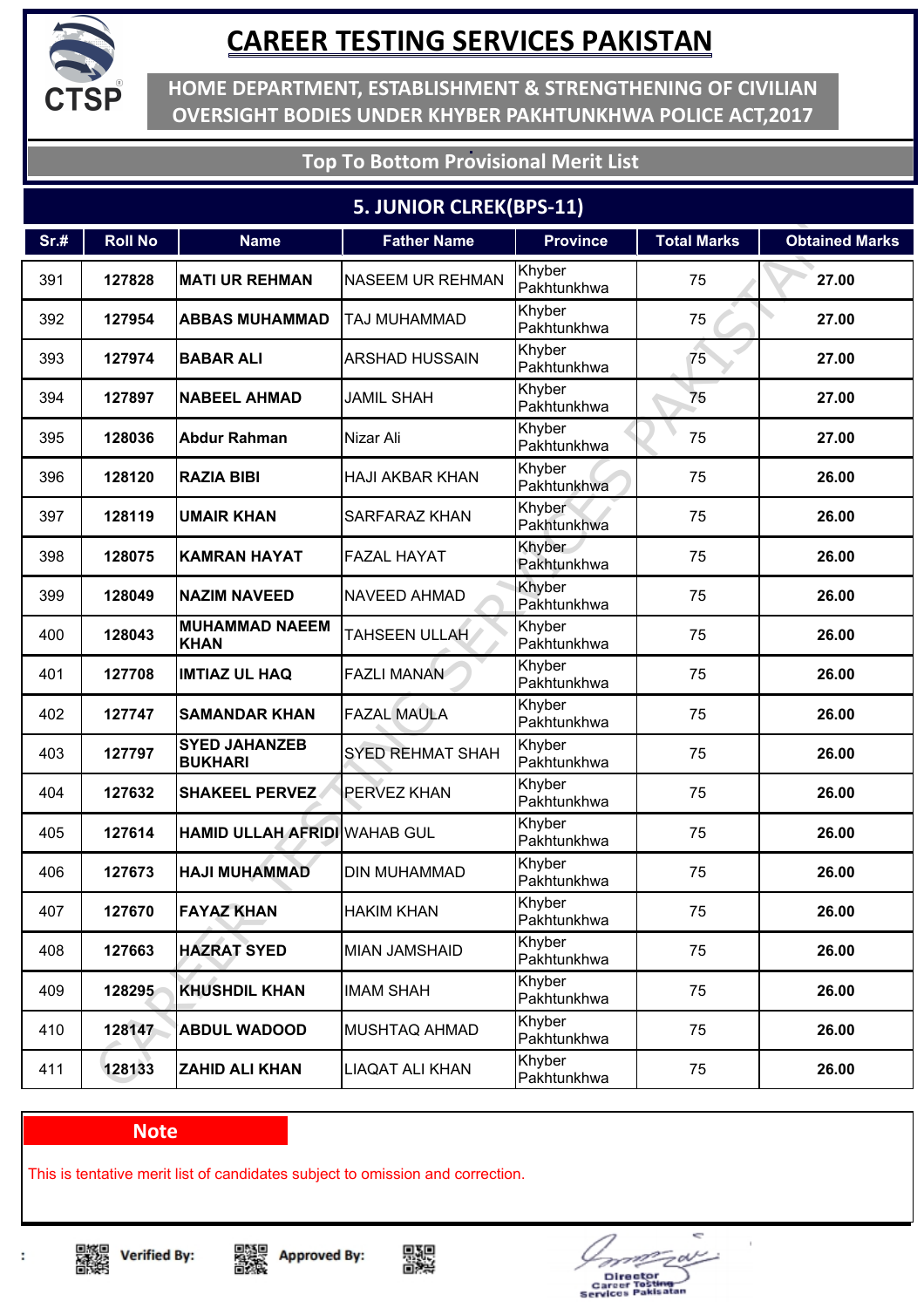# CAREER TESTING SERVICES PAKISTAN

## HOME DEPARTMENT, ESTABLISHMENT & STRENGTHENING OF CIVILIAN OVERSIGHT BODIES UNDER KHYBER PAKHTUNKHWA POLICE ACT,2017

### Top To Bottom Provisional Merit List

### 5. JUNIOR CLREK(BPS-11)

| Sr.# | Roll No | Name | Father Name | Province | Total Marks | Obtained Marks |
|---|---|---|---|---|---|---|
| 391 | 127828 | **MATI UR REHMAN** | NASEEM UR REHMAN | Khyber Pakhtunkhwa | 75 | **27.00** |
| 392 | 127954 | **ABBAS MUHAMMAD** | TAJ MUHAMMAD | Khyber Pakhtunkhwa | 75 | **27.00** |
| 393 | 127974 | **BABAR ALI** | ARSHAD HUSSAIN | Khyber Pakhtunkhwa | 75 | **27.00** |
| 394 | 127897 | **NABEEL AHMAD** | JAMIL SHAH | Khyber Pakhtunkhwa | 75 | **27.00** |
| 395 | 128036 | **Abdur Rahman** | Nizar Ali | Khyber Pakhtunkhwa | 75 | **27.00** |
| 396 | 128120 | **RAZIA BIBI** | HAJI AKBAR KHAN | Khyber Pakhtunkhwa | 75 | **26.00** |
| 397 | 128119 | **UMAIR KHAN** | SARFARAZ KHAN | Khyber Pakhtunkhwa | 75 | **26.00** |
| 398 | 128075 | **KAMRAN HAYAT** | FAZAL HAYAT | Khyber Pakhtunkhwa | 75 | **26.00** |
| 399 | 128049 | **NAZIM NAVEED** | NAVEED AHMAD | Khyber Pakhtunkhwa | 75 | **26.00** |
| 400 | 128043 | **MUHAMMAD NAEEM KHAN** | TAHSEEN ULLAH | Khyber Pakhtunkhwa | 75 | **26.00** |
| 401 | 127708 | **IMTIAZ UL HAQ** | FAZLI MANAN | Khyber Pakhtunkhwa | 75 | **26.00** |
| 402 | 127747 | **SAMANDAR KHAN** | FAZAL MAULA | Khyber Pakhtunkhwa | 75 | **26.00** |
| 403 | 127797 | **SYED JAHANZEB BUKHARI** | SYED REHMAT SHAH | Khyber Pakhtunkhwa | 75 | **26.00** |
| 404 | 127632 | **SHAKEEL PERVEZ** | PERVEZ KHAN | Khyber Pakhtunkhwa | 75 | **26.00** |
| 405 | 127614 | **HAMID ULLAH AFRIDI** | WAHAB GUL | Khyber Pakhtunkhwa | 75 | **26.00** |
| 406 | 127673 | **HAJI MUHAMMAD** | DIN MUHAMMAD | Khyber Pakhtunkhwa | 75 | **26.00** |
| 407 | 127670 | **FAYAZ KHAN** | HAKIM KHAN | Khyber Pakhtunkhwa | 75 | **26.00** |
| 408 | 127663 | **HAZRAT SYED** | MIAN JAMSHAID | Khyber Pakhtunkhwa | 75 | **26.00** |
| 409 | 128295 | **KHUSHDIL KHAN** | IMAM SHAH | Khyber Pakhtunkhwa | 75 | **26.00** |
| 410 | 128147 | **ABDUL WADOOD** | MUSHTAQ AHMAD | Khyber Pakhtunkhwa | 75 | **26.00** |
| 411 | 128133 | **ZAHID ALI KHAN** | LIAQAT ALI KHAN | Khyber Pakhtunkhwa | 75 | **26.00** |

**Note**

This is tentative merit list of candidates subject to omission and correction.

Verified By: Approved By:

Director Career Testing Services Pakistan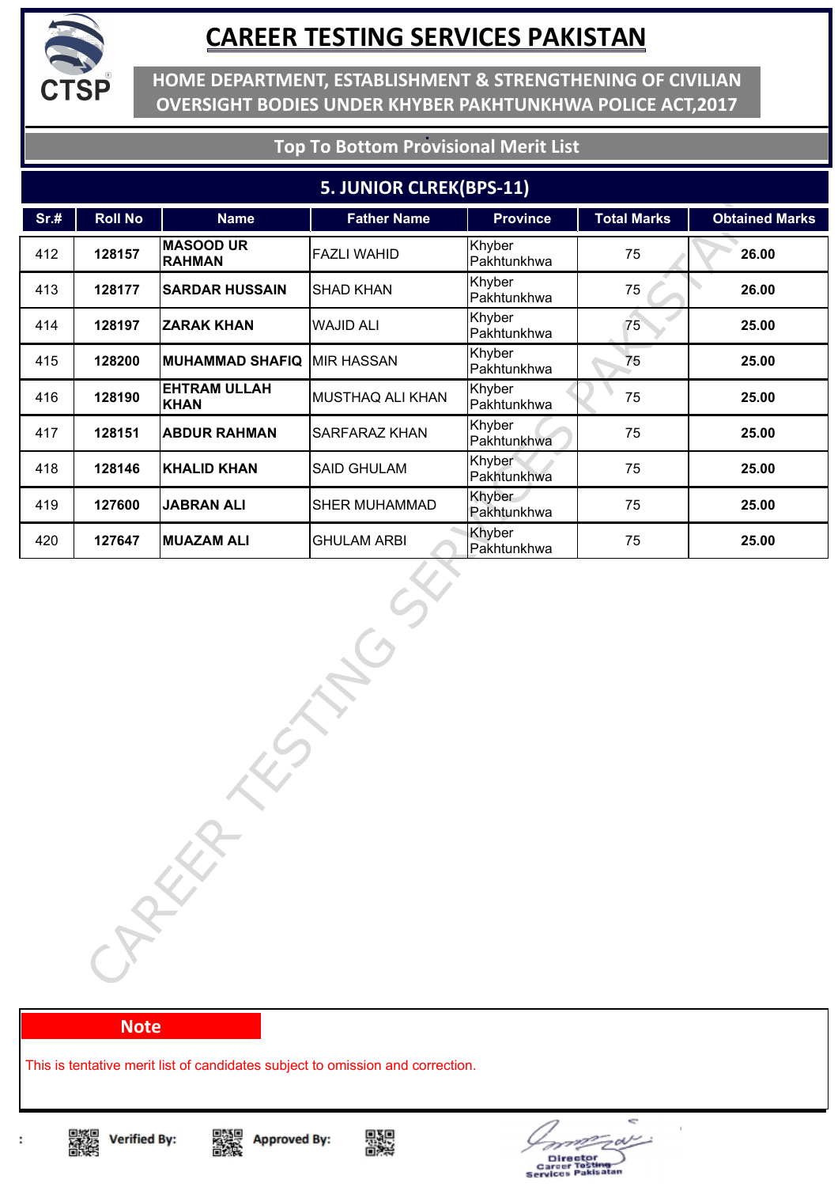# CAREER TESTING SERVICES PAKISTAN

**HOME DEPARTMENT, ESTABLISHMENT & STRENGTHENING OF CIVILIAN OVERSIGHT BODIES UNDER KHYBER PAKHTUNKHWA POLICE ACT,2017**

**Top To Bottom Provisional Merit List**

## 5. JUNIOR CLREK(BPS-11)

| Sr.# | Roll No | Name | Father Name | Province | Total Marks | Obtained Marks |
|---|---|---|---|---|---|---|
| 412 | **128157** | **MASOOD UR RAHMAN** | FAZLI WAHID | Khyber Pakhtunkhwa | 75 | **26.00** |
| 413 | **128177** | **SARDAR HUSSAIN** | SHAD KHAN | Khyber Pakhtunkhwa | 75 | **26.00** |
| 414 | **128197** | **ZARAK KHAN** | WAJID ALI | Khyber Pakhtunkhwa | 75 | **25.00** |
| 415 | **128200** | **MUHAMMAD SHAFIQ** | MIR HASSAN | Khyber Pakhtunkhwa | 75 | **25.00** |
| 416 | **128190** | **EHTRAM ULLAH KHAN** | MUSTHAQ ALI KHAN | Khyber Pakhtunkhwa | 75 | **25.00** |
| 417 | **128151** | **ABDUR RAHMAN** | SARFARAZ KHAN | Khyber Pakhtunkhwa | 75 | **25.00** |
| 418 | **128146** | **KHALID KHAN** | SAID GHULAM | Khyber Pakhtunkhwa | 75 | **25.00** |
| 419 | **127600** | **JABRAN ALI** | SHER MUHAMMAD | Khyber Pakhtunkhwa | 75 | **25.00** |
| 420 | **127647** | **MUAZAM ALI** | GHULAM ARBI | Khyber Pakhtunkhwa | 75 | **25.00** |

**Note**

This is tentative merit list of candidates subject to omission and correction.

Verified By: Approved By:

Director Career Testing Services Pakistan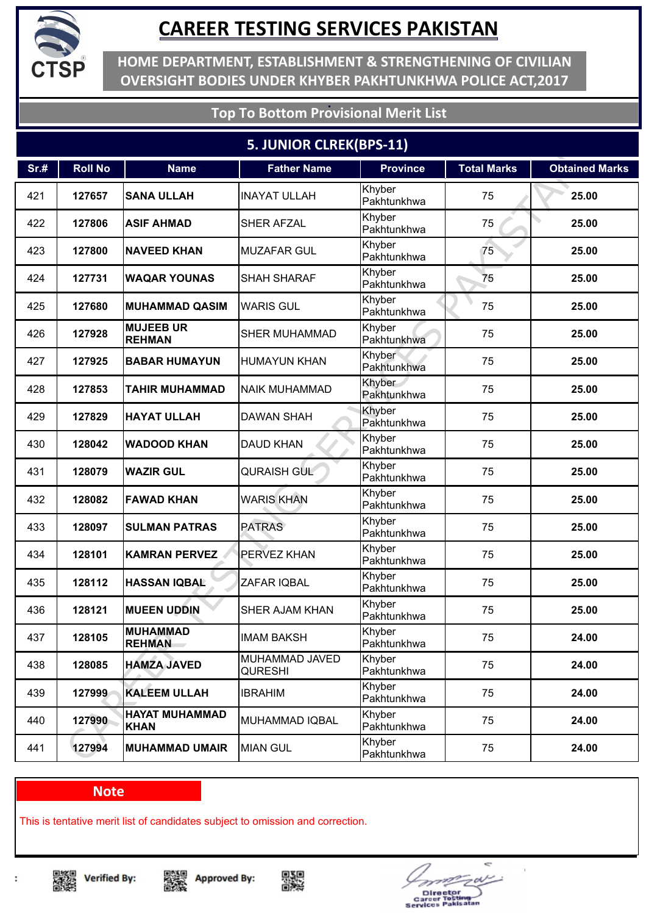# CAREER TESTING SERVICES PAKISTAN

## HOME DEPARTMENT, ESTABLISHMENT & STRENGTHENING OF CIVILIAN OVERSIGHT BODIES UNDER KHYBER PAKHTUNKHWA POLICE ACT,2017

### Top To Bottom Provisional Merit List

### 5. JUNIOR CLREK(BPS-11)

| Sr.# | Roll No | Name | Father Name | Province | Total Marks | Obtained Marks |
|---|---|---|---|---|---|---|
| 421 | 127657 | SANA ULLAH | INAYAT ULLAH | Khyber Pakhtunkhwa | 75 | 25.00 |
| 422 | 127806 | ASIF AHMAD | SHER AFZAL | Khyber Pakhtunkhwa | 75 | 25.00 |
| 423 | 127800 | NAVEED KHAN | MUZAFAR GUL | Khyber Pakhtunkhwa | 75 | 25.00 |
| 424 | 127731 | WAQAR YOUNAS | SHAH SHARAF | Khyber Pakhtunkhwa | 75 | 25.00 |
| 425 | 127680 | MUHAMMAD QASIM | WARIS GUL | Khyber Pakhtunkhwa | 75 | 25.00 |
| 426 | 127928 | MUJEEB UR REHMAN | SHER MUHAMMAD | Khyber Pakhtunkhwa | 75 | 25.00 |
| 427 | 127925 | BABAR HUMAYUN | HUMAYUN KHAN | Khyber Pakhtunkhwa | 75 | 25.00 |
| 428 | 127853 | TAHIR MUHAMMAD | NAIK MUHAMMAD | Khyber Pakhtunkhwa | 75 | 25.00 |
| 429 | 127829 | HAYAT ULLAH | DAWAN SHAH | Khyber Pakhtunkhwa | 75 | 25.00 |
| 430 | 128042 | WADOOD KHAN | DAUD KHAN | Khyber Pakhtunkhwa | 75 | 25.00 |
| 431 | 128079 | WAZIR GUL | QURAISH GUL | Khyber Pakhtunkhwa | 75 | 25.00 |
| 432 | 128082 | FAWAD KHAN | WARIS KHAN | Khyber Pakhtunkhwa | 75 | 25.00 |
| 433 | 128097 | SULMAN PATRAS | PATRAS | Khyber Pakhtunkhwa | 75 | 25.00 |
| 434 | 128101 | KAMRAN PERVEZ | PERVEZ KHAN | Khyber Pakhtunkhwa | 75 | 25.00 |
| 435 | 128112 | HASSAN IQBAL | ZAFAR IQBAL | Khyber Pakhtunkhwa | 75 | 25.00 |
| 436 | 128121 | MUEEN UDDIN | SHER AJAM KHAN | Khyber Pakhtunkhwa | 75 | 25.00 |
| 437 | 128105 | MUHAMMAD REHMAN | IMAM BAKSH | Khyber Pakhtunkhwa | 75 | 24.00 |
| 438 | 128085 | HAMZA JAVED | MUHAMMAD JAVED QURESHI | Khyber Pakhtunkhwa | 75 | 24.00 |
| 439 | 127999 | KALEEM ULLAH | IBRAHIM | Khyber Pakhtunkhwa | 75 | 24.00 |
| 440 | 127990 | HAYAT MUHAMMAD KHAN | MUHAMMAD IQBAL | Khyber Pakhtunkhwa | 75 | 24.00 |
| 441 | 127994 | MUHAMMAD UMAIR | MIAN GUL | Khyber Pakhtunkhwa | 75 | 24.00 |

**Note**

This is tentative merit list of candidates subject to omission and correction.

Verified By: Approved By:

Director
Career Testing Services Pakistan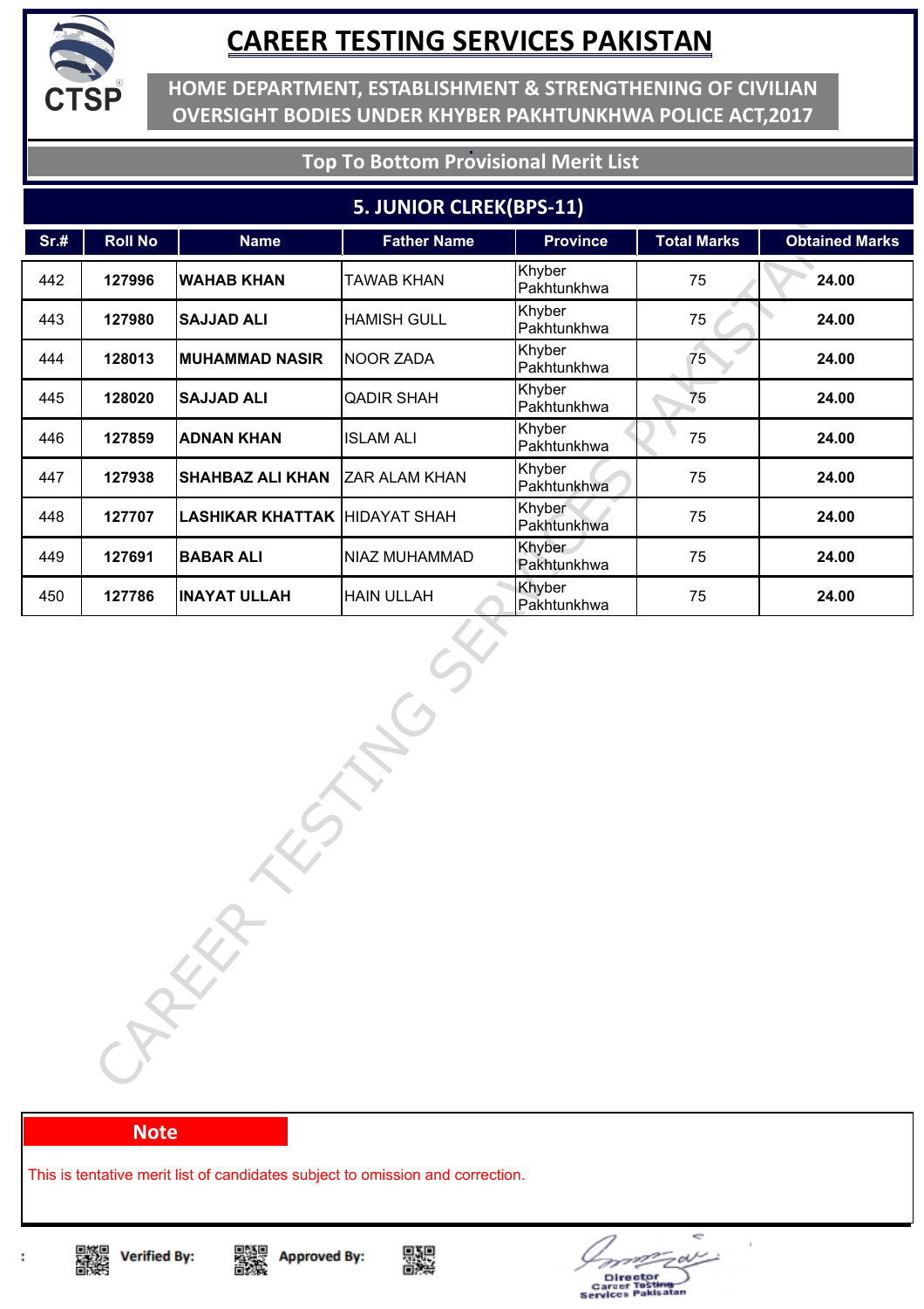# CAREER TESTING SERVICES PAKISTAN

**HOME DEPARTMENT, ESTABLISHMENT & STRENGTHENING OF CIVILIAN OVERSIGHT BODIES UNDER KHYBER PAKHTUNKHWA POLICE ACT,2017**

**Top To Bottom Provisional Merit List**

## 5. JUNIOR CLREK(BPS-11)

| Sr.# | Roll No | Name | Father Name | Province | Total Marks | Obtained Marks |
|---|---|---|---|---|---|---|
| 442 | **127996** | **WAHAB KHAN** | TAWAB KHAN | Khyber Pakhtunkhwa | 75 | **24.00** |
| 443 | **127980** | **SAJJAD ALI** | HAMISH GULL | Khyber Pakhtunkhwa | 75 | **24.00** |
| 444 | **128013** | **MUHAMMAD NASIR** | NOOR ZADA | Khyber Pakhtunkhwa | 75 | **24.00** |
| 445 | **128020** | **SAJJAD ALI** | QADIR SHAH | Khyber Pakhtunkhwa | 75 | **24.00** |
| 446 | **127859** | **ADNAN KHAN** | ISLAM ALI | Khyber Pakhtunkhwa | 75 | **24.00** |
| 447 | **127938** | **SHAHBAZ ALI KHAN** | ZAR ALAM KHAN | Khyber Pakhtunkhwa | 75 | **24.00** |
| 448 | **127707** | **LASHIKAR KHATTAK** | HIDAYAT SHAH | Khyber Pakhtunkhwa | 75 | **24.00** |
| 449 | **127691** | **BABAR ALI** | NIAZ MUHAMMAD | Khyber Pakhtunkhwa | 75 | **24.00** |
| 450 | **127786** | **INAYAT ULLAH** | HAIN ULLAH | Khyber Pakhtunkhwa | 75 | **24.00** |

**Note**

This is tentative merit list of candidates subject to omission and correction.

Verified By: Approved By:

Director
Career Testing Services Pakistan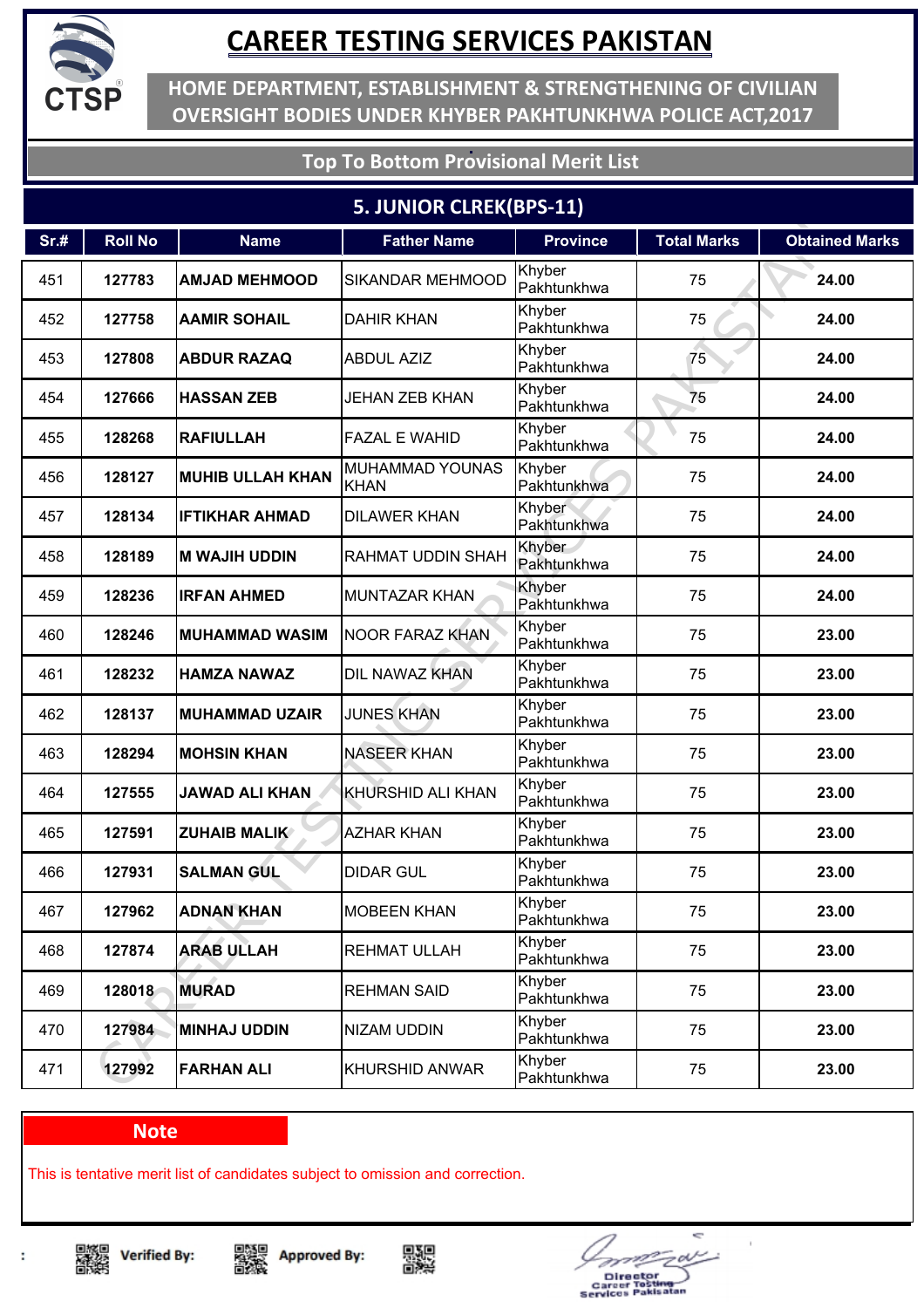# CAREER TESTING SERVICES PAKISTAN

## HOME DEPARTMENT, ESTABLISHMENT & STRENGTHENING OF CIVILIAN OVERSIGHT BODIES UNDER KHYBER PAKHTUNKHWA POLICE ACT,2017

### Top To Bottom Provisional Merit List

### 5. JUNIOR CLREK(BPS-11)

| Sr.# | Roll No | Name | Father Name | Province | Total Marks | Obtained Marks |
|---|---|---|---|---|---|---|
| 451 | 127783 | AMJAD MEHMOOD | SIKANDAR MEHMOOD | Khyber Pakhtunkhwa | 75 | 24.00 |
| 452 | 127758 | AAMIR SOHAIL | DAHIR KHAN | Khyber Pakhtunkhwa | 75 | 24.00 |
| 453 | 127808 | ABDUR RAZAQ | ABDUL AZIZ | Khyber Pakhtunkhwa | 75 | 24.00 |
| 454 | 127666 | HASSAN ZEB | JEHAN ZEB KHAN | Khyber Pakhtunkhwa | 75 | 24.00 |
| 455 | 128268 | RAFIULLAH | FAZAL E WAHID | Khyber Pakhtunkhwa | 75 | 24.00 |
| 456 | 128127 | MUHIB ULLAH KHAN | MUHAMMAD YOUNAS KHAN | Khyber Pakhtunkhwa | 75 | 24.00 |
| 457 | 128134 | IFTIKHAR AHMAD | DILAWER KHAN | Khyber Pakhtunkhwa | 75 | 24.00 |
| 458 | 128189 | M WAJIH UDDIN | RAHMAT UDDIN SHAH | Khyber Pakhtunkhwa | 75 | 24.00 |
| 459 | 128236 | IRFAN AHMED | MUNTAZAR KHAN | Khyber Pakhtunkhwa | 75 | 24.00 |
| 460 | 128246 | MUHAMMAD WASIM | NOOR FARAZ KHAN | Khyber Pakhtunkhwa | 75 | 23.00 |
| 461 | 128232 | HAMZA NAWAZ | DIL NAWAZ KHAN | Khyber Pakhtunkhwa | 75 | 23.00 |
| 462 | 128137 | MUHAMMAD UZAIR | JUNES KHAN | Khyber Pakhtunkhwa | 75 | 23.00 |
| 463 | 128294 | MOHSIN KHAN | NASEER KHAN | Khyber Pakhtunkhwa | 75 | 23.00 |
| 464 | 127555 | JAWAD ALI KHAN | KHURSHID ALI KHAN | Khyber Pakhtunkhwa | 75 | 23.00 |
| 465 | 127591 | ZUHAIB MALIK | AZHAR KHAN | Khyber Pakhtunkhwa | 75 | 23.00 |
| 466 | 127931 | SALMAN GUL | DIDAR GUL | Khyber Pakhtunkhwa | 75 | 23.00 |
| 467 | 127962 | ADNAN KHAN | MOBEEN KHAN | Khyber Pakhtunkhwa | 75 | 23.00 |
| 468 | 127874 | ARAB ULLAH | REHMAT ULLAH | Khyber Pakhtunkhwa | 75 | 23.00 |
| 469 | 128018 | MURAD | REHMAN SAID | Khyber Pakhtunkhwa | 75 | 23.00 |
| 470 | 127984 | MINHAJ UDDIN | NIZAM UDDIN | Khyber Pakhtunkhwa | 75 | 23.00 |
| 471 | 127992 | FARHAN ALI | KHURSHID ANWAR | Khyber Pakhtunkhwa | 75 | 23.00 |

**Note**

This is tentative merit list of candidates subject to omission and correction.

Verified By: Approved By:

Director
Career Testing Services Pakistan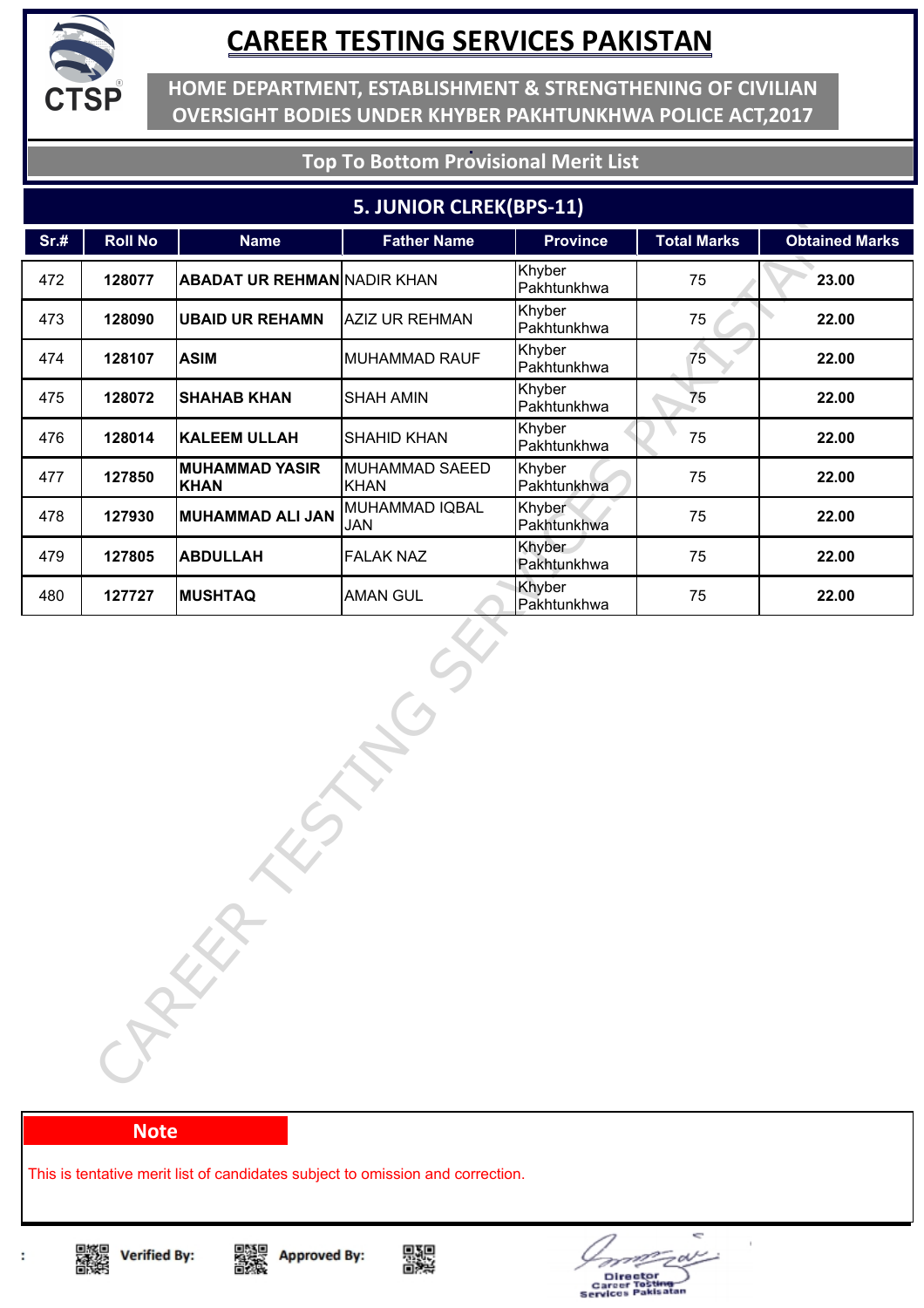# CAREER TESTING SERVICES PAKISTAN

## HOME DEPARTMENT, ESTABLISHMENT & STRENGTHENING OF CIVILIAN OVERSIGHT BODIES UNDER KHYBER PAKHTUNKHWA POLICE ACT,2017

### Top To Bottom Provisional Merit List

### 5. JUNIOR CLREK(BPS-11)

| Sr.# | Roll No | Name | Father Name | Province | Total Marks | Obtained Marks |
|---|---|---|---|---|---|---|
| 472 | **128077** | **ABADAT UR REHMAN** | NADIR KHAN | Khyber Pakhtunkhwa | 75 | **23.00** |
| 473 | **128090** | **UBAID UR REHAMN** | AZIZ UR REHMAN | Khyber Pakhtunkhwa | 75 | **22.00** |
| 474 | **128107** | **ASIM** | MUHAMMAD RAUF | Khyber Pakhtunkhwa | 75 | **22.00** |
| 475 | **128072** | **SHAHAB KHAN** | SHAH AMIN | Khyber Pakhtunkhwa | 75 | **22.00** |
| 476 | **128014** | **KALEEM ULLAH** | SHAHID KHAN | Khyber Pakhtunkhwa | 75 | **22.00** |
| 477 | **127850** | **MUHAMMAD YASIR KHAN** | MUHAMMAD SAEED KHAN | Khyber Pakhtunkhwa | 75 | **22.00** |
| 478 | **127930** | **MUHAMMAD ALI JAN** | MUHAMMAD IQBAL JAN | Khyber Pakhtunkhwa | 75 | **22.00** |
| 479 | **127805** | **ABDULLAH** | FALAK NAZ | Khyber Pakhtunkhwa | 75 | **22.00** |
| 480 | **127727** | **MUSHTAQ** | AMAN GUL | Khyber Pakhtunkhwa | 75 | **22.00** |

**Note**

This is tentative merit list of candidates subject to omission and correction.

**Verified By:** **Approved By:**

Director
Career Testing Services Pakistan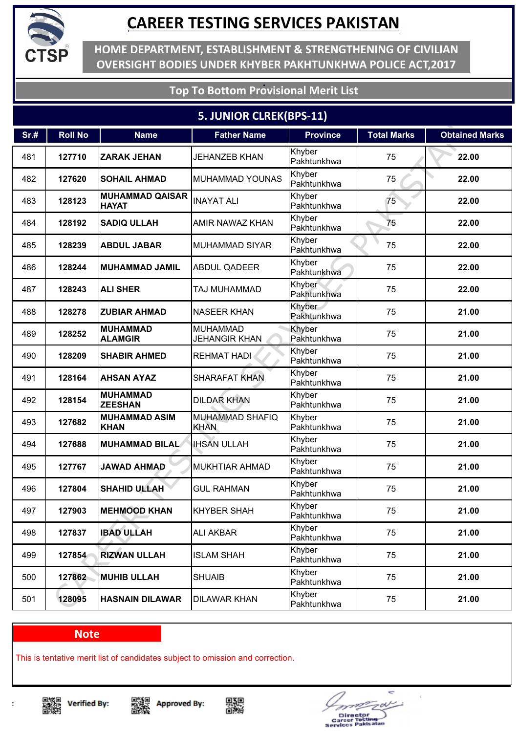# CAREER TESTING SERVICES PAKISTAN

## HOME DEPARTMENT, ESTABLISHMENT & STRENGTHENING OF CIVILIAN OVERSIGHT BODIES UNDER KHYBER PAKHTUNKHWA POLICE ACT,2017

### Top To Bottom Provisional Merit List

### 5. JUNIOR CLREK(BPS-11)

| Sr.# | Roll No | Name | Father Name | Province | Total Marks | Obtained Marks |
|---|---|---|---|---|---|---|
| 481 | 127710 | ZARAK JEHAN | JEHANZEB KHAN | Khyber Pakhtunkhwa | 75 | 22.00 |
| 482 | 127620 | SOHAIL AHMAD | MUHAMMAD YOUNAS | Khyber Pakhtunkhwa | 75 | 22.00 |
| 483 | 128123 | MUHAMMAD QAISAR HAYAT | INAYAT ALI | Khyber Pakhtunkhwa | 75 | 22.00 |
| 484 | 128192 | SADIQ ULLAH | AMIR NAWAZ KHAN | Khyber Pakhtunkhwa | 75 | 22.00 |
| 485 | 128239 | ABDUL JABAR | MUHAMMAD SIYAR | Khyber Pakhtunkhwa | 75 | 22.00 |
| 486 | 128244 | MUHAMMAD JAMIL | ABDUL QADEER | Khyber Pakhtunkhwa | 75 | 22.00 |
| 487 | 128243 | ALI SHER | TAJ MUHAMMAD | Khyber Pakhtunkhwa | 75 | 22.00 |
| 488 | 128278 | ZUBIAR AHMAD | NASEER KHAN | Khyber Pakhtunkhwa | 75 | 21.00 |
| 489 | 128252 | MUHAMMAD ALAMGIR | MUHAMMAD JEHANGIR KHAN | Khyber Pakhtunkhwa | 75 | 21.00 |
| 490 | 128209 | SHABIR AHMED | REHMAT HADI | Khyber Pakhtunkhwa | 75 | 21.00 |
| 491 | 128164 | AHSAN AYAZ | SHARAFAT KHAN | Khyber Pakhtunkhwa | 75 | 21.00 |
| 492 | 128154 | MUHAMMAD ZEESHAN | DILDAR KHAN | Khyber Pakhtunkhwa | 75 | 21.00 |
| 493 | 127682 | MUHAMMAD ASIM KHAN | MUHAMMAD SHAFIQ KHAN | Khyber Pakhtunkhwa | 75 | 21.00 |
| 494 | 127688 | MUHAMMAD BILAL | IHSAN ULLAH | Khyber Pakhtunkhwa | 75 | 21.00 |
| 495 | 127767 | JAWAD AHMAD | MUKHTIAR AHMAD | Khyber Pakhtunkhwa | 75 | 21.00 |
| 496 | 127804 | SHAHID ULLAH | GUL RAHMAN | Khyber Pakhtunkhwa | 75 | 21.00 |
| 497 | 127903 | MEHMOOD KHAN | KHYBER SHAH | Khyber Pakhtunkhwa | 75 | 21.00 |
| 498 | 127837 | IBAD ULLAH | ALI AKBAR | Khyber Pakhtunkhwa | 75 | 21.00 |
| 499 | 127854 | RIZWAN ULLAH | ISLAM SHAH | Khyber Pakhtunkhwa | 75 | 21.00 |
| 500 | 127862 | MUHIB ULLAH | SHUAIB | Khyber Pakhtunkhwa | 75 | 21.00 |
| 501 | 128095 | HASNAIN DILAWAR | DILAWAR KHAN | Khyber Pakhtunkhwa | 75 | 21.00 |

**Note**

This is tentative merit list of candidates subject to omission and correction.

Verified By: Approved By:

Director
Career Testing Services Pakistan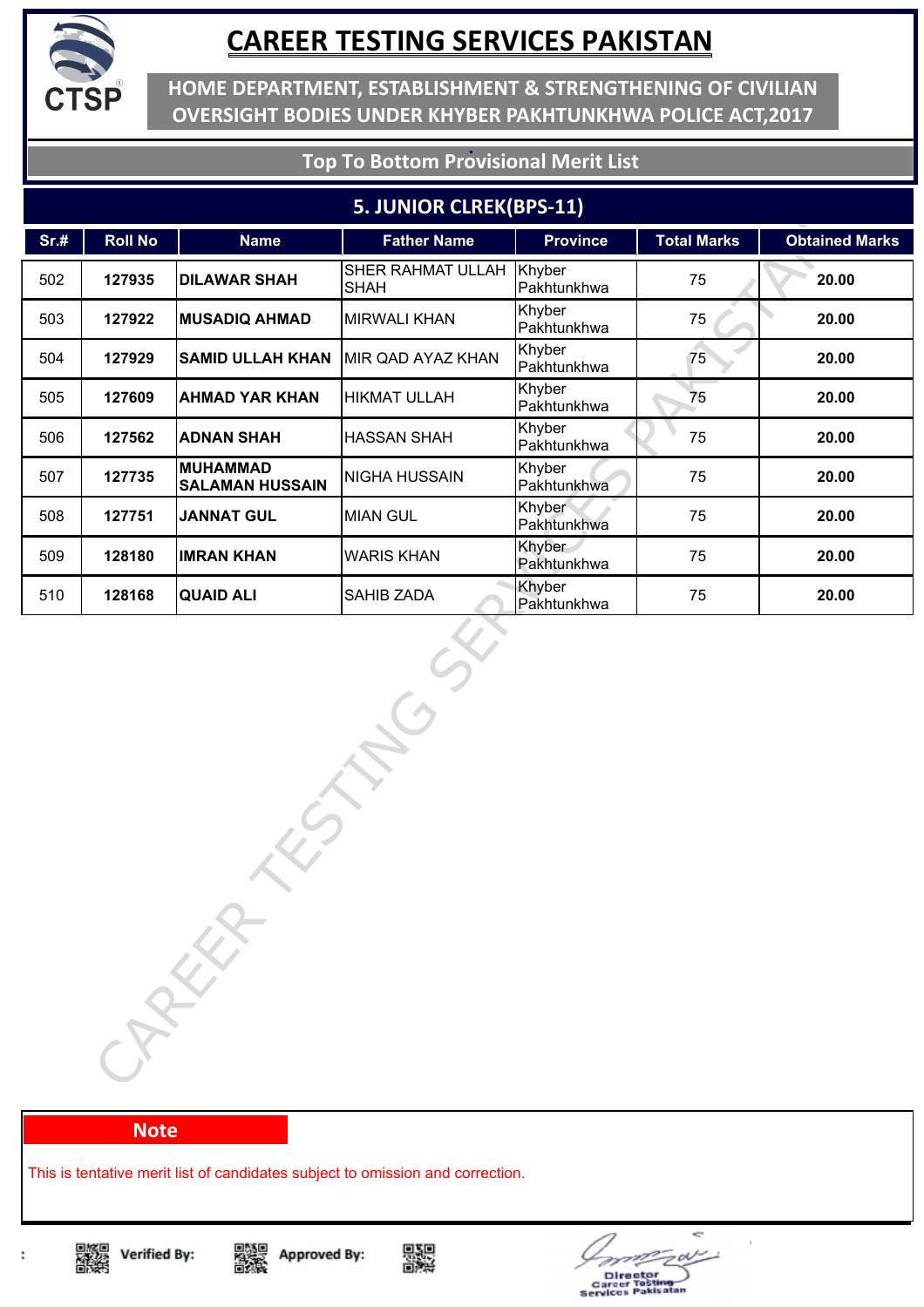# CAREER TESTING SERVICES PAKISTAN

## HOME DEPARTMENT, ESTABLISHMENT & STRENGTHENING OF CIVILIAN OVERSIGHT BODIES UNDER KHYBER PAKHTUNKHWA POLICE ACT,2017

### Top To Bottom Provisional Merit List

### 5. JUNIOR CLREK(BPS-11)

| Sr.# | Roll No | Name | Father Name | Province | Total Marks | Obtained Marks |
|---|---|---|---|---|---|---|
| 502 | **127935** | **DILAWAR SHAH** | SHER RAHMAT ULLAH SHAH | Khyber Pakhtunkhwa | 75 | **20.00** |
| 503 | **127922** | **MUSADIQ AHMAD** | MIRWALI KHAN | Khyber Pakhtunkhwa | 75 | **20.00** |
| 504 | **127929** | **SAMID ULLAH KHAN** | MIR QAD AYAZ KHAN | Khyber Pakhtunkhwa | 75 | **20.00** |
| 505 | **127609** | **AHMAD YAR KHAN** | HIKMAT ULLAH | Khyber Pakhtunkhwa | 75 | **20.00** |
| 506 | **127562** | **ADNAN SHAH** | HASSAN SHAH | Khyber Pakhtunkhwa | 75 | **20.00** |
| 507 | **127735** | **MUHAMMAD SALAMAN HUSSAIN** | NIGHA HUSSAIN | Khyber Pakhtunkhwa | 75 | **20.00** |
| 508 | **127751** | **JANNAT GUL** | MIAN GUL | Khyber Pakhtunkhwa | 75 | **20.00** |
| 509 | **128180** | **IMRAN KHAN** | WARIS KHAN | Khyber Pakhtunkhwa | 75 | **20.00** |
| 510 | **128168** | **QUAID ALI** | SAHIB ZADA | Khyber Pakhtunkhwa | 75 | **20.00** |

**Note**

This is tentative merit list of candidates subject to omission and correction.

**Verified By:** **Approved By:**

Director Career Testing Services Pakistan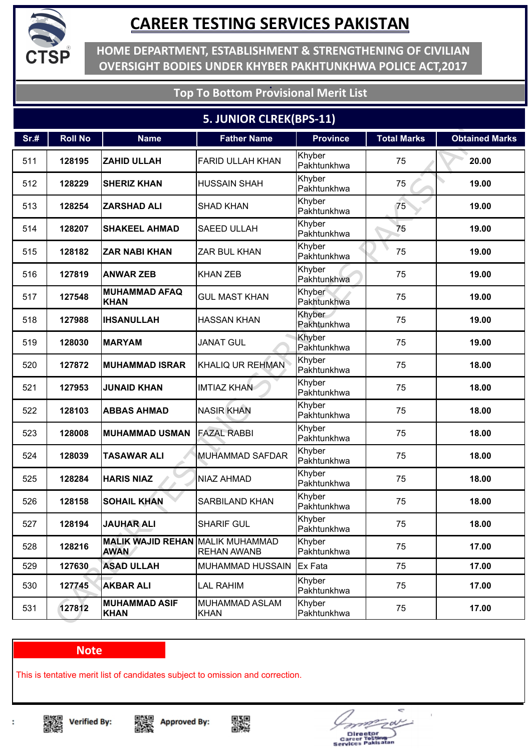# CAREER TESTING SERVICES PAKISTAN

**HOME DEPARTMENT, ESTABLISHMENT & STRENGTHENING OF CIVILIAN OVERSIGHT BODIES UNDER KHYBER PAKHTUNKHWA POLICE ACT,2017**

**Top To Bottom Provisional Merit List**

## 5. JUNIOR CLREK(BPS-11)

| Sr.# | Roll No | Name | Father Name | Province | Total Marks | Obtained Marks |
|---|---|---|---|---|---|---|
| 511 | **128195** | **ZAHID ULLAH** | FARID ULLAH KHAN | Khyber Pakhtunkhwa | 75 | **20.00** |
| 512 | **128229** | **SHERIZ KHAN** | HUSSAIN SHAH | Khyber Pakhtunkhwa | 75 | **19.00** |
| 513 | **128254** | **ZARSHAD ALI** | SHAD KHAN | Khyber Pakhtunkhwa | 75 | **19.00** |
| 514 | **128207** | **SHAKEEL AHMAD** | SAEED ULLAH | Khyber Pakhtunkhwa | 75 | **19.00** |
| 515 | **128182** | **ZAR NABI KHAN** | ZAR BUL KHAN | Khyber Pakhtunkhwa | 75 | **19.00** |
| 516 | **127819** | **ANWAR ZEB** | KHAN ZEB | Khyber Pakhtunkhwa | 75 | **19.00** |
| 517 | **127548** | **MUHAMMAD AFAQ KHAN** | GUL MAST KHAN | Khyber Pakhtunkhwa | 75 | **19.00** |
| 518 | **127988** | **IHSANULLAH** | HASSAN KHAN | Khyber Pakhtunkhwa | 75 | **19.00** |
| 519 | **128030** | **MARYAM** | JANAT GUL | Khyber Pakhtunkhwa | 75 | **19.00** |
| 520 | **127872** | **MUHAMMAD ISRAR** | KHALIQ UR REHMAN | Khyber Pakhtunkhwa | 75 | **18.00** |
| 521 | **127953** | **JUNAID KHAN** | IMTIAZ KHAN | Khyber Pakhtunkhwa | 75 | **18.00** |
| 522 | **128103** | **ABBAS AHMAD** | NASIR KHAN | Khyber Pakhtunkhwa | 75 | **18.00** |
| 523 | **128008** | **MUHAMMAD USMAN** | FAZAL RABBI | Khyber Pakhtunkhwa | 75 | **18.00** |
| 524 | **128039** | **TASAWAR ALI** | MUHAMMAD SAFDAR | Khyber Pakhtunkhwa | 75 | **18.00** |
| 525 | **128284** | **HARIS NIAZ** | NIAZ AHMAD | Khyber Pakhtunkhwa | 75 | **18.00** |
| 526 | **128158** | **SOHAIL KHAN** | SARBILAND KHAN | Khyber Pakhtunkhwa | 75 | **18.00** |
| 527 | **128194** | **JAUHAR ALI** | SHARIF GUL | Khyber Pakhtunkhwa | 75 | **18.00** |
| 528 | **128216** | **MALIK WAJID REHAN AWAN** | MALIK MUHAMMAD REHAN AWANB | Khyber Pakhtunkhwa | 75 | **17.00** |
| 529 | **127630** | **ASAD ULLAH** | MUHAMMAD HUSSAIN | Ex Fata | 75 | **17.00** |
| 530 | **127745** | **AKBAR ALI** | LAL RAHIM | Khyber Pakhtunkhwa | 75 | **17.00** |
| 531 | **127812** | **MUHAMMAD ASIF KHAN** | MUHAMMAD ASLAM KHAN | Khyber Pakhtunkhwa | 75 | **17.00** |

**Note**

This is tentative merit list of candidates subject to omission and correction.

Verified By: Approved By:

Director Career Testing Services Pakistan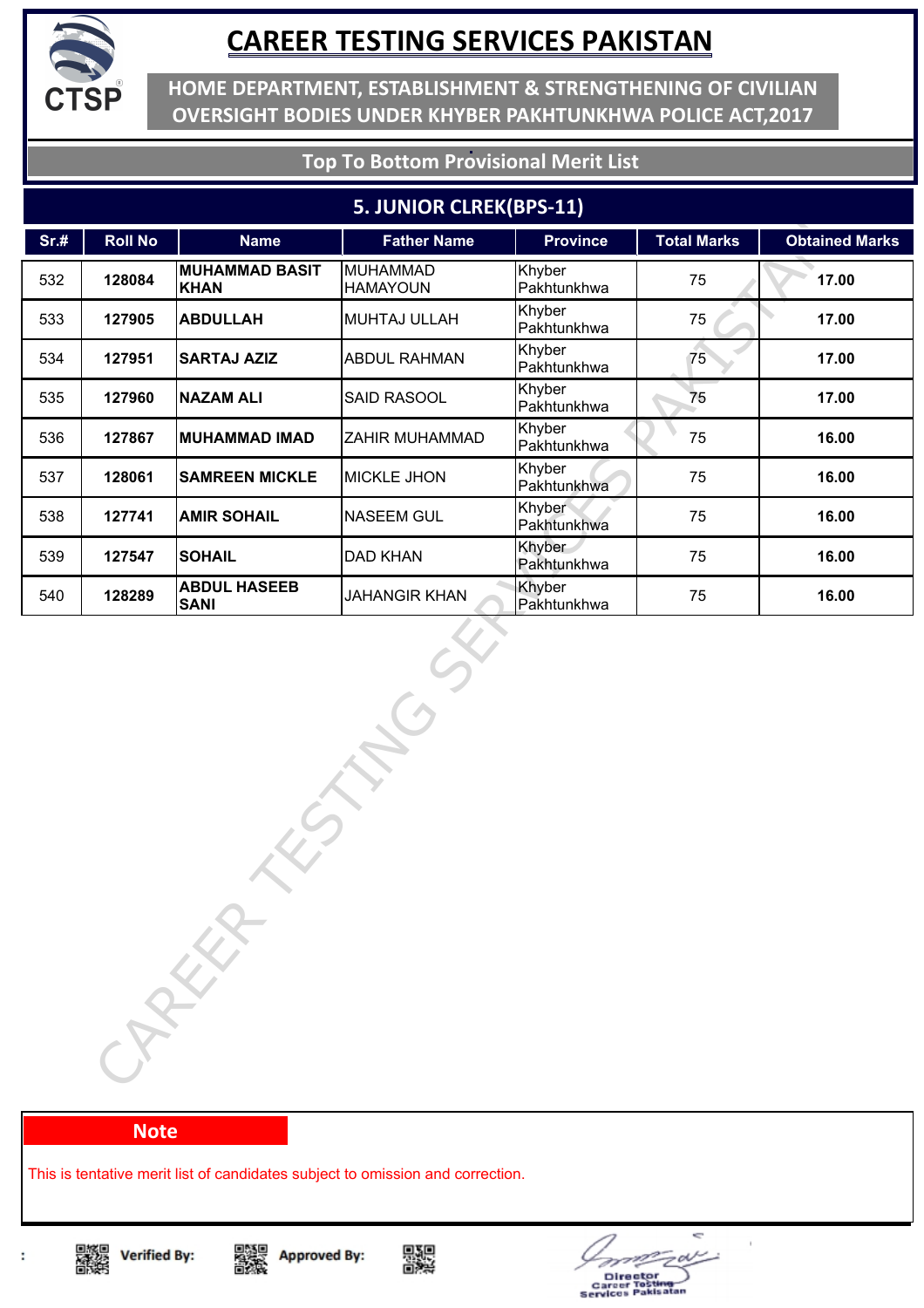# CAREER TESTING SERVICES PAKISTAN

## HOME DEPARTMENT, ESTABLISHMENT & STRENGTHENING OF CIVILIAN OVERSIGHT BODIES UNDER KHYBER PAKHTUNKHWA POLICE ACT,2017

### Top To Bottom Provisional Merit List

### 5. JUNIOR CLREK(BPS-11)

| Sr.# | Roll No | Name | Father Name | Province | Total Marks | Obtained Marks |
|---|---|---|---|---|---|---|
| 532 | **128084** | **MUHAMMAD BASIT KHAN** | MUHAMMAD HAMAYOUN | Khyber Pakhtunkhwa | 75 | **17.00** |
| 533 | **127905** | **ABDULLAH** | MUHTAJ ULLAH | Khyber Pakhtunkhwa | 75 | **17.00** |
| 534 | **127951** | **SARTAJ AZIZ** | ABDUL RAHMAN | Khyber Pakhtunkhwa | 75 | **17.00** |
| 535 | **127960** | **NAZAM ALI** | SAID RASOOL | Khyber Pakhtunkhwa | 75 | **17.00** |
| 536 | **127867** | **MUHAMMAD IMAD** | ZAHIR MUHAMMAD | Khyber Pakhtunkhwa | 75 | **16.00** |
| 537 | **128061** | **SAMREEN MICKLE** | MICKLE JHON | Khyber Pakhtunkhwa | 75 | **16.00** |
| 538 | **127741** | **AMIR SOHAIL** | NASEEM GUL | Khyber Pakhtunkhwa | 75 | **16.00** |
| 539 | **127547** | **SOHAIL** | DAD KHAN | Khyber Pakhtunkhwa | 75 | **16.00** |
| 540 | **128289** | **ABDUL HASEEB SANI** | JAHANGIR KHAN | Khyber Pakhtunkhwa | 75 | **16.00** |

**Note**

This is tentative merit list of candidates subject to omission and correction.

Verified By: Approved By:

Director Career Testing Services Pakistan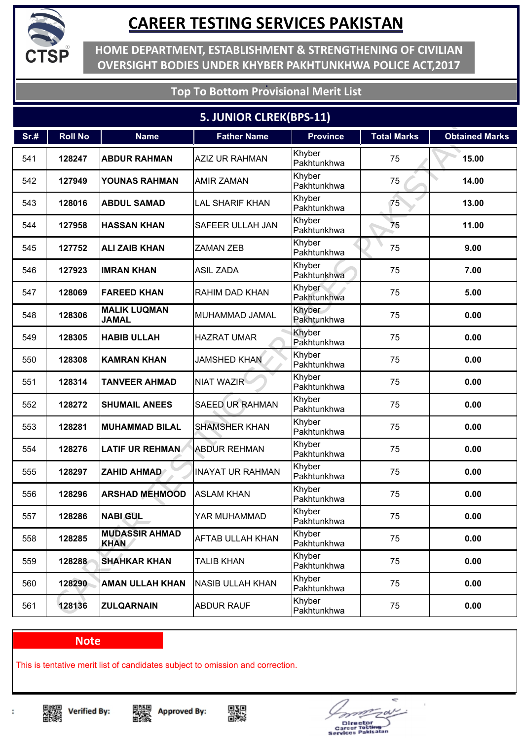# CAREER TESTING SERVICES PAKISTAN

## HOME DEPARTMENT, ESTABLISHMENT & STRENGTHENING OF CIVILIAN OVERSIGHT BODIES UNDER KHYBER PAKHTUNKHWA POLICE ACT,2017

### Top To Bottom Provisional Merit List

### 5. JUNIOR CLREK(BPS-11)

| Sr.# | Roll No | Name | Father Name | Province | Total Marks | Obtained Marks |
|---|---|---|---|---|---|---|
| 541 | 128247 | **ABDUR RAHMAN** | AZIZ UR RAHMAN | Khyber Pakhtunkhwa | 75 | **15.00** |
| 542 | 127949 | **YOUNAS RAHMAN** | AMIR ZAMAN | Khyber Pakhtunkhwa | 75 | **14.00** |
| 543 | 128016 | **ABDUL SAMAD** | LAL SHARIF KHAN | Khyber Pakhtunkhwa | 75 | **13.00** |
| 544 | 127958 | **HASSAN KHAN** | SAFEER ULLAH JAN | Khyber Pakhtunkhwa | 75 | **11.00** |
| 545 | 127752 | **ALI ZAIB KHAN** | ZAMAN ZEB | Khyber Pakhtunkhwa | 75 | **9.00** |
| 546 | 127923 | **IMRAN KHAN** | ASIL ZADA | Khyber Pakhtunkhwa | 75 | **7.00** |
| 547 | 128069 | **FAREED KHAN** | RAHIM DAD KHAN | Khyber Pakhtunkhwa | 75 | **5.00** |
| 548 | 128306 | **MALIK LUQMAN JAMAL** | MUHAMMAD JAMAL | Khyber Pakhtunkhwa | 75 | **0.00** |
| 549 | 128305 | **HABIB ULLAH** | HAZRAT UMAR | Khyber Pakhtunkhwa | 75 | **0.00** |
| 550 | 128308 | **KAMRAN KHAN** | JAMSHED KHAN | Khyber Pakhtunkhwa | 75 | **0.00** |
| 551 | 128314 | **TANVEER AHMAD** | NIAT WAZIR | Khyber Pakhtunkhwa | 75 | **0.00** |
| 552 | 128272 | **SHUMAIL ANEES** | SAEED UR RAHMAN | Khyber Pakhtunkhwa | 75 | **0.00** |
| 553 | 128281 | **MUHAMMAD BILAL** | SHAMSHER KHAN | Khyber Pakhtunkhwa | 75 | **0.00** |
| 554 | 128276 | **LATIF UR REHMAN** | ABDUR REHMAN | Khyber Pakhtunkhwa | 75 | **0.00** |
| 555 | 128297 | **ZAHID AHMAD** | INAYAT UR RAHMAN | Khyber Pakhtunkhwa | 75 | **0.00** |
| 556 | 128296 | **ARSHAD MEHMOOD** | ASLAM KHAN | Khyber Pakhtunkhwa | 75 | **0.00** |
| 557 | 128286 | **NABI GUL** | YAR MUHAMMAD | Khyber Pakhtunkhwa | 75 | **0.00** |
| 558 | 128285 | **MUDASSIR AHMAD KHAN** | AFTAB ULLAH KHAN | Khyber Pakhtunkhwa | 75 | **0.00** |
| 559 | 128288 | **SHAHKAR KHAN** | TALIB KHAN | Khyber Pakhtunkhwa | 75 | **0.00** |
| 560 | 128290 | **AMAN ULLAH KHAN** | NASIB ULLAH KHAN | Khyber Pakhtunkhwa | 75 | **0.00** |
| 561 | 128136 | **ZULQARNAIN** | ABDUR RAUF | Khyber Pakhtunkhwa | 75 | **0.00** |

**Note**

This is tentative merit list of candidates subject to omission and correction.

**Verified By:** **Approved By:**

Director
Career Testing Services Pakistan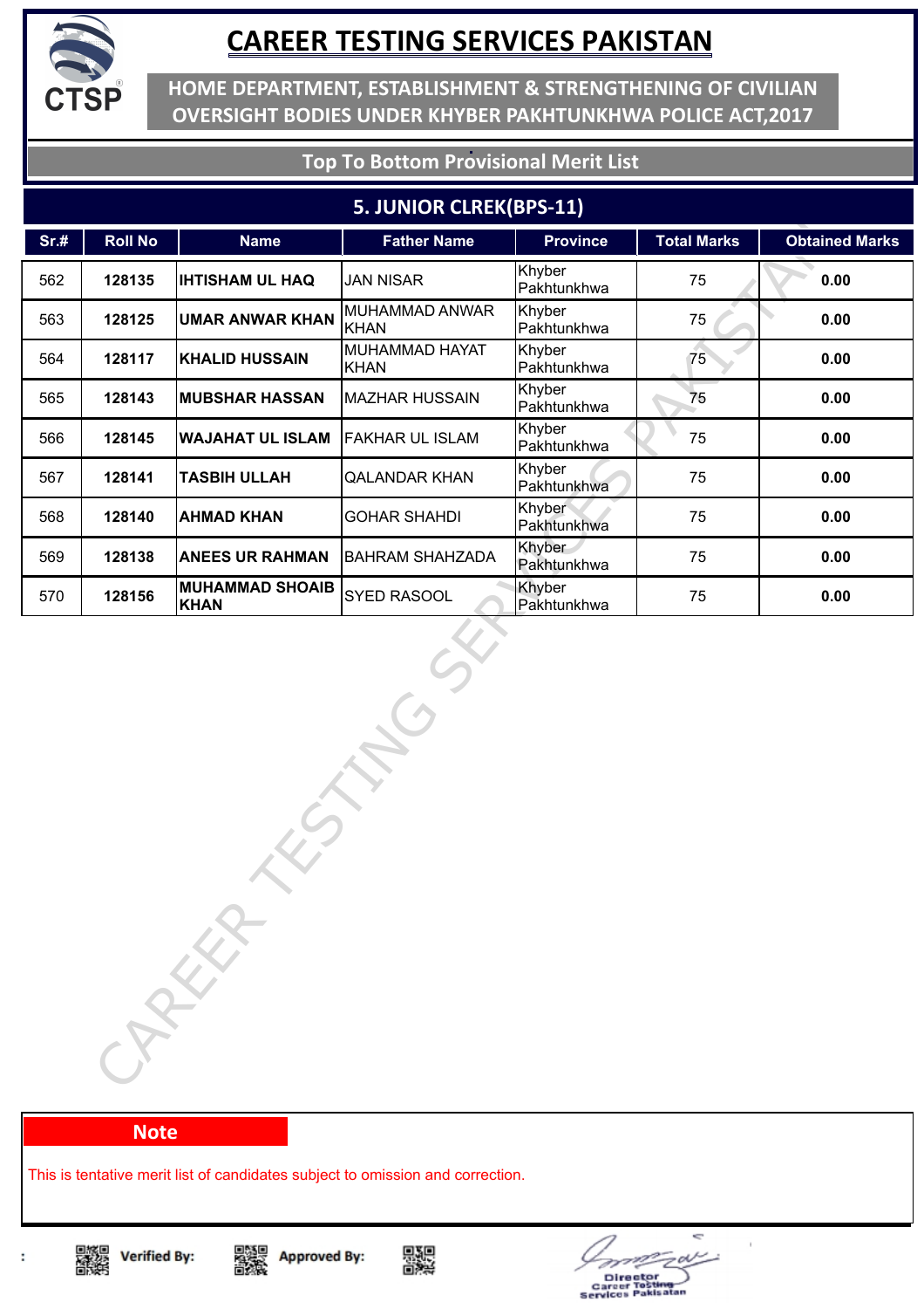# CAREER TESTING SERVICES PAKISTAN

## HOME DEPARTMENT, ESTABLISHMENT & STRENGTHENING OF CIVILIAN OVERSIGHT BODIES UNDER KHYBER PAKHTUNKHWA POLICE ACT,2017

### Top To Bottom Provisional Merit List

### 5. JUNIOR CLREK(BPS-11)

| Sr.# | Roll No | Name | Father Name | Province | Total Marks | Obtained Marks |
|---|---|---|---|---|---|---|
| 562 | 128135 | **IHTISHAM UL HAQ** | JAN NISAR | Khyber Pakhtunkhwa | 75 | **0.00** |
| 563 | 128125 | **UMAR ANWAR KHAN** | MUHAMMAD ANWAR KHAN | Khyber Pakhtunkhwa | 75 | **0.00** |
| 564 | 128117 | **KHALID HUSSAIN** | MUHAMMAD HAYAT KHAN | Khyber Pakhtunkhwa | 75 | **0.00** |
| 565 | 128143 | **MUBSHAR HASSAN** | MAZHAR HUSSAIN | Khyber Pakhtunkhwa | 75 | **0.00** |
| 566 | 128145 | **WAJAHAT UL ISLAM** | FAKHAR UL ISLAM | Khyber Pakhtunkhwa | 75 | **0.00** |
| 567 | 128141 | **TASBIH ULLAH** | QALANDAR KHAN | Khyber Pakhtunkhwa | 75 | **0.00** |
| 568 | 128140 | **AHMAD KHAN** | GOHAR SHAHDI | Khyber Pakhtunkhwa | 75 | **0.00** |
| 569 | 128138 | **ANEES UR RAHMAN** | BAHRAM SHAHZADA | Khyber Pakhtunkhwa | 75 | **0.00** |
| 570 | 128156 | **MUHAMMAD SHOAIB KHAN** | SYED RASOOL | Khyber Pakhtunkhwa | 75 | **0.00** |

**Note**

This is tentative merit list of candidates subject to omission and correction.

Verified By: Approved By:

Director
Career Testing Services Pakistan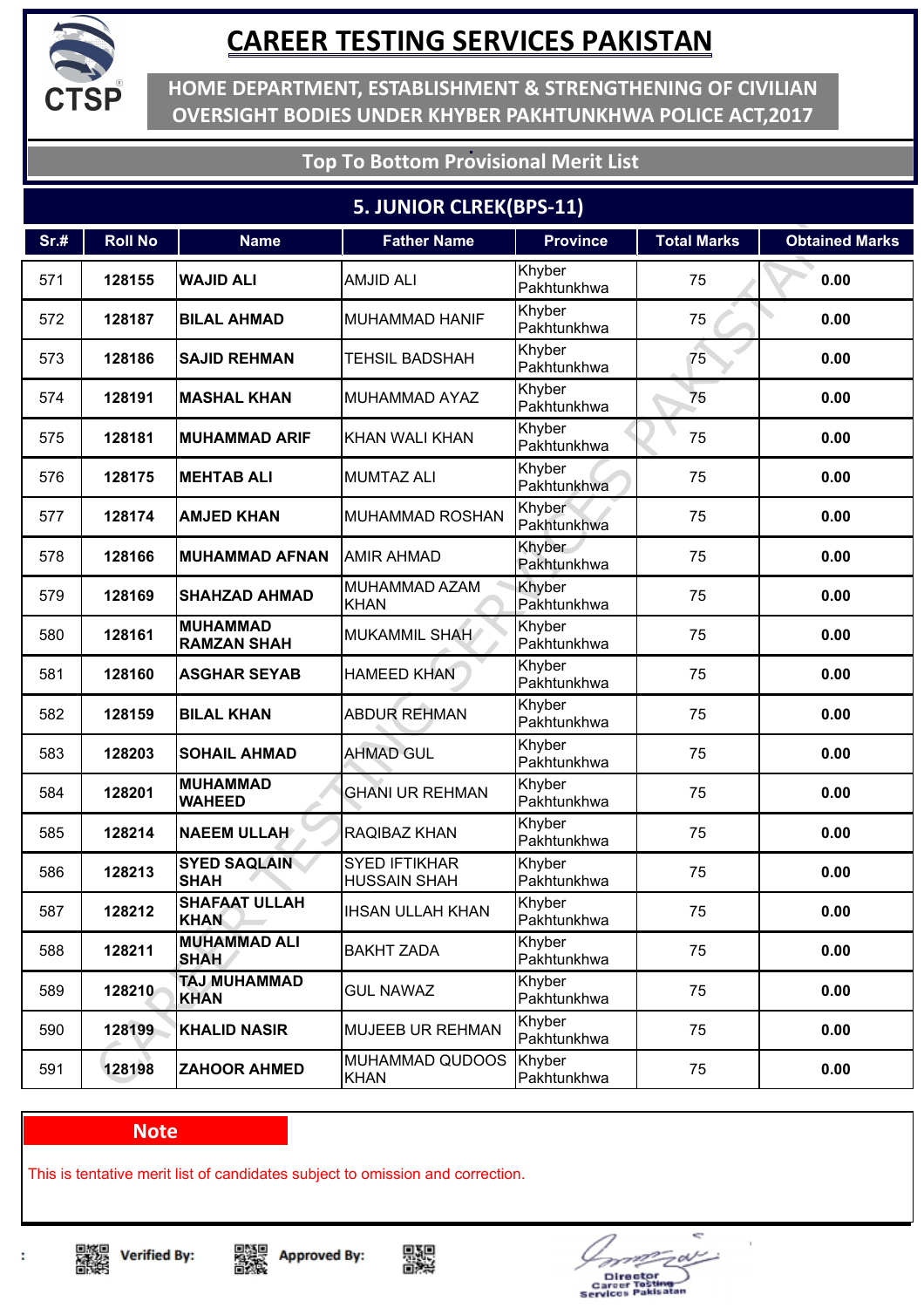# CAREER TESTING SERVICES PAKISTAN

## HOME DEPARTMENT, ESTABLISHMENT & STRENGTHENING OF CIVILIAN OVERSIGHT BODIES UNDER KHYBER PAKHTUNKHWA POLICE ACT,2017

### Top To Bottom Provisional Merit List

### 5. JUNIOR CLREK(BPS-11)

| Sr.# | Roll No | Name | Father Name | Province | Total Marks | Obtained Marks |
|---|---|---|---|---|---|---|
| 571 | 128155 | **WAJID ALI** | AMJID ALI | Khyber Pakhtunkhwa | 75 | **0.00** |
| 572 | 128187 | **BILAL AHMAD** | MUHAMMAD HANIF | Khyber Pakhtunkhwa | 75 | **0.00** |
| 573 | 128186 | **SAJID REHMAN** | TEHSIL BADSHAH | Khyber Pakhtunkhwa | 75 | **0.00** |
| 574 | 128191 | **MASHAL KHAN** | MUHAMMAD AYAZ | Khyber Pakhtunkhwa | 75 | **0.00** |
| 575 | 128181 | **MUHAMMAD ARIF** | KHAN WALI KHAN | Khyber Pakhtunkhwa | 75 | **0.00** |
| 576 | 128175 | **MEHTAB ALI** | MUMTAZ ALI | Khyber Pakhtunkhwa | 75 | **0.00** |
| 577 | 128174 | **AMJED KHAN** | MUHAMMAD ROSHAN | Khyber Pakhtunkhwa | 75 | **0.00** |
| 578 | 128166 | **MUHAMMAD AFNAN** | AMIR AHMAD | Khyber Pakhtunkhwa | 75 | **0.00** |
| 579 | 128169 | **SHAHZAD AHMAD** | MUHAMMAD AZAM KHAN | Khyber Pakhtunkhwa | 75 | **0.00** |
| 580 | 128161 | **MUHAMMAD RAMZAN SHAH** | MUKAMMIL SHAH | Khyber Pakhtunkhwa | 75 | **0.00** |
| 581 | 128160 | **ASGHAR SEYAB** | HAMEED KHAN | Khyber Pakhtunkhwa | 75 | **0.00** |
| 582 | 128159 | **BILAL KHAN** | ABDUR REHMAN | Khyber Pakhtunkhwa | 75 | **0.00** |
| 583 | 128203 | **SOHAIL AHMAD** | AHMAD GUL | Khyber Pakhtunkhwa | 75 | **0.00** |
| 584 | 128201 | **MUHAMMAD WAHEED** | GHANI UR REHMAN | Khyber Pakhtunkhwa | 75 | **0.00** |
| 585 | 128214 | **NAEEM ULLAH** | RAQIBAZ KHAN | Khyber Pakhtunkhwa | 75 | **0.00** |
| 586 | 128213 | **SYED SAQLAIN SHAH** | SYED IFTIKHAR HUSSAIN SHAH | Khyber Pakhtunkhwa | 75 | **0.00** |
| 587 | 128212 | **SHAFAAT ULLAH KHAN** | IHSAN ULLAH KHAN | Khyber Pakhtunkhwa | 75 | **0.00** |
| 588 | 128211 | **MUHAMMAD ALI SHAH** | BAKHT ZADA | Khyber Pakhtunkhwa | 75 | **0.00** |
| 589 | 128210 | **TAJ MUHAMMAD KHAN** | GUL NAWAZ | Khyber Pakhtunkhwa | 75 | **0.00** |
| 590 | 128199 | **KHALID NASIR** | MUJEEB UR REHMAN | Khyber Pakhtunkhwa | 75 | **0.00** |
| 591 | 128198 | **ZAHOOR AHMED** | MUHAMMAD QUDOOS KHAN | Khyber Pakhtunkhwa | 75 | **0.00** |

**Note**

This is tentative merit list of candidates subject to omission and correction.

Verified By: Approved By:

Director
Career Testing Services Pakistan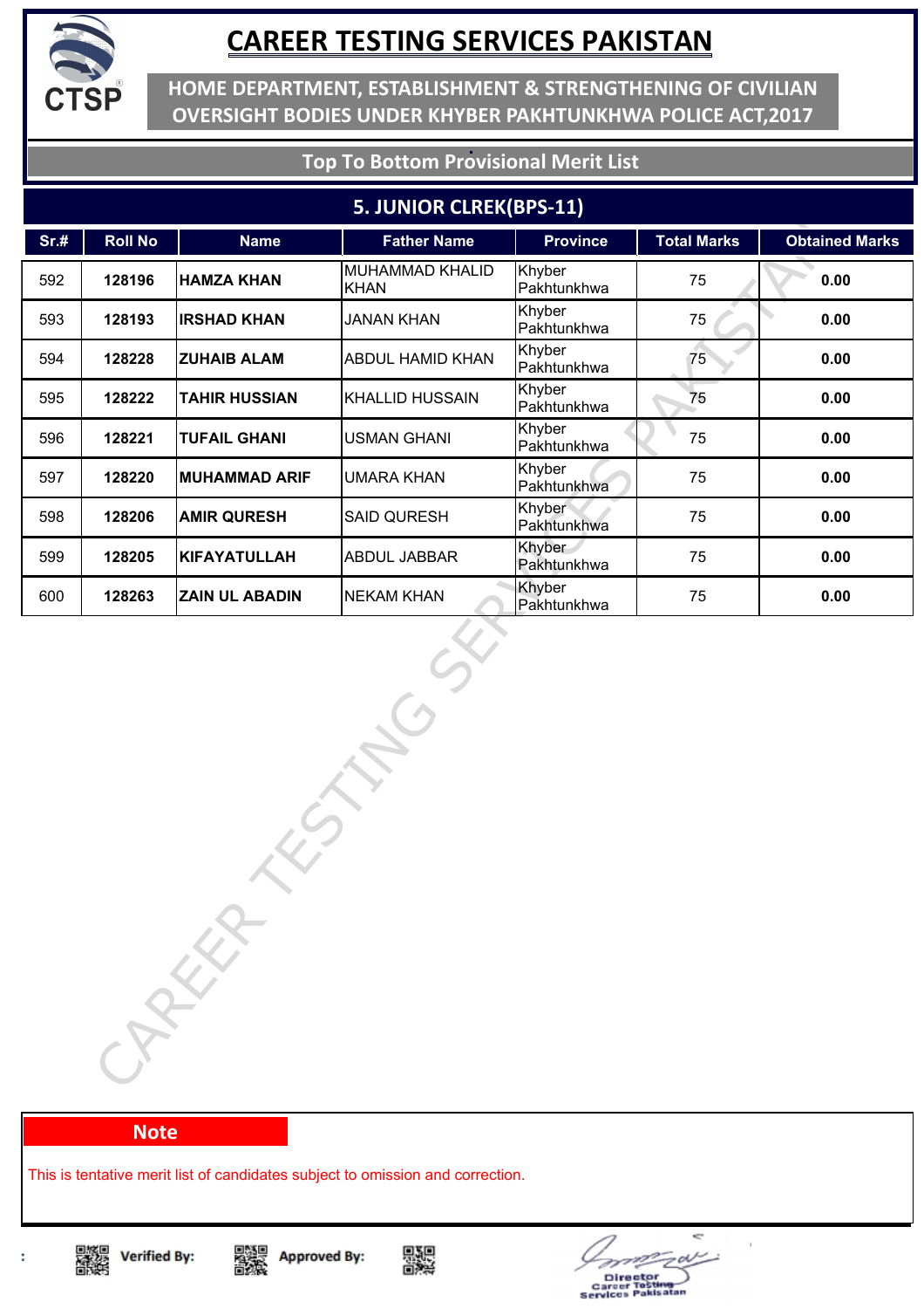# CAREER TESTING SERVICES PAKISTAN

**HOME DEPARTMENT, ESTABLISHMENT & STRENGTHENING OF CIVILIAN OVERSIGHT BODIES UNDER KHYBER PAKHTUNKHWA POLICE ACT,2017**

**Top To Bottom Provisional Merit List**

## 5. JUNIOR CLREK(BPS-11)

| Sr.# | Roll No | Name | Father Name | Province | Total Marks | Obtained Marks |
|---|---|---|---|---|---|---|
| 592 | **128196** | **HAMZA KHAN** | MUHAMMAD KHALID KHAN | Khyber Pakhtunkhwa | 75 | **0.00** |
| 593 | **128193** | **IRSHAD KHAN** | JANAN KHAN | Khyber Pakhtunkhwa | 75 | **0.00** |
| 594 | **128228** | **ZUHAIB ALAM** | ABDUL HAMID KHAN | Khyber Pakhtunkhwa | 75 | **0.00** |
| 595 | **128222** | **TAHIR HUSSIAN** | KHALLID HUSSAIN | Khyber Pakhtunkhwa | 75 | **0.00** |
| 596 | **128221** | **TUFAIL GHANI** | USMAN GHANI | Khyber Pakhtunkhwa | 75 | **0.00** |
| 597 | **128220** | **MUHAMMAD ARIF** | UMARA KHAN | Khyber Pakhtunkhwa | 75 | **0.00** |
| 598 | **128206** | **AMIR QURESH** | SAID QURESH | Khyber Pakhtunkhwa | 75 | **0.00** |
| 599 | **128205** | **KIFAYATULLAH** | ABDUL JABBAR | Khyber Pakhtunkhwa | 75 | **0.00** |
| 600 | **128263** | **ZAIN UL ABADIN** | NEKAM KHAN | Khyber Pakhtunkhwa | 75 | **0.00** |

**Note**

This is tentative merit list of candidates subject to omission and correction.

**Verified By:** **Approved By:**

Director
Career Testing Services Pakisatan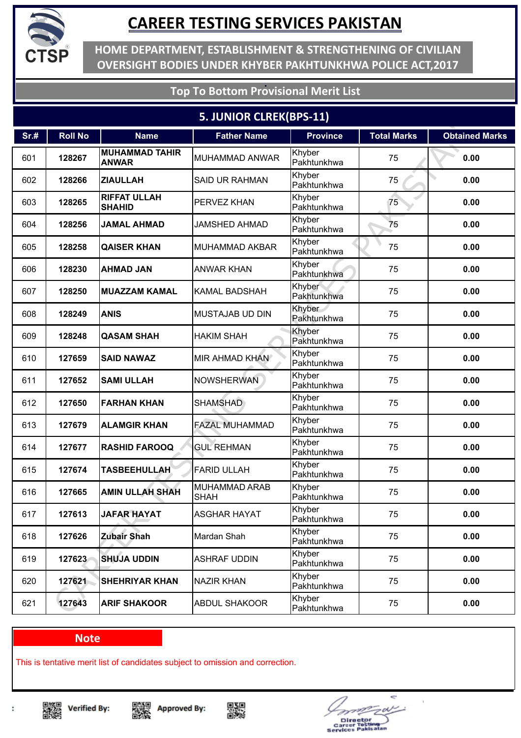# CAREER TESTING SERVICES PAKISTAN

## HOME DEPARTMENT, ESTABLISHMENT & STRENGTHENING OF CIVILIAN OVERSIGHT BODIES UNDER KHYBER PAKHTUNKHWA POLICE ACT,2017

### Top To Bottom Provisional Merit List

### 5. JUNIOR CLREK(BPS-11)

| Sr.# | Roll No | Name | Father Name | Province | Total Marks | Obtained Marks |
|---|---|---|---|---|---|---|
| 601 | 128267 | MUHAMMAD TAHIR ANWAR | MUHAMMAD ANWAR | Khyber Pakhtunkhwa | 75 | 0.00 |
| 602 | 128266 | ZIAULLAH | SAID UR RAHMAN | Khyber Pakhtunkhwa | 75 | 0.00 |
| 603 | 128265 | RIFFAT ULLAH SHAHID | PERVEZ KHAN | Khyber Pakhtunkhwa | 75 | 0.00 |
| 604 | 128256 | JAMAL AHMAD | JAMSHED AHMAD | Khyber Pakhtunkhwa | 75 | 0.00 |
| 605 | 128258 | QAISER KHAN | MUHAMMAD AKBAR | Khyber Pakhtunkhwa | 75 | 0.00 |
| 606 | 128230 | AHMAD JAN | ANWAR KHAN | Khyber Pakhtunkhwa | 75 | 0.00 |
| 607 | 128250 | MUAZZAM KAMAL | KAMAL BADSHAH | Khyber Pakhtunkhwa | 75 | 0.00 |
| 608 | 128249 | ANIS | MUSTAJAB UD DIN | Khyber Pakhtunkhwa | 75 | 0.00 |
| 609 | 128248 | QASAM SHAH | HAKIM SHAH | Khyber Pakhtunkhwa | 75 | 0.00 |
| 610 | 127659 | SAID NAWAZ | MIR AHMAD KHAN | Khyber Pakhtunkhwa | 75 | 0.00 |
| 611 | 127652 | SAMI ULLAH | NOWSHERWAN | Khyber Pakhtunkhwa | 75 | 0.00 |
| 612 | 127650 | FARHAN KHAN | SHAMSHAD | Khyber Pakhtunkhwa | 75 | 0.00 |
| 613 | 127679 | ALAMGIR KHAN | FAZAL MUHAMMAD | Khyber Pakhtunkhwa | 75 | 0.00 |
| 614 | 127677 | RASHID FAROOQ | GUL REHMAN | Khyber Pakhtunkhwa | 75 | 0.00 |
| 615 | 127674 | TASBEEHULLAH | FARID ULLAH | Khyber Pakhtunkhwa | 75 | 0.00 |
| 616 | 127665 | AMIN ULLAH SHAH | MUHAMMAD ARAB SHAH | Khyber Pakhtunkhwa | 75 | 0.00 |
| 617 | 127613 | JAFAR HAYAT | ASGHAR HAYAT | Khyber Pakhtunkhwa | 75 | 0.00 |
| 618 | 127626 | Zubair Shah | Mardan Shah | Khyber Pakhtunkhwa | 75 | 0.00 |
| 619 | 127623 | SHUJA UDDIN | ASHRAF UDDIN | Khyber Pakhtunkhwa | 75 | 0.00 |
| 620 | 127621 | SHEHRIYAR KHAN | NAZIR KHAN | Khyber Pakhtunkhwa | 75 | 0.00 |
| 621 | 127643 | ARIF SHAKOOR | ABDUL SHAKOOR | Khyber Pakhtunkhwa | 75 | 0.00 |

**Note**

This is tentative merit list of candidates subject to omission and correction.

Verified By: Approved By:

Director
Career Testing Services Pakistan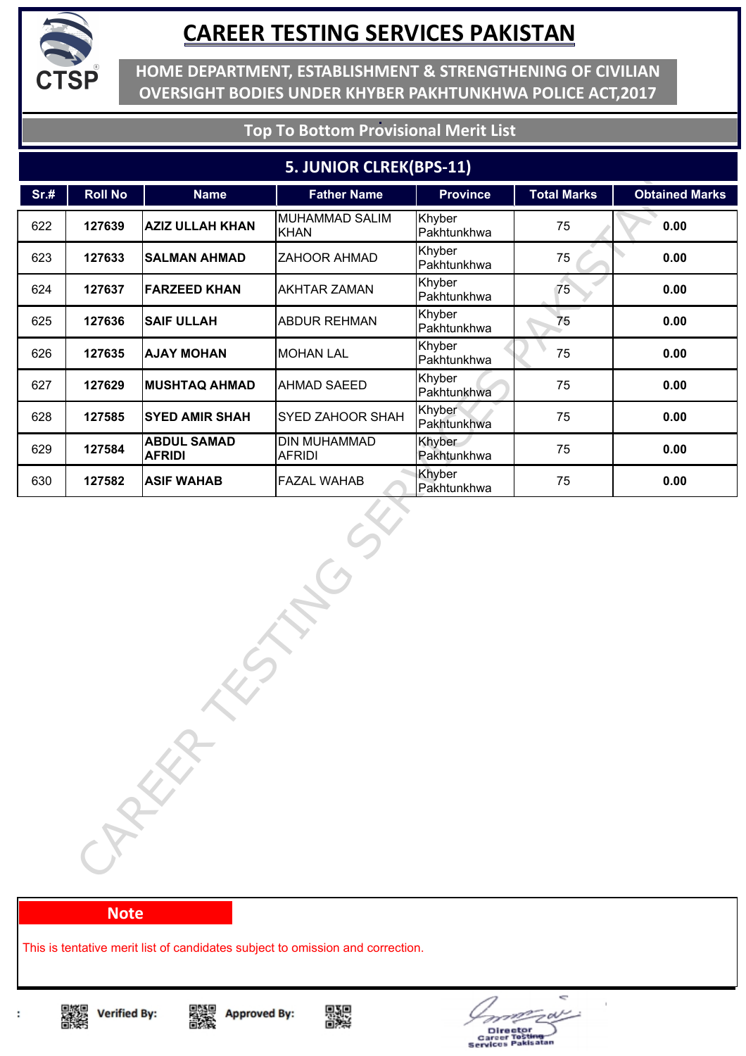# CAREER TESTING SERVICES PAKISTAN

## HOME DEPARTMENT, ESTABLISHMENT & STRENGTHENING OF CIVILIAN OVERSIGHT BODIES UNDER KHYBER PAKHTUNKHWA POLICE ACT,2017

### Top To Bottom Provisional Merit List

### 5. JUNIOR CLREK(BPS-11)

| Sr.# | Roll No | Name | Father Name | Province | Total Marks | Obtained Marks |
|---|---|---|---|---|---|---|
| 622 | **127639** | **AZIZ ULLAH KHAN** | MUHAMMAD SALIM KHAN | Khyber Pakhtunkhwa | 75 | **0.00** |
| 623 | **127633** | **SALMAN AHMAD** | ZAHOOR AHMAD | Khyber Pakhtunkhwa | 75 | **0.00** |
| 624 | **127637** | **FARZEED KHAN** | AKHTAR ZAMAN | Khyber Pakhtunkhwa | 75 | **0.00** |
| 625 | **127636** | **SAIF ULLAH** | ABDUR REHMAN | Khyber Pakhtunkhwa | 75 | **0.00** |
| 626 | **127635** | **AJAY MOHAN** | MOHAN LAL | Khyber Pakhtunkhwa | 75 | **0.00** |
| 627 | **127629** | **MUSHTAQ AHMAD** | AHMAD SAEED | Khyber Pakhtunkhwa | 75 | **0.00** |
| 628 | **127585** | **SYED AMIR SHAH** | SYED ZAHOOR SHAH | Khyber Pakhtunkhwa | 75 | **0.00** |
| 629 | **127584** | **ABDUL SAMAD AFRIDI** | DIN MUHAMMAD AFRIDI | Khyber Pakhtunkhwa | 75 | **0.00** |
| 630 | **127582** | **ASIF WAHAB** | FAZAL WAHAB | Khyber Pakhtunkhwa | 75 | **0.00** |

**Note**

This is tentative merit list of candidates subject to omission and correction.

Verified By: Approved By:

Director Career Testing Services Pakistan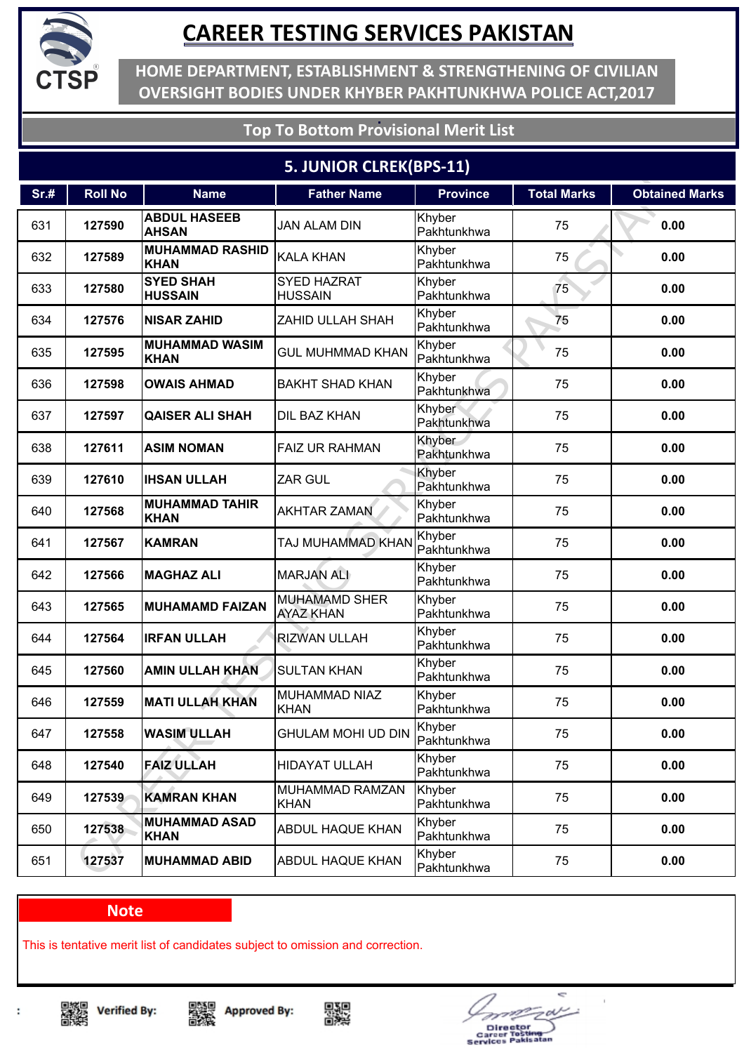# CAREER TESTING SERVICES PAKISTAN

## HOME DEPARTMENT, ESTABLISHMENT & STRENGTHENING OF CIVILIAN OVERSIGHT BODIES UNDER KHYBER PAKHTUNKHWA POLICE ACT,2017

### Top To Bottom Provisional Merit List

### 5. JUNIOR CLREK(BPS-11)

| Sr.# | Roll No | Name | Father Name | Province | Total Marks | Obtained Marks |
|---|---|---|---|---|---|---|
| 631 | 127590 | ABDUL HASEEB AHSAN | JAN ALAM DIN | Khyber Pakhtunkhwa | 75 | 0.00 |
| 632 | 127589 | MUHAMMAD RASHID KHAN | KALA KHAN | Khyber Pakhtunkhwa | 75 | 0.00 |
| 633 | 127580 | SYED SHAH HUSSAIN | SYED HAZRAT HUSSAIN | Khyber Pakhtunkhwa | 75 | 0.00 |
| 634 | 127576 | NISAR ZAHID | ZAHID ULLAH SHAH | Khyber Pakhtunkhwa | 75 | 0.00 |
| 635 | 127595 | MUHAMMAD WASIM KHAN | GUL MUHMMAD KHAN | Khyber Pakhtunkhwa | 75 | 0.00 |
| 636 | 127598 | OWAIS AHMAD | BAKHT SHAD KHAN | Khyber Pakhtunkhwa | 75 | 0.00 |
| 637 | 127597 | QAISER ALI SHAH | DIL BAZ KHAN | Khyber Pakhtunkhwa | 75 | 0.00 |
| 638 | 127611 | ASIM NOMAN | FAIZ UR RAHMAN | Khyber Pakhtunkhwa | 75 | 0.00 |
| 639 | 127610 | IHSAN ULLAH | ZAR GUL | Khyber Pakhtunkhwa | 75 | 0.00 |
| 640 | 127568 | MUHAMMAD TAHIR KHAN | AKHTAR ZAMAN | Khyber Pakhtunkhwa | 75 | 0.00 |
| 641 | 127567 | KAMRAN | TAJ MUHAMMAD KHAN | Khyber Pakhtunkhwa | 75 | 0.00 |
| 642 | 127566 | MAGHAZ ALI | MARJAN ALI | Khyber Pakhtunkhwa | 75 | 0.00 |
| 643 | 127565 | MUHAMAMD FAIZAN | MUHAMAMD SHER AYAZ KHAN | Khyber Pakhtunkhwa | 75 | 0.00 |
| 644 | 127564 | IRFAN ULLAH | RIZWAN ULLAH | Khyber Pakhtunkhwa | 75 | 0.00 |
| 645 | 127560 | AMIN ULLAH KHAN | SULTAN KHAN | Khyber Pakhtunkhwa | 75 | 0.00 |
| 646 | 127559 | MATI ULLAH KHAN | MUHAMMAD NIAZ KHAN | Khyber Pakhtunkhwa | 75 | 0.00 |
| 647 | 127558 | WASIM ULLAH | GHULAM MOHI UD DIN | Khyber Pakhtunkhwa | 75 | 0.00 |
| 648 | 127540 | FAIZ ULLAH | HIDAYAT ULLAH | Khyber Pakhtunkhwa | 75 | 0.00 |
| 649 | 127539 | KAMRAN KHAN | MUHAMMAD RAMZAN KHAN | Khyber Pakhtunkhwa | 75 | 0.00 |
| 650 | 127538 | MUHAMMAD ASAD KHAN | ABDUL HAQUE KHAN | Khyber Pakhtunkhwa | 75 | 0.00 |
| 651 | 127537 | MUHAMMAD ABID | ABDUL HAQUE KHAN | Khyber Pakhtunkhwa | 75 | 0.00 |

**Note**

This is tentative merit list of candidates subject to omission and correction.

Verified By: Approved By:

Director
Career Testing Services Pakistan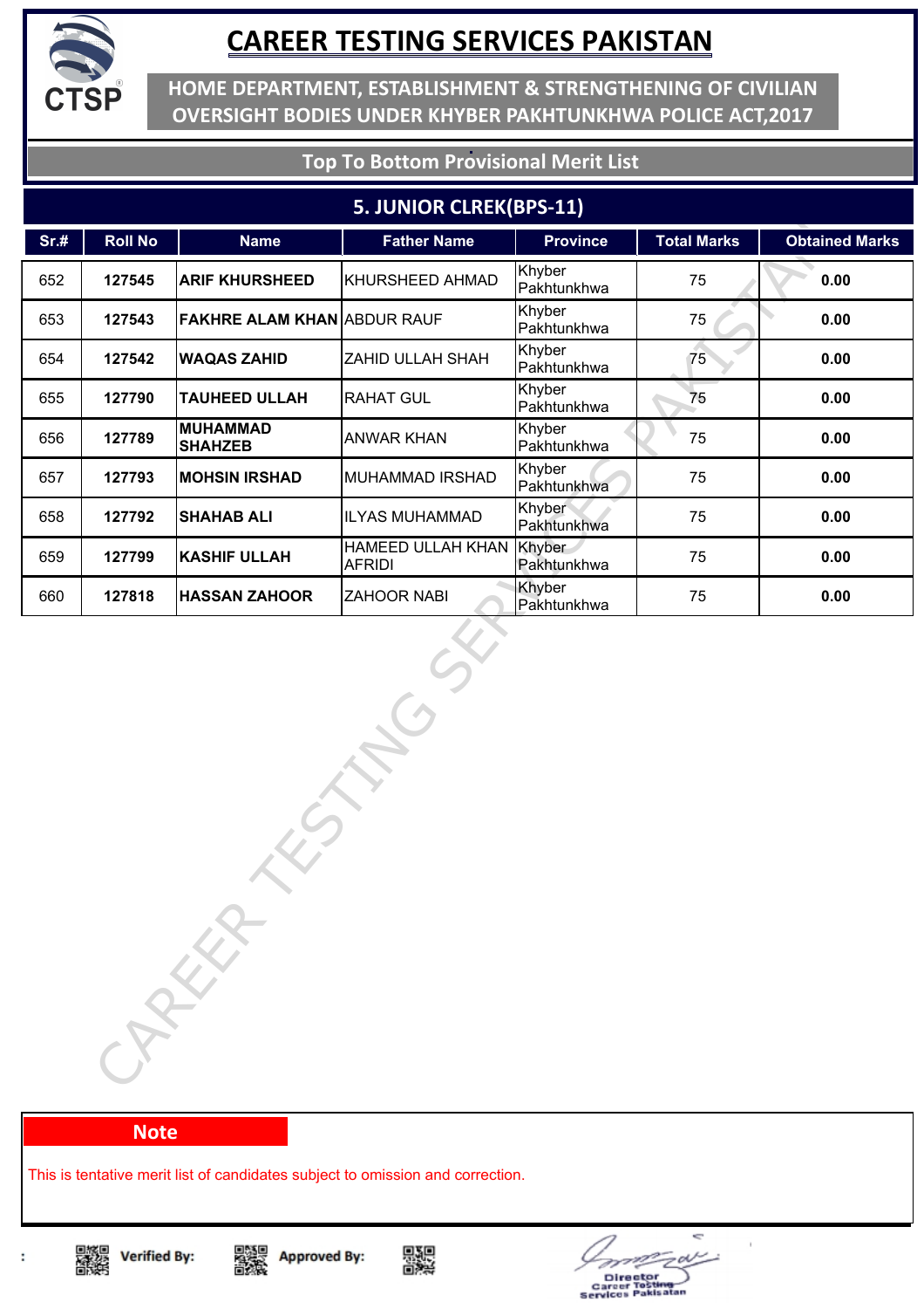# CAREER TESTING SERVICES PAKISTAN

**HOME DEPARTMENT, ESTABLISHMENT & STRENGTHENING OF CIVILIAN OVERSIGHT BODIES UNDER KHYBER PAKHTUNKHWA POLICE ACT,2017**

## Top To Bottom Provisional Merit List

### 5. JUNIOR CLREK(BPS-11)

| Sr.# | Roll No | Name | Father Name | Province | Total Marks | Obtained Marks |
|---|---|---|---|---|---|---|
| 652 | 127545 | ARIF KHURSHEED | KHURSHEED AHMAD | Khyber Pakhtunkhwa | 75 | 0.00 |
| 653 | 127543 | FAKHRE ALAM KHAN | ABDUR RAUF | Khyber Pakhtunkhwa | 75 | 0.00 |
| 654 | 127542 | WAQAS ZAHID | ZAHID ULLAH SHAH | Khyber Pakhtunkhwa | 75 | 0.00 |
| 655 | 127790 | TAUHEED ULLAH | RAHAT GUL | Khyber Pakhtunkhwa | 75 | 0.00 |
| 656 | 127789 | MUHAMMAD SHAHZEB | ANWAR KHAN | Khyber Pakhtunkhwa | 75 | 0.00 |
| 657 | 127793 | MOHSIN IRSHAD | MUHAMMAD IRSHAD | Khyber Pakhtunkhwa | 75 | 0.00 |
| 658 | 127792 | SHAHAB ALI | ILYAS MUHAMMAD | Khyber Pakhtunkhwa | 75 | 0.00 |
| 659 | 127799 | KASHIF ULLAH | HAMEED ULLAH KHAN AFRIDI | Khyber Pakhtunkhwa | 75 | 0.00 |
| 660 | 127818 | HASSAN ZAHOOR | ZAHOOR NABI | Khyber Pakhtunkhwa | 75 | 0.00 |

**Note**

This is tentative merit list of candidates subject to omission and correction.

Verified By: Approved By:

Director Career Testing Services Pakistan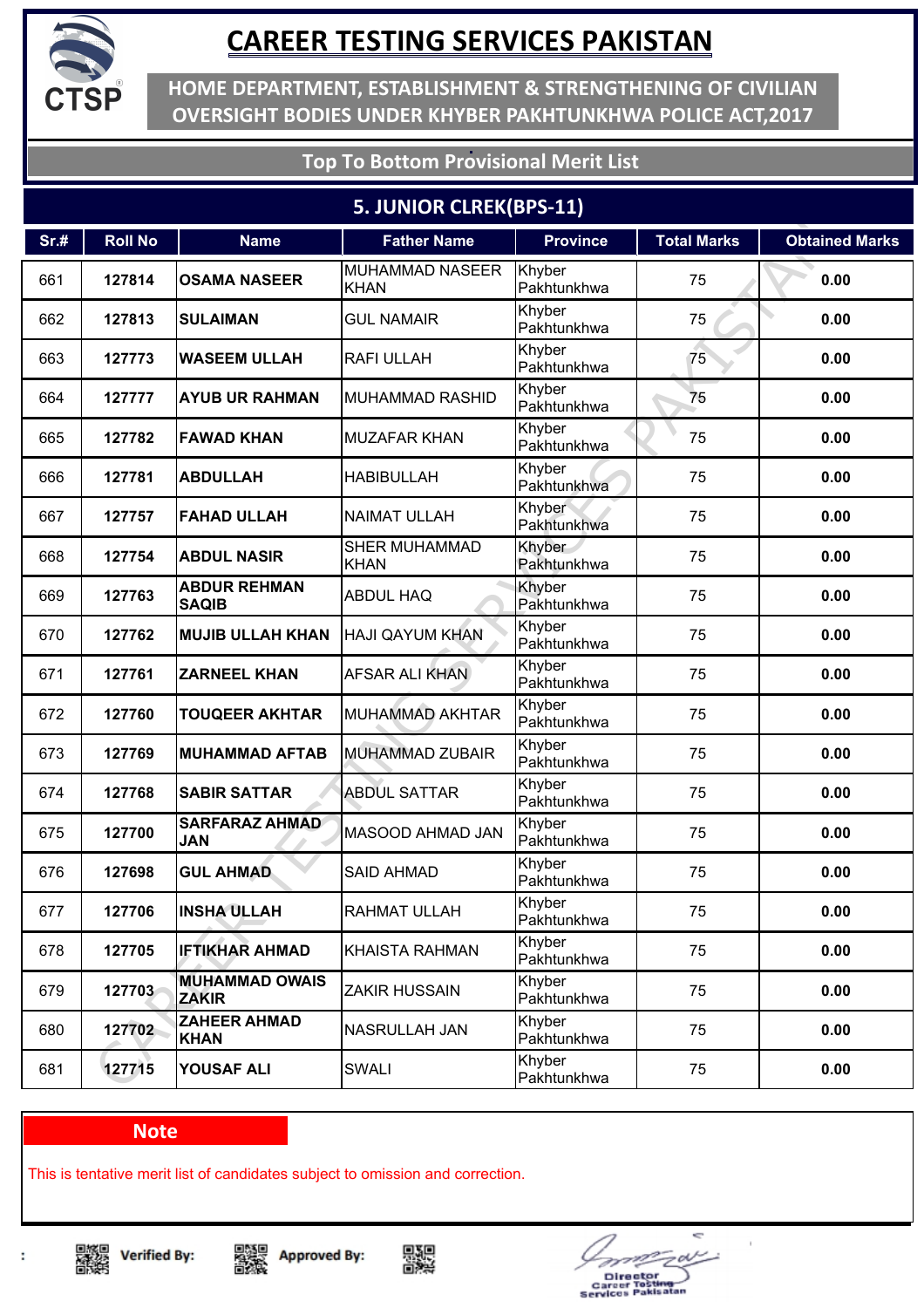# CAREER TESTING SERVICES PAKISTAN

## HOME DEPARTMENT, ESTABLISHMENT & STRENGTHENING OF CIVILIAN OVERSIGHT BODIES UNDER KHYBER PAKHTUNKHWA POLICE ACT,2017

### Top To Bottom Provisional Merit List

### 5. JUNIOR CLREK(BPS-11)

| Sr.# | Roll No | Name | Father Name | Province | Total Marks | Obtained Marks |
|---|---|---|---|---|---|---|
| 661 | 127814 | **OSAMA NASEER** | MUHAMMAD NASEER KHAN | Khyber Pakhtunkhwa | 75 | **0.00** |
| 662 | 127813 | **SULAIMAN** | GUL NAMAIR | Khyber Pakhtunkhwa | 75 | **0.00** |
| 663 | 127773 | **WASEEM ULLAH** | RAFI ULLAH | Khyber Pakhtunkhwa | 75 | **0.00** |
| 664 | 127777 | **AYUB UR RAHMAN** | MUHAMMAD RASHID | Khyber Pakhtunkhwa | 75 | **0.00** |
| 665 | 127782 | **FAWAD KHAN** | MUZAFAR KHAN | Khyber Pakhtunkhwa | 75 | **0.00** |
| 666 | 127781 | **ABDULLAH** | HABIBULLAH | Khyber Pakhtunkhwa | 75 | **0.00** |
| 667 | 127757 | **FAHAD ULLAH** | NAIMAT ULLAH | Khyber Pakhtunkhwa | 75 | **0.00** |
| 668 | 127754 | **ABDUL NASIR** | SHER MUHAMMAD KHAN | Khyber Pakhtunkhwa | 75 | **0.00** |
| 669 | 127763 | **ABDUR REHMAN SAQIB** | ABDUL HAQ | Khyber Pakhtunkhwa | 75 | **0.00** |
| 670 | 127762 | **MUJIB ULLAH KHAN** | HAJI QAYUM KHAN | Khyber Pakhtunkhwa | 75 | **0.00** |
| 671 | 127761 | **ZARNEEL KHAN** | AFSAR ALI KHAN | Khyber Pakhtunkhwa | 75 | **0.00** |
| 672 | 127760 | **TOUQEER AKHTAR** | MUHAMMAD AKHTAR | Khyber Pakhtunkhwa | 75 | **0.00** |
| 673 | 127769 | **MUHAMMAD AFTAB** | MUHAMMAD ZUBAIR | Khyber Pakhtunkhwa | 75 | **0.00** |
| 674 | 127768 | **SABIR SATTAR** | ABDUL SATTAR | Khyber Pakhtunkhwa | 75 | **0.00** |
| 675 | 127700 | **SARFARAZ AHMAD JAN** | MASOOD AHMAD JAN | Khyber Pakhtunkhwa | 75 | **0.00** |
| 676 | 127698 | **GUL AHMAD** | SAID AHMAD | Khyber Pakhtunkhwa | 75 | **0.00** |
| 677 | 127706 | **INSHA ULLAH** | RAHMAT ULLAH | Khyber Pakhtunkhwa | 75 | **0.00** |
| 678 | 127705 | **IFTIKHAR AHMAD** | KHAISTA RAHMAN | Khyber Pakhtunkhwa | 75 | **0.00** |
| 679 | 127703 | **MUHAMMAD OWAIS ZAKIR** | ZAKIR HUSSAIN | Khyber Pakhtunkhwa | 75 | **0.00** |
| 680 | 127702 | **ZAHEER AHMAD KHAN** | NASRULLAH JAN | Khyber Pakhtunkhwa | 75 | **0.00** |
| 681 | 127715 | **YOUSAF ALI** | SWALI | Khyber Pakhtunkhwa | 75 | **0.00** |

**Note**

This is tentative merit list of candidates subject to omission and correction.

Verified By: Approved By:

Director
Career Testing Services Pakistan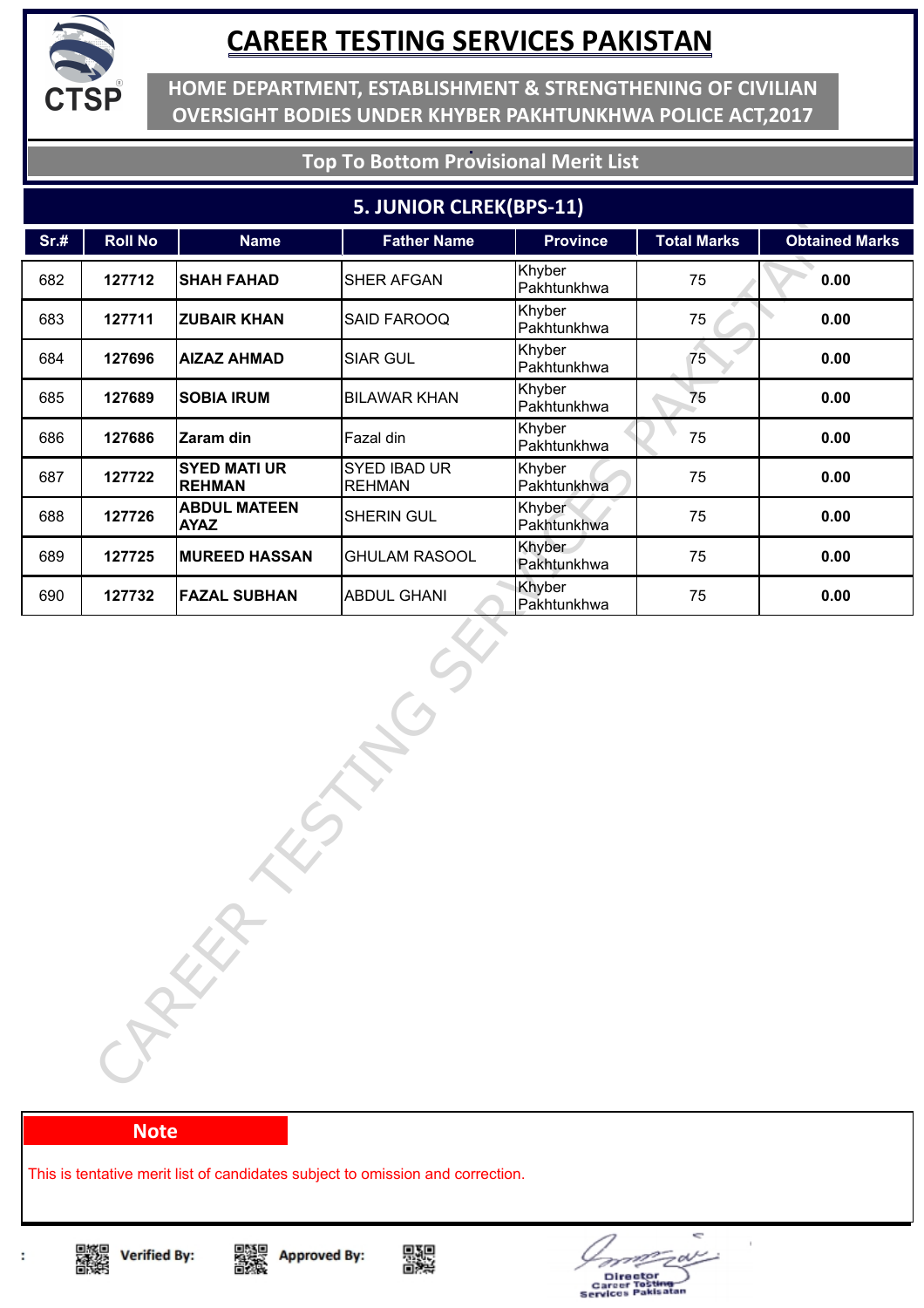# CAREER TESTING SERVICES PAKISTAN

**HOME DEPARTMENT, ESTABLISHMENT & STRENGTHENING OF CIVILIAN OVERSIGHT BODIES UNDER KHYBER PAKHTUNKHWA POLICE ACT,2017**

**Top To Bottom Provisional Merit List**

## 5. JUNIOR CLREK(BPS-11)

| Sr.# | Roll No | Name | Father Name | Province | Total Marks | Obtained Marks |
|---|---|---|---|---|---|---|
| 682 | **127712** | **SHAH FAHAD** | SHER AFGAN | Khyber Pakhtunkhwa | 75 | **0.00** |
| 683 | **127711** | **ZUBAIR KHAN** | SAID FAROOQ | Khyber Pakhtunkhwa | 75 | **0.00** |
| 684 | **127696** | **AIZAZ AHMAD** | SIAR GUL | Khyber Pakhtunkhwa | 75 | **0.00** |
| 685 | **127689** | **SOBIA IRUM** | BILAWAR KHAN | Khyber Pakhtunkhwa | 75 | **0.00** |
| 686 | **127686** | **Zaram din** | Fazal din | Khyber Pakhtunkhwa | 75 | **0.00** |
| 687 | **127722** | **SYED MATI UR REHMAN** | SYED IBAD UR REHMAN | Khyber Pakhtunkhwa | 75 | **0.00** |
| 688 | **127726** | **ABDUL MATEEN AYAZ** | SHERIN GUL | Khyber Pakhtunkhwa | 75 | **0.00** |
| 689 | **127725** | **MUREED HASSAN** | GHULAM RASOOL | Khyber Pakhtunkhwa | 75 | **0.00** |
| 690 | **127732** | **FAZAL SUBHAN** | ABDUL GHANI | Khyber Pakhtunkhwa | 75 | **0.00** |

**Note**

This is tentative merit list of candidates subject to omission and correction.

**Verified By:** **Approved By:**

Director
Career Testing Services Pakistan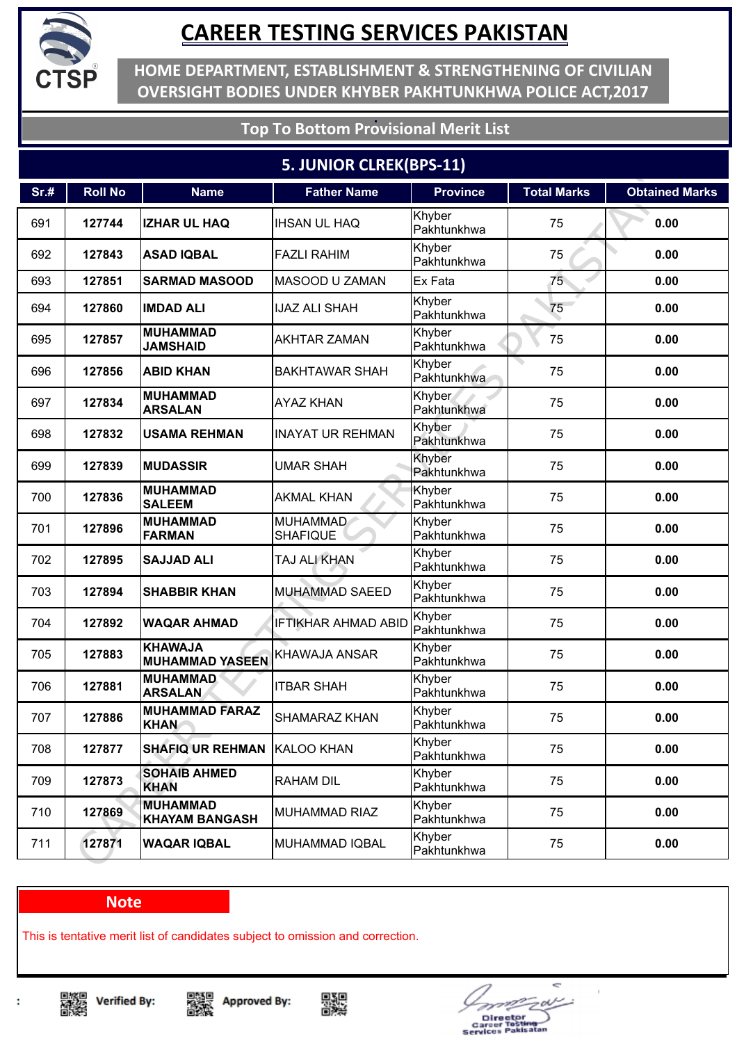# CAREER TESTING SERVICES PAKISTAN

## HOME DEPARTMENT, ESTABLISHMENT & STRENGTHENING OF CIVILIAN OVERSIGHT BODIES UNDER KHYBER PAKHTUNKHWA POLICE ACT,2017

### Top To Bottom Provisional Merit List

### 5. JUNIOR CLREK(BPS-11)

| Sr.# | Roll No | Name | Father Name | Province | Total Marks | Obtained Marks |
|---|---|---|---|---|---|---|
| 691 | 127744 | IZHAR UL HAQ | IHSAN UL HAQ | Khyber Pakhtunkhwa | 75 | 0.00 |
| 692 | 127843 | ASAD IQBAL | FAZLI RAHIM | Khyber Pakhtunkhwa | 75 | 0.00 |
| 693 | 127851 | SARMAD MASOOD | MASOOD U ZAMAN | Ex Fata | 75 | 0.00 |
| 694 | 127860 | IMDAD ALI | IJAZ ALI SHAH | Khyber Pakhtunkhwa | 75 | 0.00 |
| 695 | 127857 | MUHAMMAD JAMSHAID | AKHTAR ZAMAN | Khyber Pakhtunkhwa | 75 | 0.00 |
| 696 | 127856 | ABID KHAN | BAKHTAWAR SHAH | Khyber Pakhtunkhwa | 75 | 0.00 |
| 697 | 127834 | MUHAMMAD ARSALAN | AYAZ KHAN | Khyber Pakhtunkhwa | 75 | 0.00 |
| 698 | 127832 | USAMA REHMAN | INAYAT UR REHMAN | Khyber Pakhtunkhwa | 75 | 0.00 |
| 699 | 127839 | MUDASSIR | UMAR SHAH | Khyber Pakhtunkhwa | 75 | 0.00 |
| 700 | 127836 | MUHAMMAD SALEEM | AKMAL KHAN | Khyber Pakhtunkhwa | 75 | 0.00 |
| 701 | 127896 | MUHAMMAD FARMAN | MUHAMMAD SHAFIQUE | Khyber Pakhtunkhwa | 75 | 0.00 |
| 702 | 127895 | SAJJAD ALI | TAJ ALI KHAN | Khyber Pakhtunkhwa | 75 | 0.00 |
| 703 | 127894 | SHABBIR KHAN | MUHAMMAD SAEED | Khyber Pakhtunkhwa | 75 | 0.00 |
| 704 | 127892 | WAQAR AHMAD | IFTIKHAR AHMAD ABID | Khyber Pakhtunkhwa | 75 | 0.00 |
| 705 | 127883 | KHAWAJA MUHAMMAD YASEEN | KHAWAJA ANSAR | Khyber Pakhtunkhwa | 75 | 0.00 |
| 706 | 127881 | MUHAMMAD ARSALAN | ITBAR SHAH | Khyber Pakhtunkhwa | 75 | 0.00 |
| 707 | 127886 | MUHAMMAD FARAZ KHAN | SHAMARAZ KHAN | Khyber Pakhtunkhwa | 75 | 0.00 |
| 708 | 127877 | SHAFIQ UR REHMAN | KALOO KHAN | Khyber Pakhtunkhwa | 75 | 0.00 |
| 709 | 127873 | SOHAIB AHMED KHAN | RAHAM DIL | Khyber Pakhtunkhwa | 75 | 0.00 |
| 710 | 127869 | MUHAMMAD KHAYAM BANGASH | MUHAMMAD RIAZ | Khyber Pakhtunkhwa | 75 | 0.00 |
| 711 | 127871 | WAQAR IQBAL | MUHAMMAD IQBAL | Khyber Pakhtunkhwa | 75 | 0.00 |

**Note**

This is tentative merit list of candidates subject to omission and correction.

Verified By: Approved By:

Director
Career Testing Services Pakistan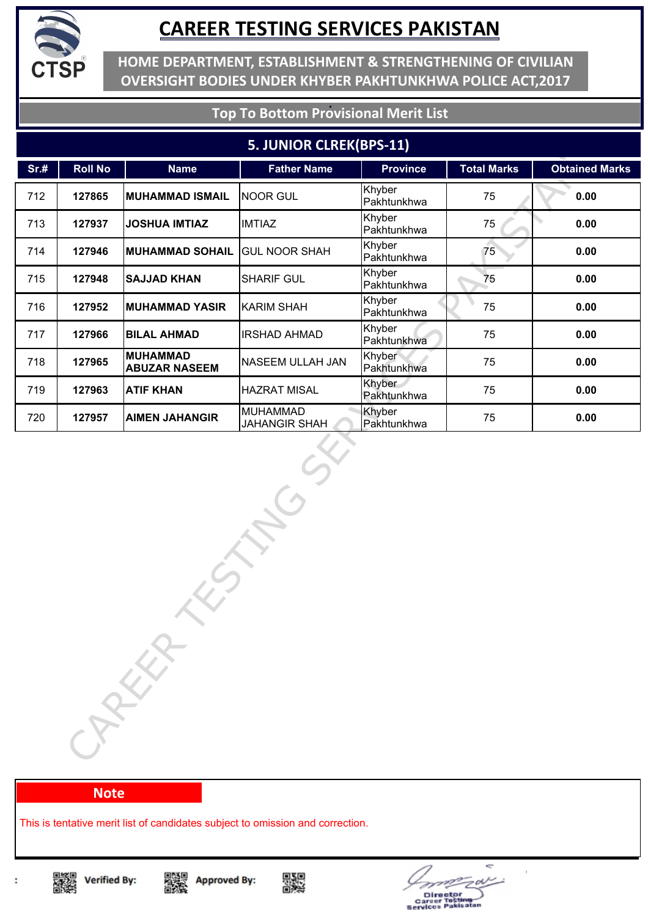# CAREER TESTING SERVICES PAKISTAN

## HOME DEPARTMENT, ESTABLISHMENT & STRENGTHENING OF CIVILIAN OVERSIGHT BODIES UNDER KHYBER PAKHTUNKHWA POLICE ACT,2017

### Top To Bottom Provisional Merit List

### 5. JUNIOR CLREK(BPS-11)

| Sr.# | Roll No | Name | Father Name | Province | Total Marks | Obtained Marks |
|---|---|---|---|---|---|---|
| 712 | **127865** | **MUHAMMAD ISMAIL** | NOOR GUL | Khyber Pakhtunkhwa | 75 | **0.00** |
| 713 | **127937** | **JOSHUA IMTIAZ** | IMTIAZ | Khyber Pakhtunkhwa | 75 | **0.00** |
| 714 | **127946** | **MUHAMMAD SOHAIL** | GUL NOOR SHAH | Khyber Pakhtunkhwa | 75 | **0.00** |
| 715 | **127948** | **SAJJAD KHAN** | SHARIF GUL | Khyber Pakhtunkhwa | 75 | **0.00** |
| 716 | **127952** | **MUHAMMAD YASIR** | KARIM SHAH | Khyber Pakhtunkhwa | 75 | **0.00** |
| 717 | **127966** | **BILAL AHMAD** | IRSHAD AHMAD | Khyber Pakhtunkhwa | 75 | **0.00** |
| 718 | **127965** | **MUHAMMAD ABUZAR NASEEM** | NASEEM ULLAH JAN | Khyber Pakhtunkhwa | 75 | **0.00** |
| 719 | **127963** | **ATIF KHAN** | HAZRAT MISAL | Khyber Pakhtunkhwa | 75 | **0.00** |
| 720 | **127957** | **AIMEN JAHANGIR** | MUHAMMAD JAHANGIR SHAH | Khyber Pakhtunkhwa | 75 | **0.00** |

**Note**

This is tentative merit list of candidates subject to omission and correction.

**Verified By:** **Approved By:**

Director
Career Testing Services Pakistan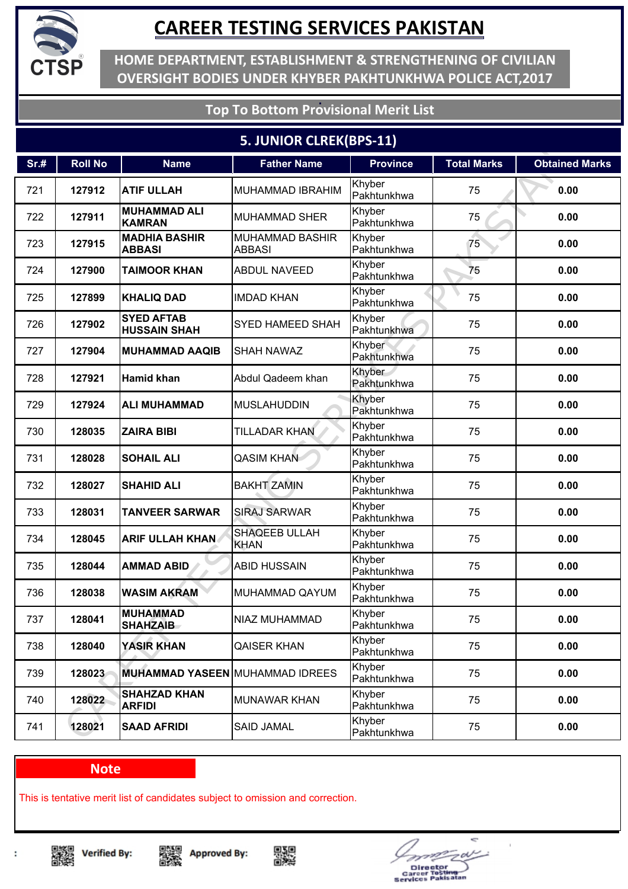# CAREER TESTING SERVICES PAKISTAN

## HOME DEPARTMENT, ESTABLISHMENT & STRENGTHENING OF CIVILIAN OVERSIGHT BODIES UNDER KHYBER PAKHTUNKHWA POLICE ACT,2017

### Top To Bottom Provisional Merit List

### 5. JUNIOR CLREK(BPS-11)

| Sr.# | Roll No | Name | Father Name | Province | Total Marks | Obtained Marks |
|---|---|---|---|---|---|---|
| 721 | 127912 | ATIF ULLAH | MUHAMMAD IBRAHIM | Khyber Pakhtunkhwa | 75 | 0.00 |
| 722 | 127911 | MUHAMMAD ALI KAMRAN | MUHAMMAD SHER | Khyber Pakhtunkhwa | 75 | 0.00 |
| 723 | 127915 | MADHIA BASHIR ABBASI | MUHAMMAD BASHIR ABBASI | Khyber Pakhtunkhwa | 75 | 0.00 |
| 724 | 127900 | TAIMOOR KHAN | ABDUL NAVEED | Khyber Pakhtunkhwa | 75 | 0.00 |
| 725 | 127899 | KHALIQ DAD | IMDAD KHAN | Khyber Pakhtunkhwa | 75 | 0.00 |
| 726 | 127902 | SYED AFTAB HUSSAIN SHAH | SYED HAMEED SHAH | Khyber Pakhtunkhwa | 75 | 0.00 |
| 727 | 127904 | MUHAMMAD AAQIB | SHAH NAWAZ | Khyber Pakhtunkhwa | 75 | 0.00 |
| 728 | 127921 | Hamid khan | Abdul Qadeem khan | Khyber Pakhtunkhwa | 75 | 0.00 |
| 729 | 127924 | ALI MUHAMMAD | MUSLAHUDDIN | Khyber Pakhtunkhwa | 75 | 0.00 |
| 730 | 128035 | ZAIRA BIBI | TILLADAR KHAN | Khyber Pakhtunkhwa | 75 | 0.00 |
| 731 | 128028 | SOHAIL ALI | QASIM KHAN | Khyber Pakhtunkhwa | 75 | 0.00 |
| 732 | 128027 | SHAHID ALI | BAKHT ZAMIN | Khyber Pakhtunkhwa | 75 | 0.00 |
| 733 | 128031 | TANVEER SARWAR | SIRAJ SARWAR | Khyber Pakhtunkhwa | 75 | 0.00 |
| 734 | 128045 | ARIF ULLAH KHAN | SHAQEEB ULLAH KHAN | Khyber Pakhtunkhwa | 75 | 0.00 |
| 735 | 128044 | AMMAD ABID | ABID HUSSAIN | Khyber Pakhtunkhwa | 75 | 0.00 |
| 736 | 128038 | WASIM AKRAM | MUHAMMAD QAYUM | Khyber Pakhtunkhwa | 75 | 0.00 |
| 737 | 128041 | MUHAMMAD SHAHZAIB | NIAZ MUHAMMAD | Khyber Pakhtunkhwa | 75 | 0.00 |
| 738 | 128040 | YASIR KHAN | QAISER KHAN | Khyber Pakhtunkhwa | 75 | 0.00 |
| 739 | 128023 | MUHAMMAD YASEEN | MUHAMMAD IDREES | Khyber Pakhtunkhwa | 75 | 0.00 |
| 740 | 128022 | SHAHZAD KHAN ARFIDI | MUNAWAR KHAN | Khyber Pakhtunkhwa | 75 | 0.00 |
| 741 | 128021 | SAAD AFRIDI | SAID JAMAL | Khyber Pakhtunkhwa | 75 | 0.00 |

**Note**

This is tentative merit list of candidates subject to omission and correction.

Verified By: Approved By:

Director
Career Testing Services Pakistan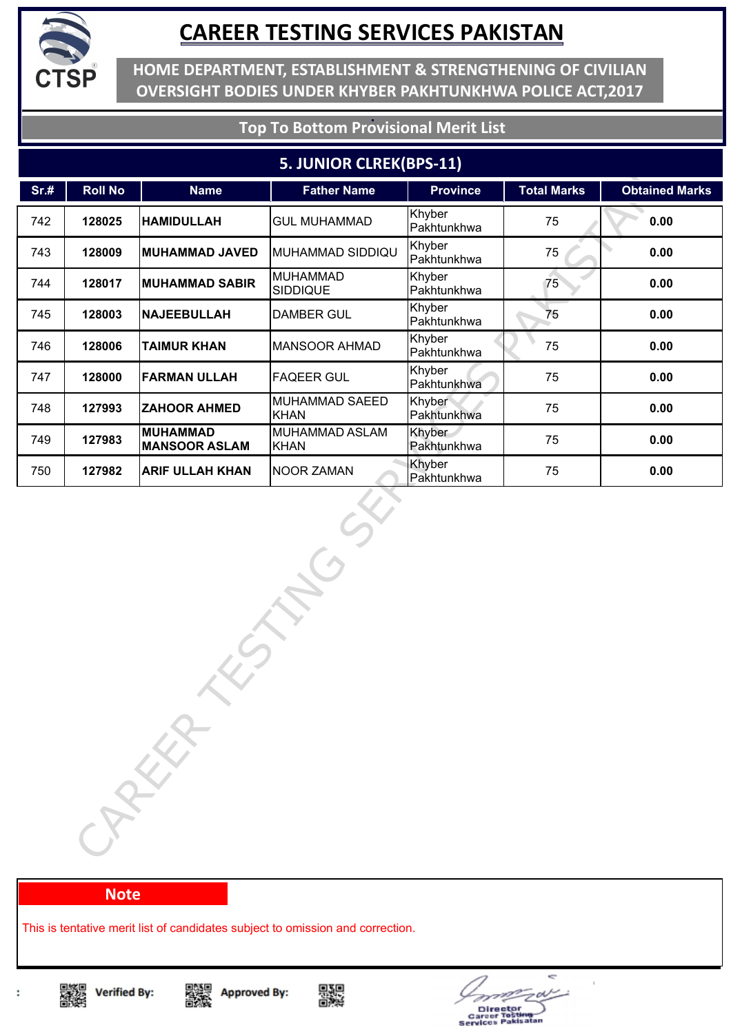# CAREER TESTING SERVICES PAKISTAN

**HOME DEPARTMENT, ESTABLISHMENT & STRENGTHENING OF CIVILIAN OVERSIGHT BODIES UNDER KHYBER PAKHTUNKHWA POLICE ACT,2017**

**Top To Bottom Provisional Merit List**

## 5. JUNIOR CLREK(BPS-11)

| Sr.# | Roll No | Name | Father Name | Province | Total Marks | Obtained Marks |
|---|---|---|---|---|---|---|
| 742 | **128025** | **HAMIDULLAH** | GUL MUHAMMAD | Khyber Pakhtunkhwa | 75 | **0.00** |
| 743 | **128009** | **MUHAMMAD JAVED** | MUHAMMAD SIDDIQU | Khyber Pakhtunkhwa | 75 | **0.00** |
| 744 | **128017** | **MUHAMMAD SABIR** | MUHAMMAD SIDDIQUE | Khyber Pakhtunkhwa | 75 | **0.00** |
| 745 | **128003** | **NAJEEBULLAH** | DAMBER GUL | Khyber Pakhtunkhwa | 75 | **0.00** |
| 746 | **128006** | **TAIMUR KHAN** | MANSOOR AHMAD | Khyber Pakhtunkhwa | 75 | **0.00** |
| 747 | **128000** | **FARMAN ULLAH** | FAQEER GUL | Khyber Pakhtunkhwa | 75 | **0.00** |
| 748 | **127993** | **ZAHOOR AHMED** | MUHAMMAD SAEED KHAN | Khyber Pakhtunkhwa | 75 | **0.00** |
| 749 | **127983** | **MUHAMMAD MANSOOR ASLAM** | MUHAMMAD ASLAM KHAN | Khyber Pakhtunkhwa | 75 | **0.00** |
| 750 | **127982** | **ARIF ULLAH KHAN** | NOOR ZAMAN | Khyber Pakhtunkhwa | 75 | **0.00** |

**Note**

This is tentative merit list of candidates subject to omission and correction.

**Verified By:** **Approved By:**

Director
Career Testing Services Pakistan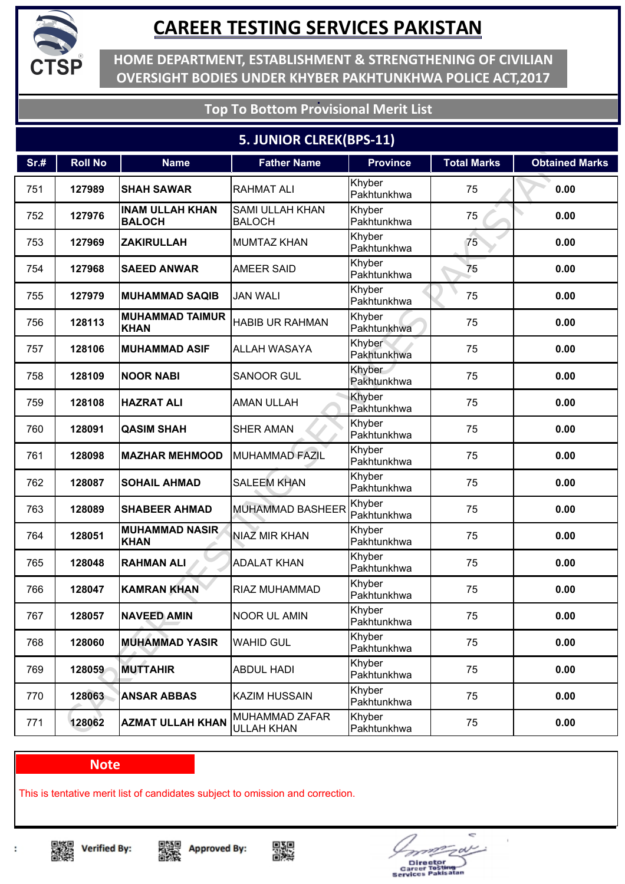# CAREER TESTING SERVICES PAKISTAN

## HOME DEPARTMENT, ESTABLISHMENT & STRENGTHENING OF CIVILIAN OVERSIGHT BODIES UNDER KHYBER PAKHTUNKHWA POLICE ACT,2017

### Top To Bottom Provisional Merit List

### 5. JUNIOR CLREK(BPS-11)

| Sr.# | Roll No | Name | Father Name | Province | Total Marks | Obtained Marks |
|---|---|---|---|---|---|---|
| 751 | 127989 | SHAH SAWAR | RAHMAT ALI | Khyber Pakhtunkhwa | 75 | 0.00 |
| 752 | 127976 | INAM ULLAH KHAN BALOCH | SAMI ULLAH KHAN BALOCH | Khyber Pakhtunkhwa | 75 | 0.00 |
| 753 | 127969 | ZAKIRULLAH | MUMTAZ KHAN | Khyber Pakhtunkhwa | 75 | 0.00 |
| 754 | 127968 | SAEED ANWAR | AMEER SAID | Khyber Pakhtunkhwa | 75 | 0.00 |
| 755 | 127979 | MUHAMMAD SAQIB | JAN WALI | Khyber Pakhtunkhwa | 75 | 0.00 |
| 756 | 128113 | MUHAMMAD TAIMUR KHAN | HABIB UR RAHMAN | Khyber Pakhtunkhwa | 75 | 0.00 |
| 757 | 128106 | MUHAMMAD ASIF | ALLAH WASAYA | Khyber Pakhtunkhwa | 75 | 0.00 |
| 758 | 128109 | NOOR NABI | SANOOR GUL | Khyber Pakhtunkhwa | 75 | 0.00 |
| 759 | 128108 | HAZRAT ALI | AMAN ULLAH | Khyber Pakhtunkhwa | 75 | 0.00 |
| 760 | 128091 | QASIM SHAH | SHER AMAN | Khyber Pakhtunkhwa | 75 | 0.00 |
| 761 | 128098 | MAZHAR MEHMOOD | MUHAMMAD FAZIL | Khyber Pakhtunkhwa | 75 | 0.00 |
| 762 | 128087 | SOHAIL AHMAD | SALEEM KHAN | Khyber Pakhtunkhwa | 75 | 0.00 |
| 763 | 128089 | SHABEER AHMAD | MUHAMMAD BASHEER | Khyber Pakhtunkhwa | 75 | 0.00 |
| 764 | 128051 | MUHAMMAD NASIR KHAN | NIAZ MIR KHAN | Khyber Pakhtunkhwa | 75 | 0.00 |
| 765 | 128048 | RAHMAN ALI | ADALAT KHAN | Khyber Pakhtunkhwa | 75 | 0.00 |
| 766 | 128047 | KAMRAN KHAN | RIAZ MUHAMMAD | Khyber Pakhtunkhwa | 75 | 0.00 |
| 767 | 128057 | NAVEED AMIN | NOOR UL AMIN | Khyber Pakhtunkhwa | 75 | 0.00 |
| 768 | 128060 | MUHAMMAD YASIR | WAHID GUL | Khyber Pakhtunkhwa | 75 | 0.00 |
| 769 | 128059 | MUTTAHIR | ABDUL HADI | Khyber Pakhtunkhwa | 75 | 0.00 |
| 770 | 128063 | ANSAR ABBAS | KAZIM HUSSAIN | Khyber Pakhtunkhwa | 75 | 0.00 |
| 771 | 128062 | AZMAT ULLAH KHAN | MUHAMMAD ZAFAR ULLAH KHAN | Khyber Pakhtunkhwa | 75 | 0.00 |

**Note**

This is tentative merit list of candidates subject to omission and correction.

Verified By: Approved By:

Director Career Testing Services Pakistan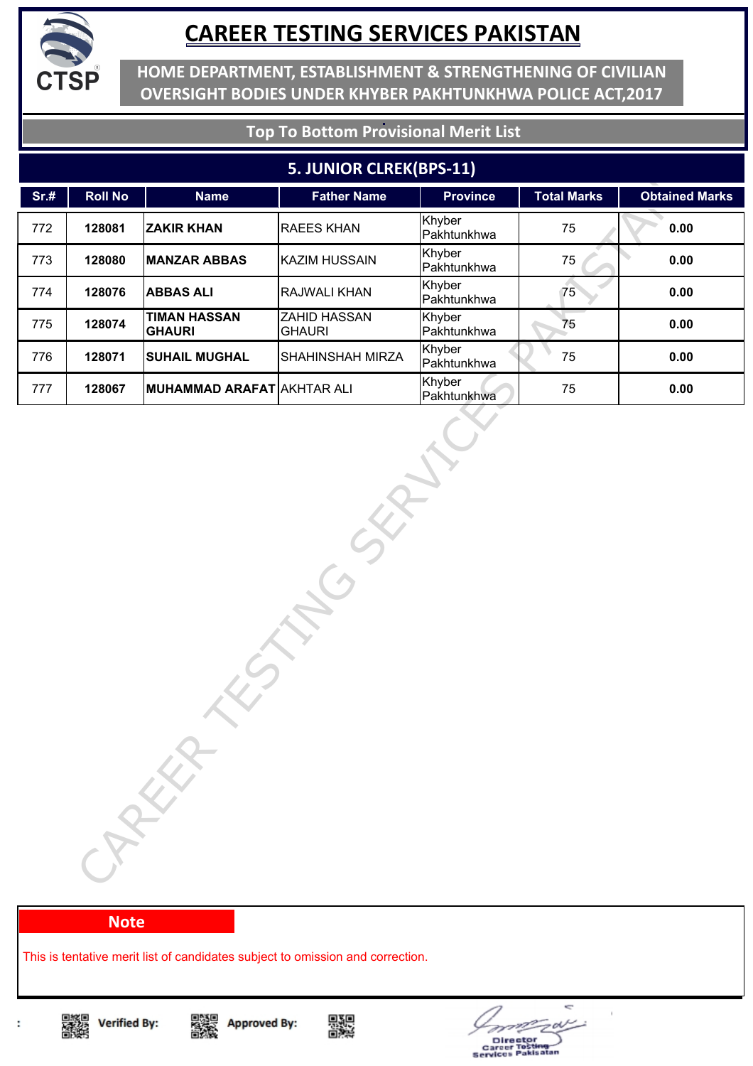# CAREER TESTING SERVICES PAKISTAN

## HOME DEPARTMENT, ESTABLISHMENT & STRENGTHENING OF CIVILIAN OVERSIGHT BODIES UNDER KHYBER PAKHTUNKHWA POLICE ACT,2017

### Top To Bottom Provisional Merit List

### 5. JUNIOR CLREK(BPS-11)

| Sr.# | Roll No | Name | Father Name | Province | Total Marks | Obtained Marks |
|---|---|---|---|---|---|---|
| 772 | 128081 | **ZAKIR KHAN** | RAEES KHAN | Khyber Pakhtunkhwa | 75 | **0.00** |
| 773 | 128080 | **MANZAR ABBAS** | KAZIM HUSSAIN | Khyber Pakhtunkhwa | 75 | **0.00** |
| 774 | 128076 | **ABBAS ALI** | RAJWALI KHAN | Khyber Pakhtunkhwa | 75 | **0.00** |
| 775 | 128074 | **TIMAN HASSAN GHAURI** | ZAHID HASSAN GHAURI | Khyber Pakhtunkhwa | 75 | **0.00** |
| 776 | 128071 | **SUHAIL MUGHAL** | SHAHINSHAH MIRZA | Khyber Pakhtunkhwa | 75 | **0.00** |
| 777 | 128067 | **MUHAMMAD ARAFAT** | AKHTAR ALI | Khyber Pakhtunkhwa | 75 | **0.00** |

**Note**

This is tentative merit list of candidates subject to omission and correction.

Verified By: Approved By:

Director
Career Testing
Services Pakistan